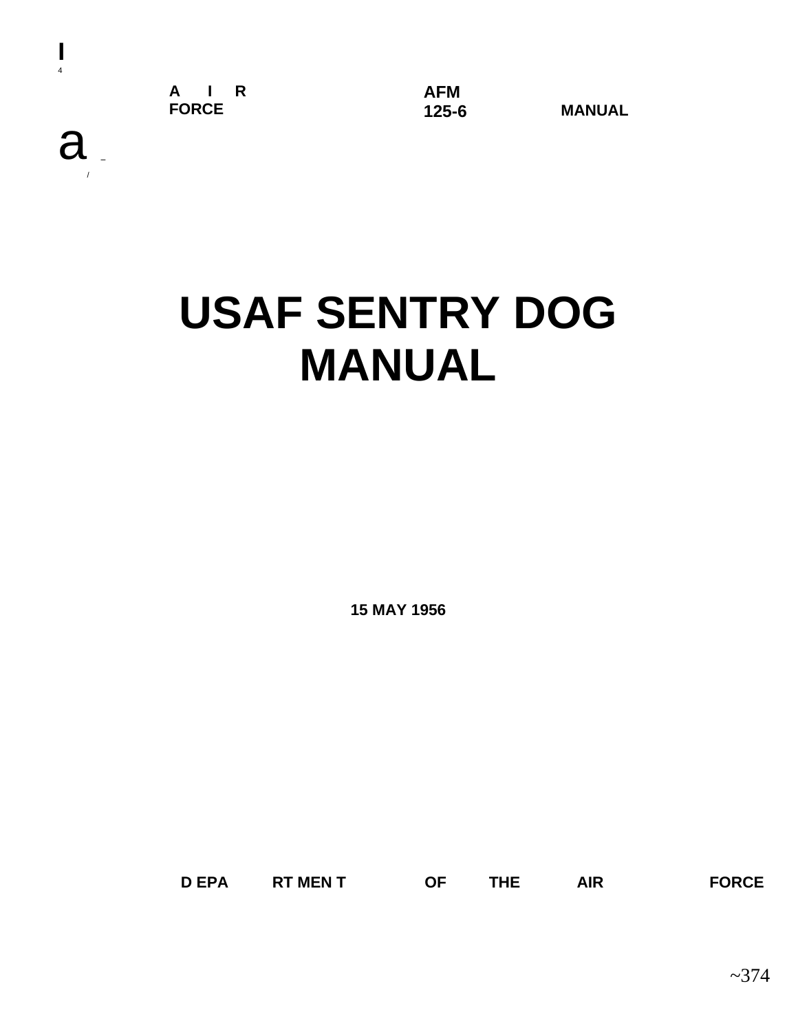AIR FORCE

AFM 125-6 MANUAL

# USAF SENTRY DOG MANUAL

15 MAY 1956

DEPARTMENT OF THE AIR FORCE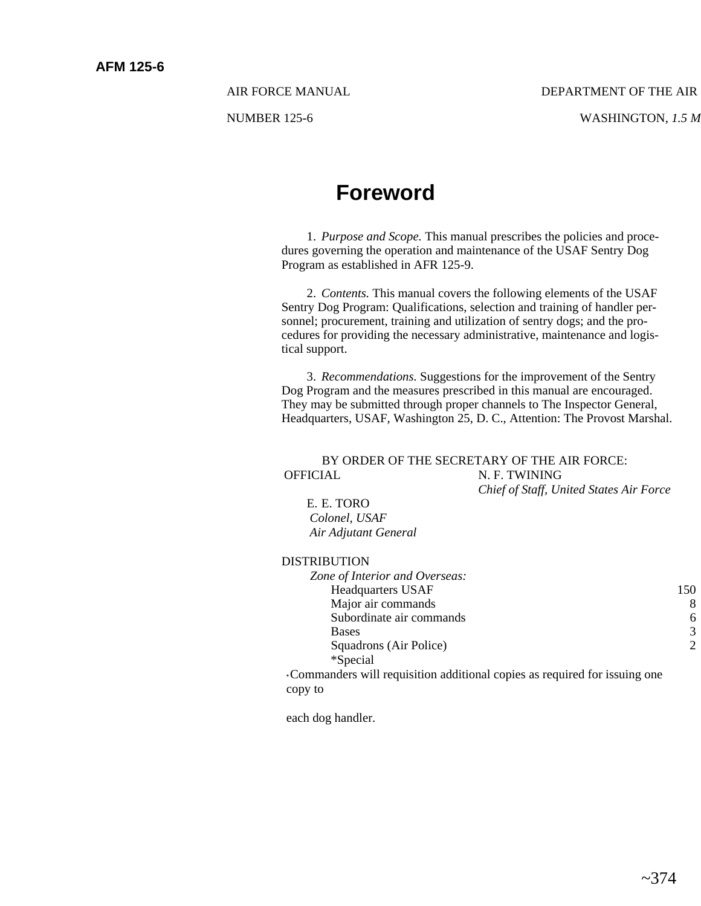AFM 125-6

AIR FORCE MANUAL DEPARTMENT OF THE AIR

NUMBER 125-6 WASHINGTON, *1.5 M*

# Foreword

1. *Purpose and Scope.* This manual prescribes the policies and procedures governing the operation and maintenance of the USAF Sentry Dog Program as established in AFR 125-9.

2. *Contents.* This manual covers the following elements of the USAF Sentry Dog Program: Qualifications, selection and training of handler personnel; procurement, training and utilization of sentry dogs; and the procedures for providing the necessary administrative, maintenance and logistical support.

3. *Recommendations.* Suggestions for the improvement of the Sentry Dog Program and the measures prescribed in this manual are encouraged. They may be submitted through proper channels to The Inspector General, Headquarters, USAF, Washington 25, D. C., Attention: The Provost Marshal.

BY ORDER OF THE SECRETARY OF THE AIR FORCE:

OFFICIAL

N. F. TWINING
*Chief of Staff, United States Air Force*

E. E. TORO
*Colonel, USAF*
*Air Adjutant General*

DISTRIBUTION

*Zone of Interior and Overseas:*

| | |
|---|---|
| Headquarters USAF | 150 |
| Major air commands | 8 |
| Subordinate air commands | 6 |
| Bases | 3 |
| Squadrons (Air Police) | 2 |
| *Special | |

*Commanders will requisition additional copies as required for issuing one copy to

each dog handler.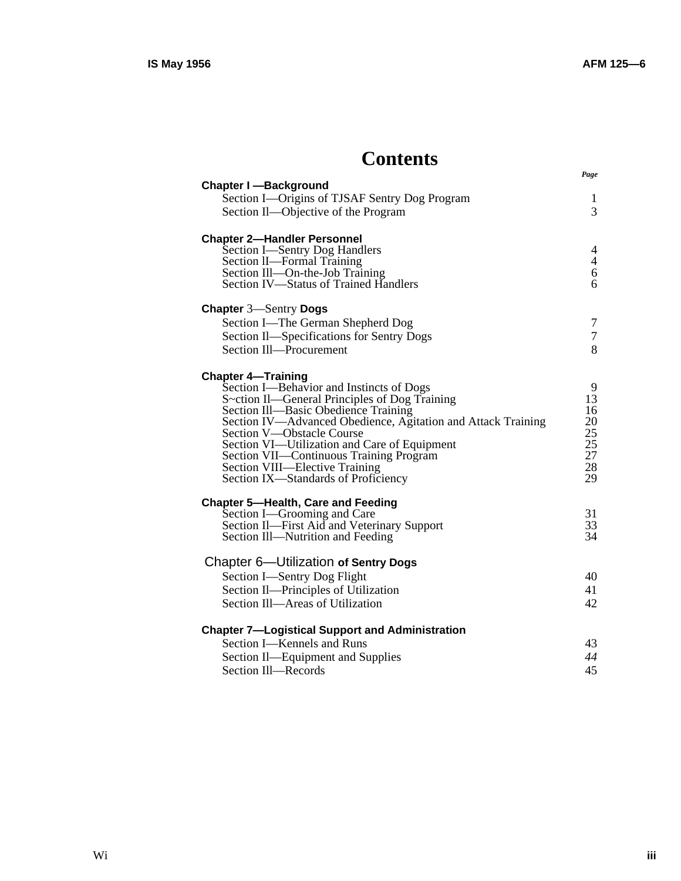# Contents

| | Page |
|---|---|
| **Chapter I —Background** | |
| Section I—Origins of TJSAF Sentry Dog Program | 1 |
| Section Il—Objective of the Program | 3 |
| **Chapter 2—Handler Personnel** | |
| Section I—Sentry Dog Handlers | 4 |
| Section lI—Formal Training | 4 |
| Section Ill—On-the-Job Training | 6 |
| Section IV—Status of Trained Handlers | 6 |
| **Chapter 3—Sentry Dogs** | |
| Section I—The German Shepherd Dog | 7 |
| Section Il—Specifications for Sentry Dogs | 7 |
| Section Ill—Procurement | 8 |
| **Chapter 4—Training** | |
| Section I—Behavior and Instincts of Dogs | 9 |
| S~ction Il—General Principles of Dog Training | 13 |
| Section Ill—Basic Obedience Training | 16 |
| Section IV—Advanced Obedience, Agitation and Attack Training | 20 |
| Section V—Obstacle Course | 25 |
| Section VI—Utilization and Care of Equipment | 25 |
| Section VII—Continuous Training Program | 27 |
| Section VIII—Elective Training | 28 |
| Section IX—Standards of Proficiency | 29 |
| **Chapter 5—Health, Care and Feeding** | |
| Section I—Grooming and Care | 31 |
| Section Il—First Aid and Veterinary Support | 33 |
| Section Ill—Nutrition and Feeding | 34 |
| **Chapter 6—Utilization of Sentry Dogs** | |
| Section I—Sentry Dog Flight | 40 |
| Section Il—Principles of Utilization | 41 |
| Section Ill—Areas of Utilization | 42 |
| **Chapter 7—Logistical Support and Administration** | |
| Section I—Kennels and Runs | 43 |
| Section Il—Equipment and Supplies | 44 |
| Section Ill—Records | 45 |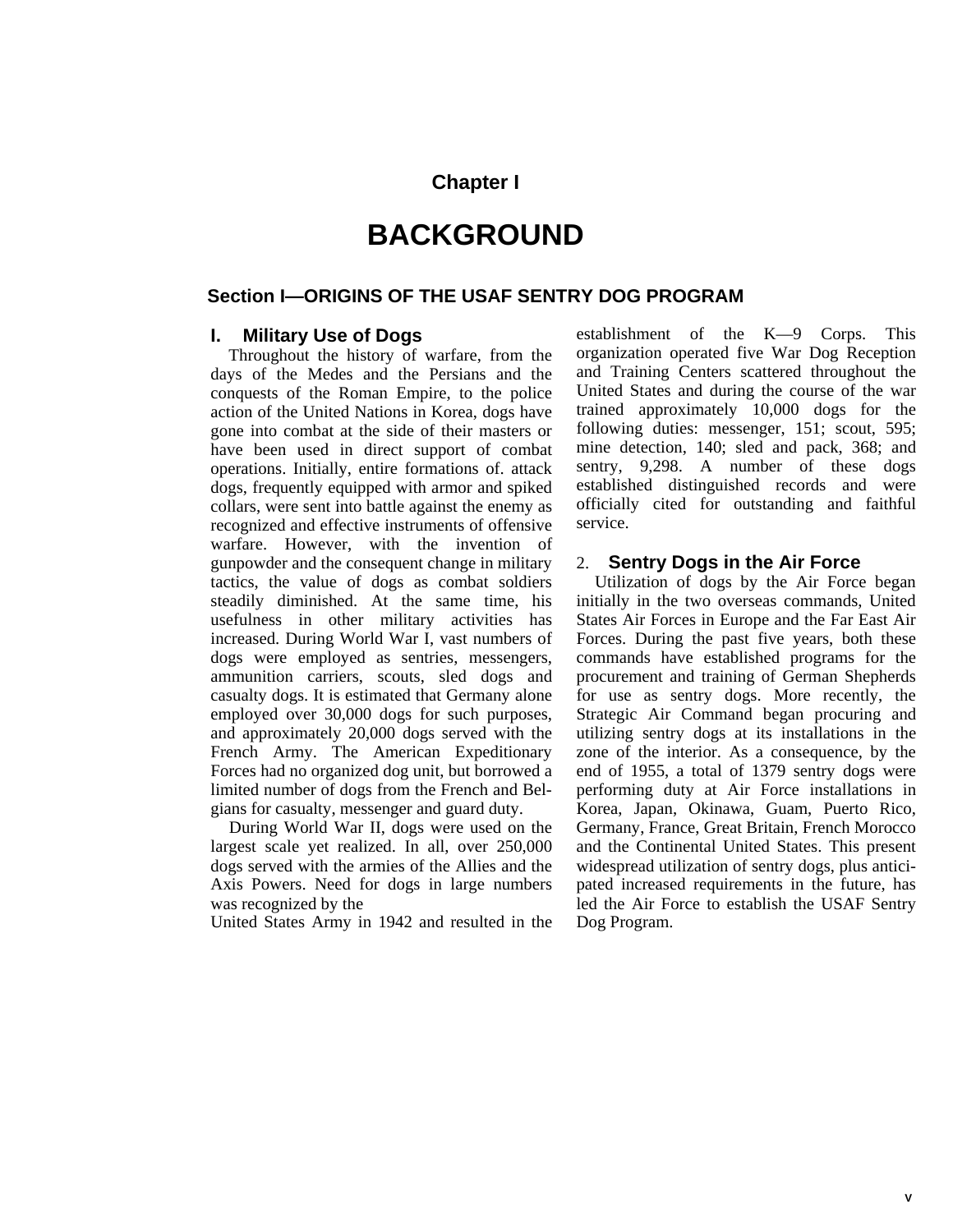# Chapter I

# BACKGROUND

## Section I—ORIGINS OF THE USAF SENTRY DOG PROGRAM

### I. Military Use of Dogs

Throughout the history of warfare, from the days of the Medes and the Persians and the conquests of the Roman Empire, to the police action of the United Nations in Korea, dogs have gone into combat at the side of their masters or have been used in direct support of combat operations. Initially, entire formations of. attack dogs, frequently equipped with armor and spiked collars, were sent into battle against the enemy as recognized and effective instruments of offensive warfare. However, with the invention of gunpowder and the consequent change in military tactics, the value of dogs as combat soldiers steadily diminished. At the same time, his usefulness in other military activities has increased. During World War I, vast numbers of dogs were employed as sentries, messengers, ammunition carriers, scouts, sled dogs and casualty dogs. It is estimated that Germany alone employed over 30,000 dogs for such purposes, and approximately 20,000 dogs served with the French Army. The American Expeditionary Forces had no organized dog unit, but borrowed a limited number of dogs from the French and Belgians for casualty, messenger and guard duty.

During World War II, dogs were used on the largest scale yet realized. In all, over 250,000 dogs served with the armies of the Allies and the Axis Powers. Need for dogs in large numbers was recognized by the United States Army in 1942 and resulted in the establishment of the K—9 Corps. This organization operated five War Dog Reception and Training Centers scattered throughout the United States and during the course of the war trained approximately 10,000 dogs for the following duties: messenger, 151; scout, 595; mine detection, 140; sled and pack, 368; and sentry, 9,298. A number of these dogs established distinguished records and were officially cited for outstanding and faithful service.

### 2. Sentry Dogs in the Air Force

Utilization of dogs by the Air Force began initially in the two overseas commands, United States Air Forces in Europe and the Far East Air Forces. During the past five years, both these commands have established programs for the procurement and training of German Shepherds for use as sentry dogs. More recently, the Strategic Air Command began procuring and utilizing sentry dogs at its installations in the zone of the interior. As a consequence, by the end of 1955, a total of 1379 sentry dogs were performing duty at Air Force installations in Korea, Japan, Okinawa, Guam, Puerto Rico, Germany, France, Great Britain, French Morocco and the Continental United States. This present widespread utilization of sentry dogs, plus anticipated increased requirements in the future, has led the Air Force to establish the USAF Sentry Dog Program.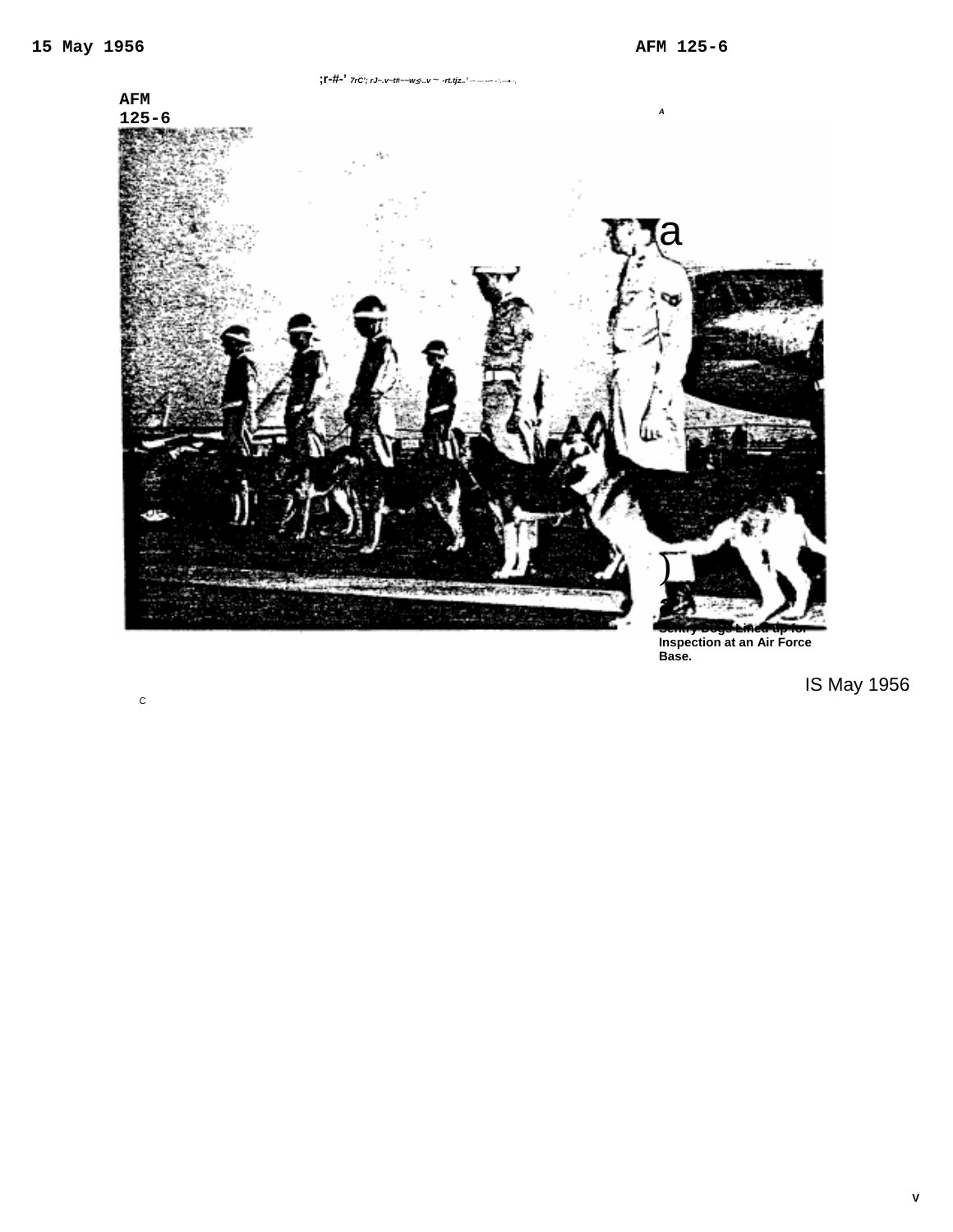Sentry Dogs Lined up for Inspection at an Air Force Base.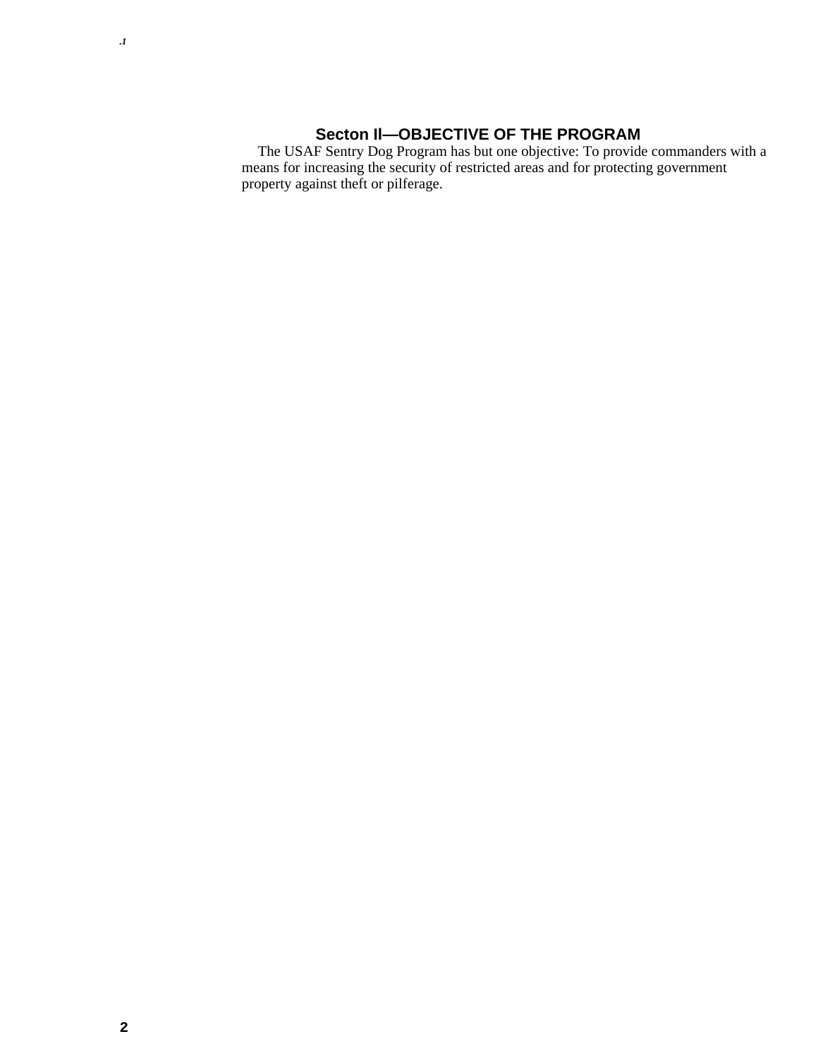## Secton II—OBJECTIVE OF THE PROGRAM

The USAF Sentry Dog Program has but one objective: To provide commanders with a means for increasing the security of restricted areas and for protecting government property against theft or pilferage.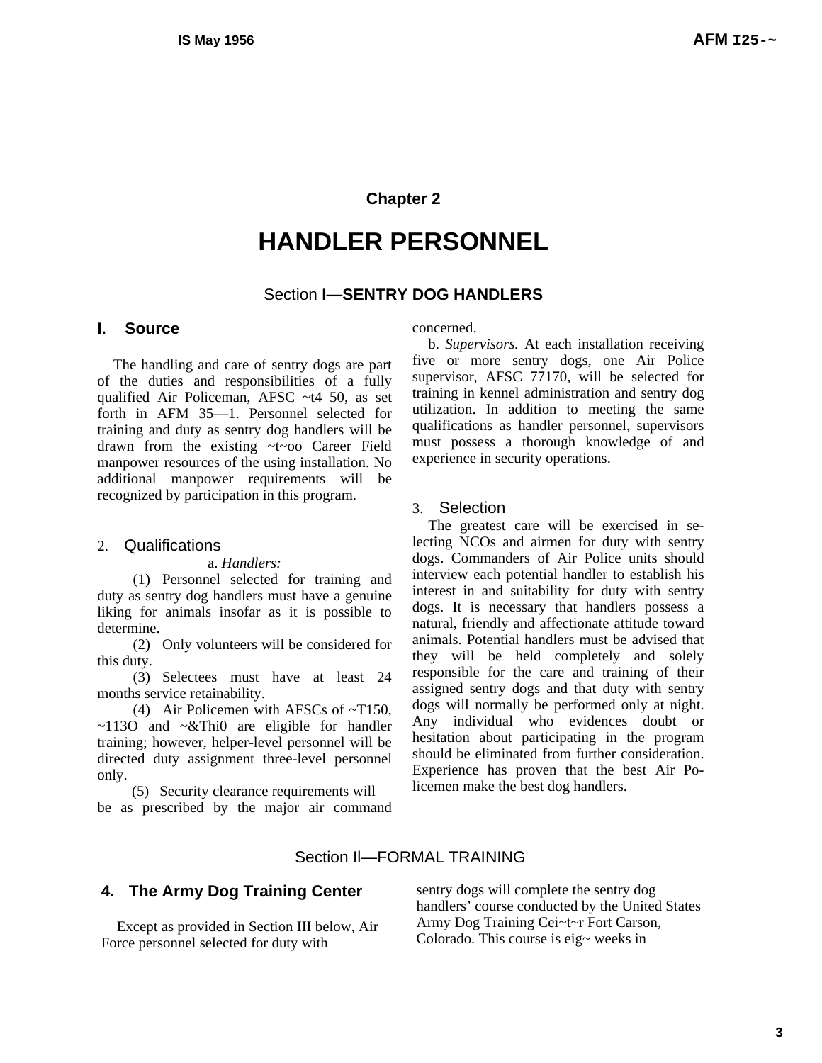# Chapter 2

# HANDLER PERSONNEL

## Section I—SENTRY DOG HANDLERS

### I. Source

The handling and care of sentry dogs are part of the duties and responsibilities of a fully qualified Air Policeman, AFSC ~t4 50, as set forth in AFM 35—1. Personnel selected for training and duty as sentry dog handlers will be drawn from the existing ~t~oo Career Field manpower resources of the using installation. No additional manpower requirements will be recognized by participation in this program.

### 2. Qualifications

a. *Handlers:*

(1) Personnel selected for training and duty as sentry dog handlers must have a genuine liking for animals insofar as it is possible to determine.

(2) Only volunteers will be considered for this duty.

(3) Selectees must have at least 24 months service retainability.

(4) Air Policemen with AFSCs of ~T150, ~113O and ~&Thi0 are eligible for handler training; however, helper-level personnel will be directed duty assignment three-level personnel only.

(5) Security clearance requirements will be as prescribed by the major air command concerned.

b. *Supervisors.* At each installation receiving five or more sentry dogs, one Air Police supervisor, AFSC 77170, will be selected for training in kennel administration and sentry dog utilization. In addition to meeting the same qualifications as handler personnel, supervisors must possess a thorough knowledge of and experience in security operations.

### 3. Selection

The greatest care will be exercised in selecting NCOs and airmen for duty with sentry dogs. Commanders of Air Police units should interview each potential handler to establish his interest in and suitability for duty with sentry dogs. It is necessary that handlers possess a natural, friendly and affectionate attitude toward animals. Potential handlers must be advised that they will be held completely and solely responsible for the care and training of their assigned sentry dogs and that duty with sentry dogs will normally be performed only at night. Any individual who evidences doubt or hesitation about participating in the program should be eliminated from further consideration. Experience has proven that the best Air Policemen make the best dog handlers.

## Section II—FORMAL TRAINING

### 4. The Army Dog Training Center

Except as provided in Section III below, Air Force personnel selected for duty with sentry dogs will complete the sentry dog handlers' course conducted by the United States Army Dog Training Cei~t~r Fort Carson, Colorado. This course is eig~ weeks in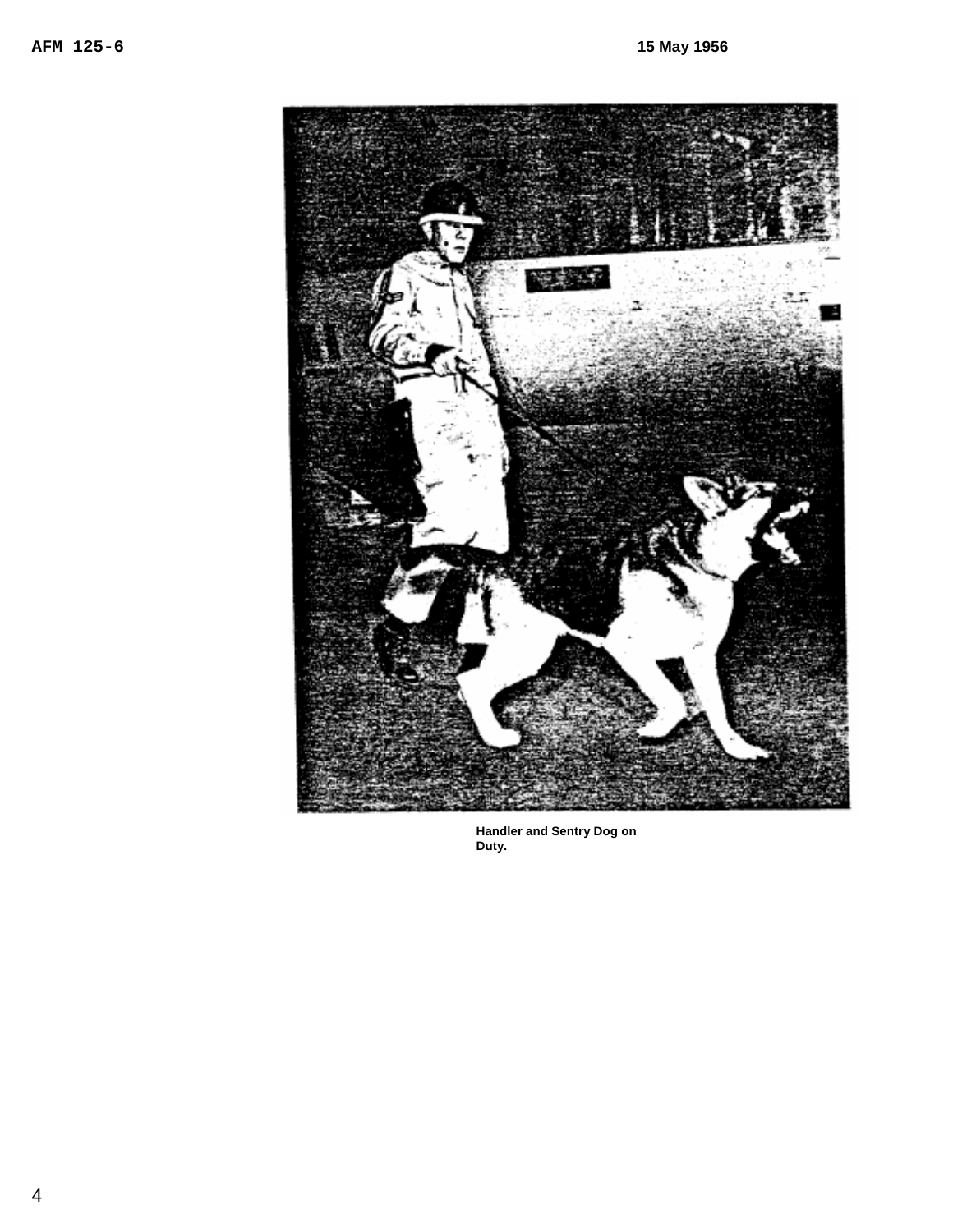Handler and Sentry Dog on Duty.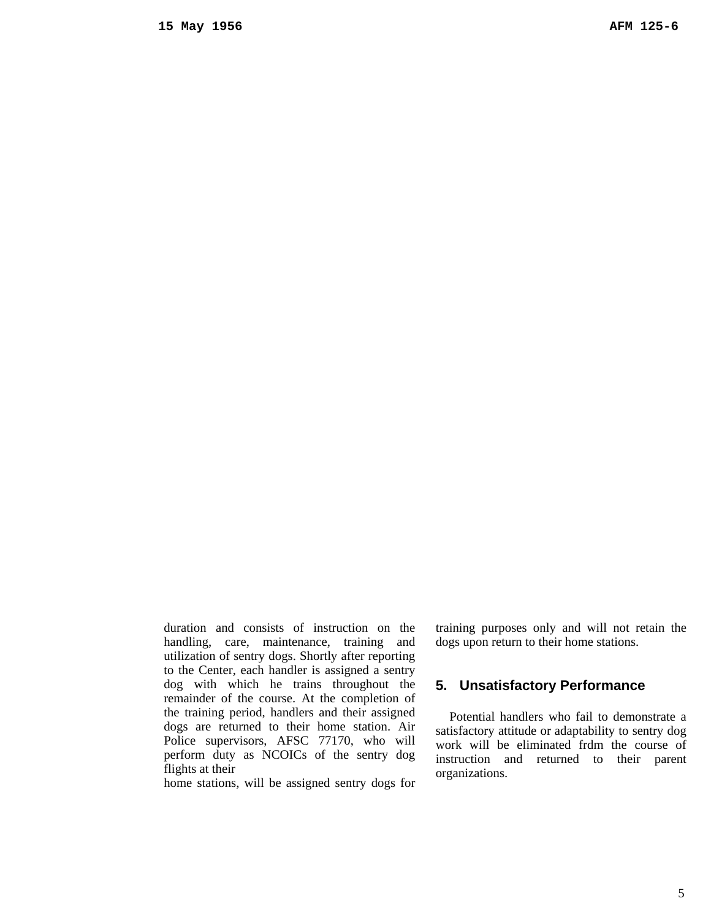duration and consists of instruction on the handling, care, maintenance, training and utilization of sentry dogs. Shortly after reporting to the Center, each handler is assigned a sentry dog with which he trains throughout the remainder of the course. At the completion of the training period, handlers and their assigned dogs are returned to their home station. Air Police supervisors, AFSC 77170, who will perform duty as NCOICs of the sentry dog flights at their home stations, will be assigned sentry dogs for training purposes only and will not retain the dogs upon return to their home stations.

## 5. Unsatisfactory Performance

Potential handlers who fail to demonstrate a satisfactory attitude or adaptability to sentry dog work will be eliminated frdm the course of instruction and returned to their parent organizations.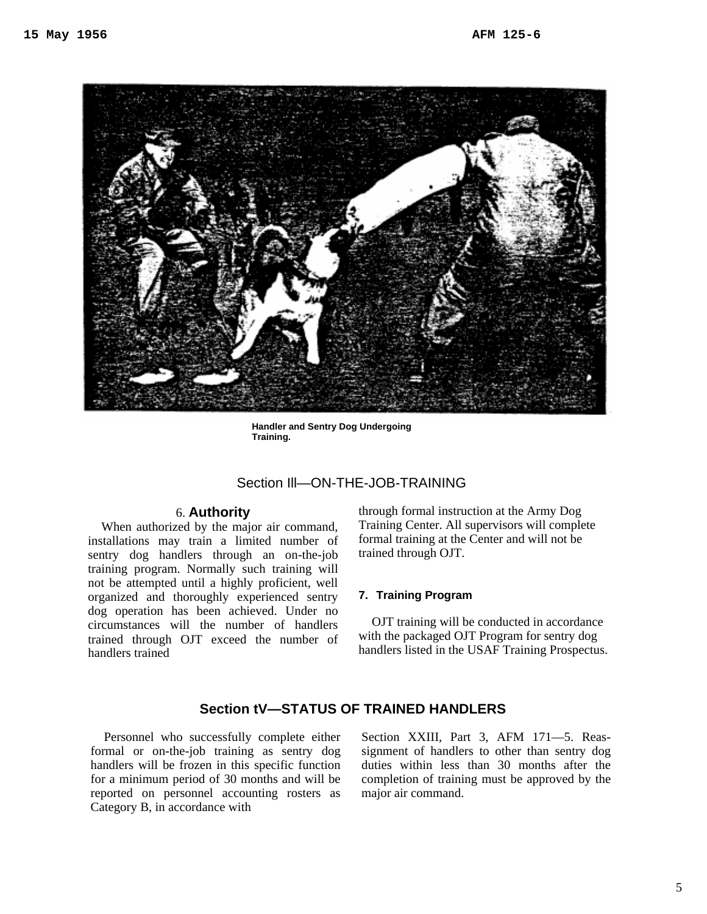Handler and Sentry Dog Undergoing Training.

## Section Ill—ON-THE-JOB-TRAINING

### 6. Authority

When authorized by the major air command, installations may train a limited number of sentry dog handlers through an on-the-job training program. Normally such training will not be attempted until a highly proficient, well organized and thoroughly experienced sentry dog operation has been achieved. Under no circumstances will the number of handlers trained through OJT exceed the number of handlers trained through formal instruction at the Army Dog Training Center. All supervisors will complete formal training at the Center and will not be trained through OJT.

### 7. Training Program

OJT training will be conducted in accordance with the packaged OJT Program for sentry dog handlers listed in the USAF Training Prospectus.

## Section tV—STATUS OF TRAINED HANDLERS

Personnel who successfully complete either formal or on-the-job training as sentry dog handlers will be frozen in this specific function for a minimum period of 30 months and will be reported on personnel accounting rosters as Category B, in accordance with Section XXIII, Part 3, AFM 171—5. Reassignment of handlers to other than sentry dog duties within less than 30 months after the completion of training must be approved by the major air command.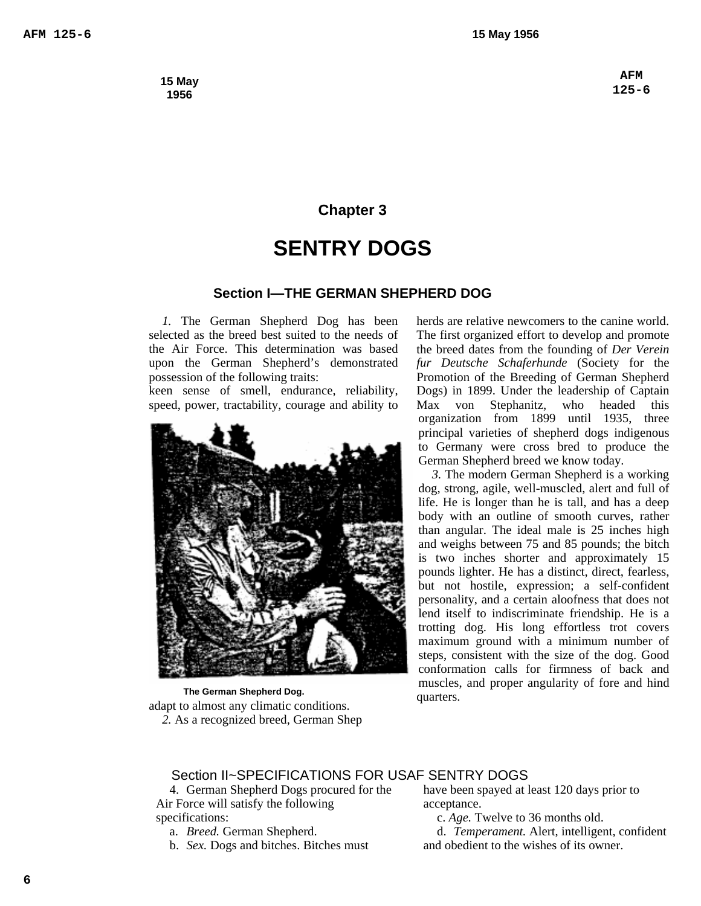# Chapter 3

# SENTRY DOGS

## Section I—THE GERMAN SHEPHERD DOG

*1.* The German Shepherd Dog has been selected as the breed best suited to the needs of the Air Force. This determination was based upon the German Shepherd's demonstrated possession of the following traits: keen sense of smell, endurance, reliability, speed, power, tractability, courage and ability to adapt to almost any climatic conditions.

The German Shepherd Dog.

*2.* As a recognized breed, German Shepherds are relative newcomers to the canine world. The first organized effort to develop and promote the breed dates from the founding of *Der Verein fur Deutsche Schaferhunde* (Society for the Promotion of the Breeding of German Shepherd Dogs) in 1899. Under the leadership of Captain Max von Stephanitz, who headed this organization from 1899 until 1935, three principal varieties of shepherd dogs indigenous to Germany were cross bred to produce the German Shepherd breed we know today.

*3.* The modern German Shepherd is a working dog, strong, agile, well-muscled, alert and full of life. He is longer than he is tall, and has a deep body with an outline of smooth curves, rather than angular. The ideal male is 25 inches high and weighs between 75 and 85 pounds; the bitch is two inches shorter and approximately 15 pounds lighter. He has a distinct, direct, fearless, but not hostile, expression; a self-confident personality, and a certain aloofness that does not lend itself to indiscriminate friendship. He is a trotting dog. His long effortless trot covers maximum ground with a minimum number of steps, consistent with the size of the dog. Good conformation calls for firmness of back and muscles, and proper angularity of fore and hind quarters.

## Section II~SPECIFICATIONS FOR USAF SENTRY DOGS

4. German Shepherd Dogs procured for the Air Force will satisfy the following specifications:

a. *Breed.* German Shepherd.

b. *Sex.* Dogs and bitches. Bitches must have been spayed at least 120 days prior to acceptance.

c. *Age.* Twelve to 36 months old.

d. *Temperament.* Alert, intelligent, confident and obedient to the wishes of its owner.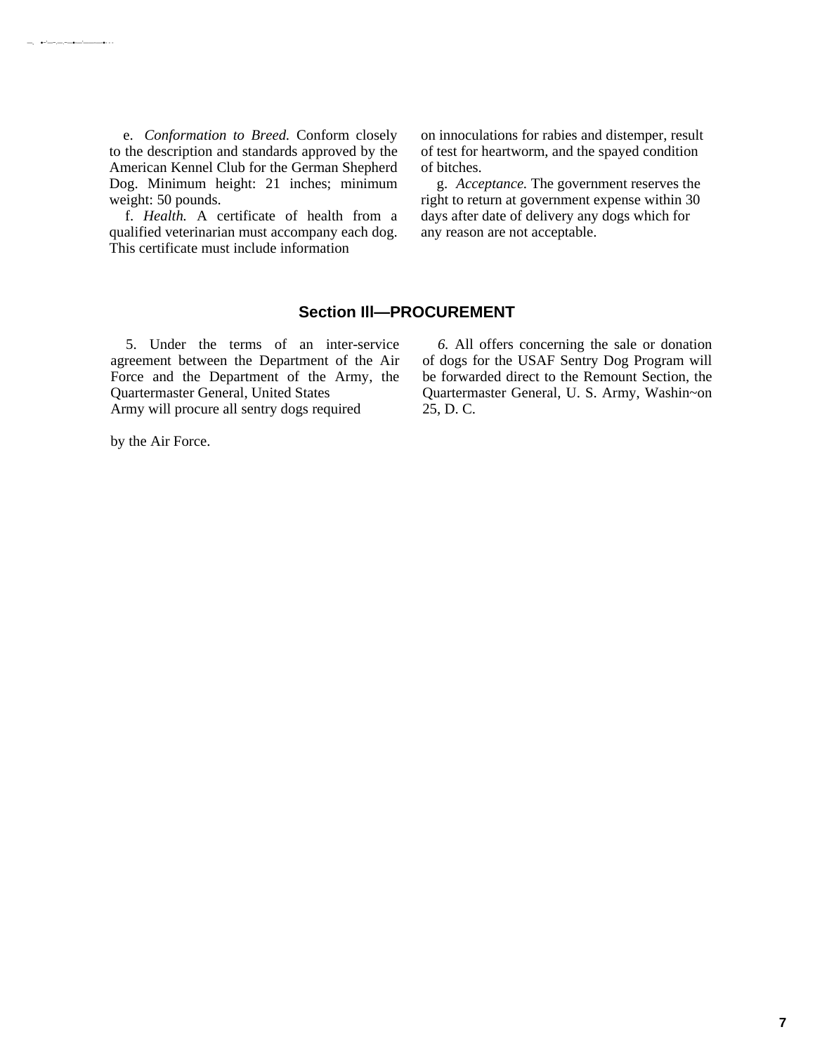e. *Conformation to Breed.* Conform closely to the description and standards approved by the American Kennel Club for the German Shepherd Dog. Minimum height: 21 inches; minimum weight: 50 pounds.

f. *Health.* A certificate of health from a qualified veterinarian must accompany each dog. This certificate must include information on innoculations for rabies and distemper, result of test for heartworm, and the spayed condition of bitches.

g. *Acceptance.* The government reserves the right to return at government expense within 30 days after date of delivery any dogs which for any reason are not acceptable.

## Section Ill—PROCUREMENT

5. Under the terms of an inter-service agreement between the Department of the Air Force and the Department of the Army, the Quartermaster General, United States Army will procure all sentry dogs required by the Air Force.

6. All offers concerning the sale or donation of dogs for the USAF Sentry Dog Program will be forwarded direct to the Remount Section, the Quartermaster General, U. S. Army, Washin~on 25, D. C.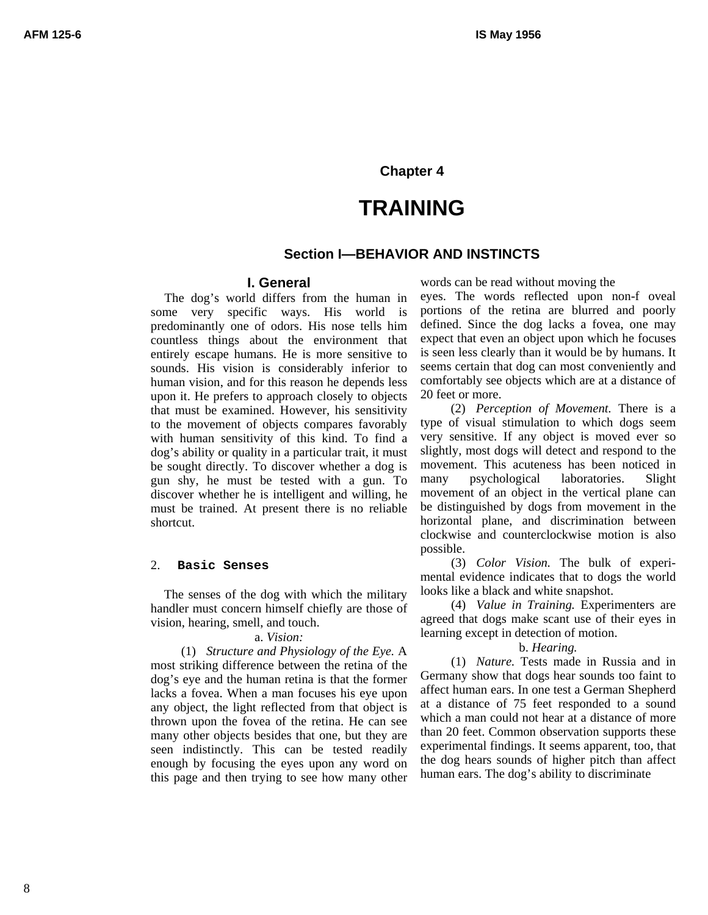# Chapter 4

# TRAINING

## Section I—BEHAVIOR AND INSTINCTS

### I. General

The dog's world differs from the human in some very specific ways. His world is predominantly one of odors. His nose tells him countless things about the environment that entirely escape humans. He is more sensitive to sounds. His vision is considerably inferior to human vision, and for this reason he depends less upon it. He prefers to approach closely to objects that must be examined. However, his sensitivity to the movement of objects compares favorably with human sensitivity of this kind. To find a dog's ability or quality in a particular trait, it must be sought directly. To discover whether a dog is gun shy, he must be tested with a gun. To discover whether he is intelligent and willing, he must be trained. At present there is no reliable shortcut.

### 2. Basic Senses

The senses of the dog with which the military handler must concern himself chiefly are those of vision, hearing, smell, and touch.

a. *Vision:*

(1) *Structure and Physiology of the Eye.* A most striking difference between the retina of the dog's eye and the human retina is that the former lacks a fovea. When a man focuses his eye upon any object, the light reflected from that object is thrown upon the fovea of the retina. He can see many other objects besides that one, but they are seen indistinctly. This can be tested readily enough by focusing the eyes upon any word on this page and then trying to see how many other words can be read without moving the eyes. The words reflected upon non-f oveal portions of the retina are blurred and poorly defined. Since the dog lacks a fovea, one may expect that even an object upon which he focuses is seen less clearly than it would be by humans. It seems certain that dog can most conveniently and comfortably see objects which are at a distance of 20 feet or more.

(2) *Perception of Movement.* There is a type of visual stimulation to which dogs seem very sensitive. If any object is moved ever so slightly, most dogs will detect and respond to the movement. This acuteness has been noticed in many psychological laboratories. Slight movement of an object in the vertical plane can be distinguished by dogs from movement in the horizontal plane, and discrimination between clockwise and counterclockwise motion is also possible.

(3) *Color Vision.* The bulk of experimental evidence indicates that to dogs the world looks like a black and white snapshot.

(4) *Value in Training.* Experimenters are agreed that dogs make scant use of their eyes in learning except in detection of motion.

b. *Hearing.*

(1) *Nature.* Tests made in Russia and in Germany show that dogs hear sounds too faint to affect human ears. In one test a German Shepherd at a distance of 75 feet responded to a sound which a man could not hear at a distance of more than 20 feet. Common observation supports these experimental findings. It seems apparent, too, that the dog hears sounds of higher pitch than affect human ears. The dog's ability to discriminate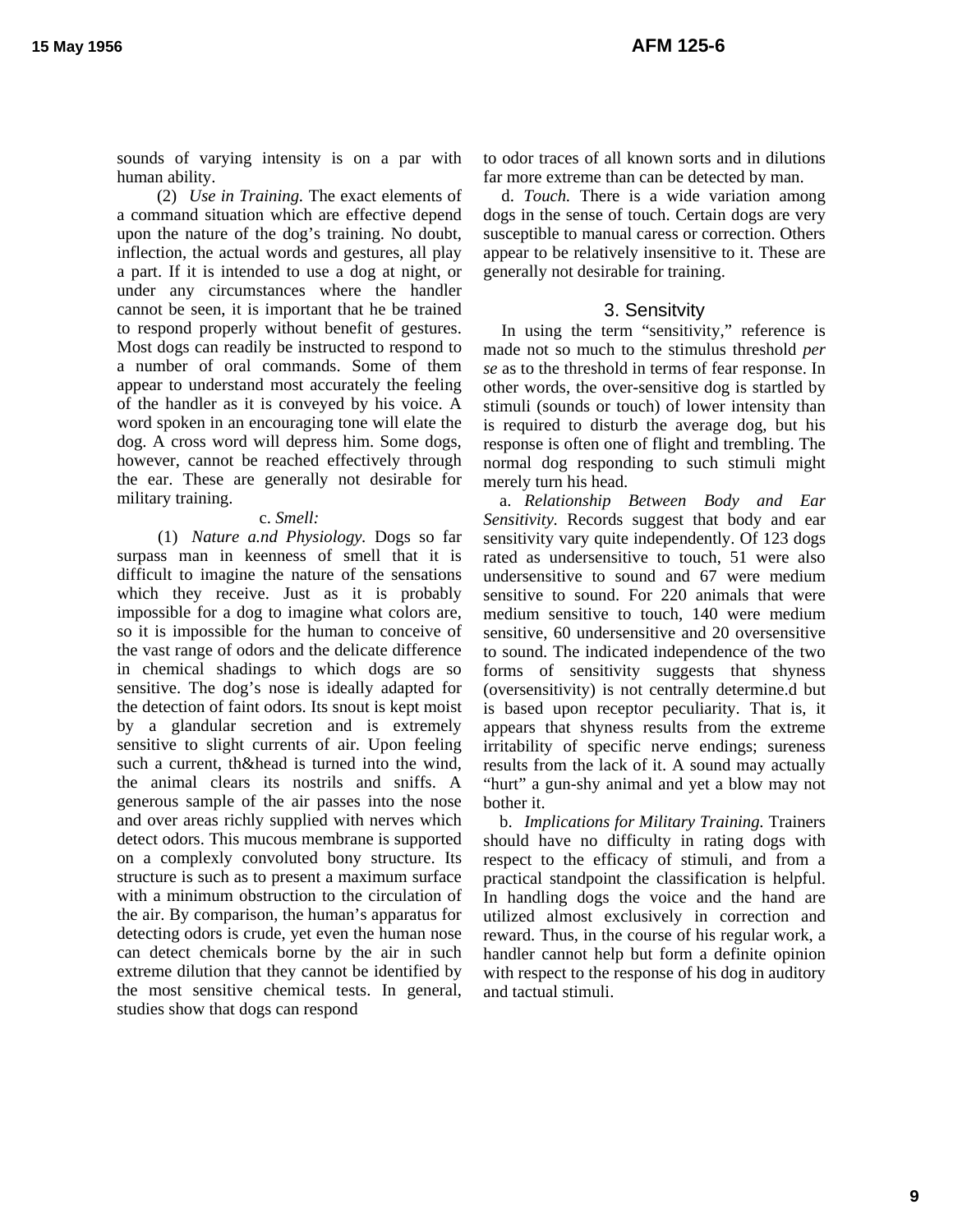sounds of varying intensity is on a par with human ability.

(2) *Use in Training.* The exact elements of a command situation which are effective depend upon the nature of the dog's training. No doubt, inflection, the actual words and gestures, all play a part. If it is intended to use a dog at night, or under any circumstances where the handler cannot be seen, it is important that he be trained to respond properly without benefit of gestures. Most dogs can readily be instructed to respond to a number of oral commands. Some of them appear to understand most accurately the feeling of the handler as it is conveyed by his voice. A word spoken in an encouraging tone will elate the dog. A cross word will depress him. Some dogs, however, cannot be reached effectively through the ear. These are generally not desirable for military training.

c. *Smell:*

(1) *Nature a.nd Physiology.* Dogs so far surpass man in keenness of smell that it is difficult to imagine the nature of the sensations which they receive. Just as it is probably impossible for a dog to imagine what colors are, so it is impossible for the human to conceive of the vast range of odors and the delicate difference in chemical shadings to which dogs are so sensitive. The dog's nose is ideally adapted for the detection of faint odors. Its snout is kept moist by a glandular secretion and is extremely sensitive to slight currents of air. Upon feeling such a current, th&head is turned into the wind, the animal clears its nostrils and sniffs. A generous sample of the air passes into the nose and over areas richly supplied with nerves which detect odors. This mucous membrane is supported on a complexly convoluted bony structure. Its structure is such as to present a maximum surface with a minimum obstruction to the circulation of the air. By comparison, the human's apparatus for detecting odors is crude, yet even the human nose can detect chemicals borne by the air in such extreme dilution that they cannot be identified by the most sensitive chemical tests. In general, studies show that dogs can respond to odor traces of all known sorts and in dilutions far more extreme than can be detected by man.

d. *Touch.* There is a wide variation among dogs in the sense of touch. Certain dogs are very susceptible to manual caress or correction. Others appear to be relatively insensitive to it. These are generally not desirable for training.

## 3. Sensitvity

In using the term "sensitivity," reference is made not so much to the stimulus threshold *per se* as to the threshold in terms of fear response. In other words, the over-sensitive dog is startled by stimuli (sounds or touch) of lower intensity than is required to disturb the average dog, but his response is often one of flight and trembling. The normal dog responding to such stimuli might merely turn his head.

a. *Relationship Between Body and Ear Sensitivity.* Records suggest that body and ear sensitivity vary quite independently. Of 123 dogs rated as undersensitive to touch, 51 were also undersensitive to sound and 67 were medium sensitive to sound. For 220 animals that were medium sensitive to touch, 140 were medium sensitive, 60 undersensitive and 20 oversensitive to sound. The indicated independence of the two forms of sensitivity suggests that shyness (oversensitivity) is not centrally determine.d but is based upon receptor peculiarity. That is, it appears that shyness results from the extreme irritability of specific nerve endings; sureness results from the lack of it. A sound may actually "hurt" a gun-shy animal and yet a blow may not bother it.

b. *Implications for Military Training.* Trainers should have no difficulty in rating dogs with respect to the efficacy of stimuli, and from a practical standpoint the classification is helpful. In handling dogs the voice and the hand are utilized almost exclusively in correction and reward. Thus, in the course of his regular work, a handler cannot help but form a definite opinion with respect to the response of his dog in auditory and tactual stimuli.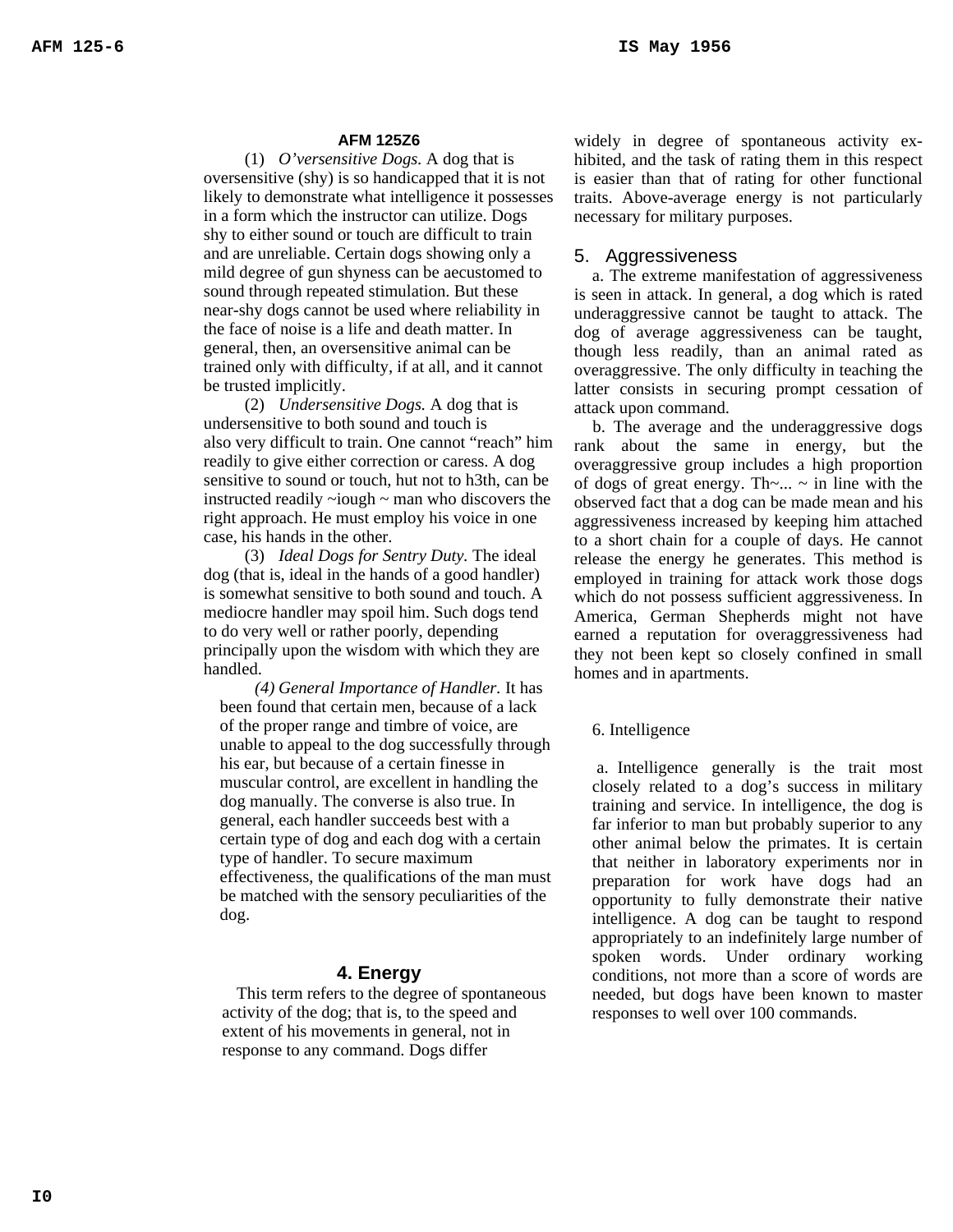**AFM 125Z6**

(1) *O'versensitive Dogs.* A dog that is oversensitive (shy) is so handicapped that it is not likely to demonstrate what intelligence it possesses in a form which the instructor can utilize. Dogs shy to either sound or touch are difficult to train and are unreliable. Certain dogs showing only a mild degree of gun shyness can be aecustomed to sound through repeated stimulation. But these near-shy dogs cannot be used where reliability in the face of noise is a life and death matter. In general, then, an oversensitive animal can be trained only with difficulty, if at all, and it cannot be trusted implicitly.

(2) *Undersensitive Dogs.* A dog that is undersensitive to both sound and touch is also very difficult to train. One cannot "reach" him readily to give either correction or caress. A dog sensitive to sound or touch, hut not to h3th, can be instructed readily ~iough ~ man who discovers the right approach. He must employ his voice in one case, his hands in the other.

(3) *Ideal Dogs for Sentry Duty.* The ideal dog (that is, ideal in the hands of a good handler) is somewhat sensitive to both sound and touch. A mediocre handler may spoil him. Such dogs tend to do very well or rather poorly, depending principally upon the wisdom with which they are handled.

*(4) General Importance of Handler.* It has been found that certain men, because of a lack of the proper range and timbre of voice, are unable to appeal to the dog successfully through his ear, but because of a certain finesse in muscular control, are excellent in handling the dog manually. The converse is also true. In general, each handler succeeds best with a certain type of dog and each dog with a certain type of handler. To secure maximum effectiveness, the qualifications of the man must be matched with the sensory peculiarities of the dog.

## 4. Energy

This term refers to the degree of spontaneous activity of the dog; that is, to the speed and extent of his movements in general, not in response to any command. Dogs differ widely in degree of spontaneous activity exhibited, and the task of rating them in this respect is easier than that of rating for other functional traits. Above-average energy is not particularly necessary for military purposes.

## 5. Aggressiveness

a. The extreme manifestation of aggressiveness is seen in attack. In general, a dog which is rated underaggressive cannot be taught to attack. The dog of average aggressiveness can be taught, though less readily, than an animal rated as overaggressive. The only difficulty in teaching the latter consists in securing prompt cessation of attack upon command.

b. The average and the underaggressive dogs rank about the same in energy, but the overaggressive group includes a high proportion of dogs of great energy. Th~... ~ in line with the observed fact that a dog can be made mean and his aggressiveness increased by keeping him attached to a short chain for a couple of days. He cannot release the energy he generates. This method is employed in training for attack work those dogs which do not possess sufficient aggressiveness. In America, German Shepherds might not have earned a reputation for overaggressiveness had they not been kept so closely confined in small homes and in apartments.

## 6. Intelligence

a. Intelligence generally is the trait most closely related to a dog's success in military training and service. In intelligence, the dog is far inferior to man but probably superior to any other animal below the primates. It is certain that neither in laboratory experiments nor in preparation for work have dogs had an opportunity to fully demonstrate their native intelligence. A dog can be taught to respond appropriately to an indefinitely large number of spoken words. Under ordinary working conditions, not more than a score of words are needed, but dogs have been known to master responses to well over 100 commands.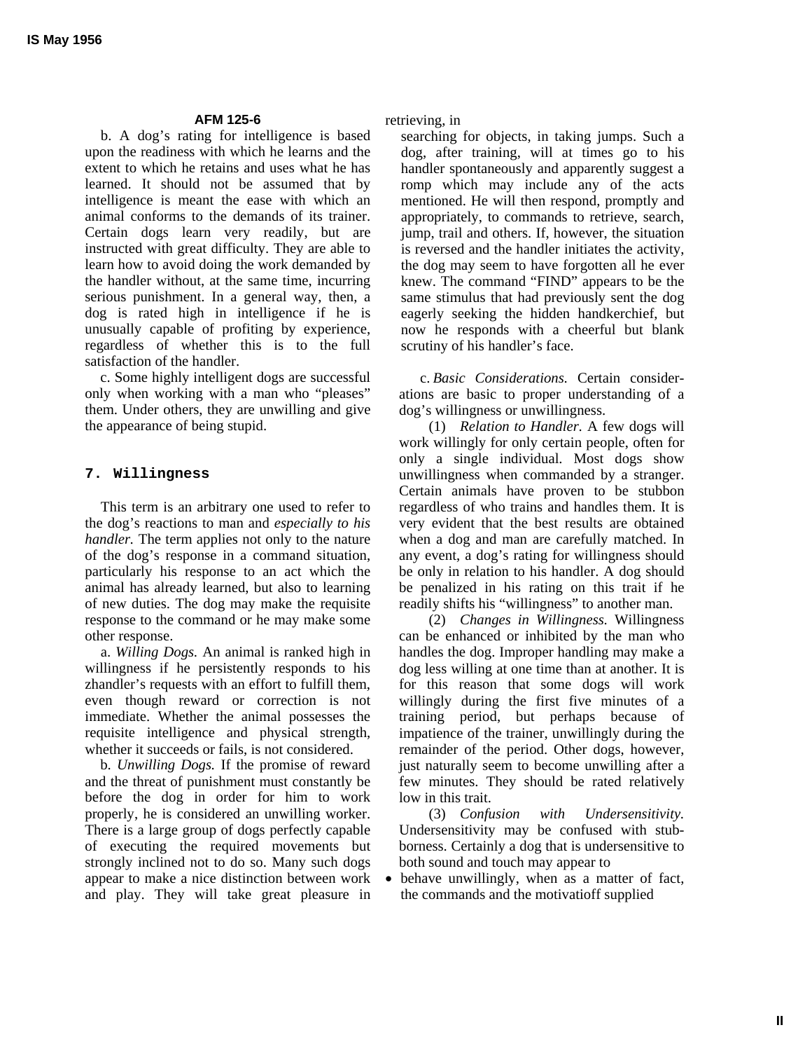b. A dog's rating for intelligence is based upon the readiness with which he learns and the extent to which he retains and uses what he has learned. It should not be assumed that by intelligence is meant the ease with which an animal conforms to the demands of its trainer. Certain dogs learn very readily, but are instructed with great difficulty. They are able to learn how to avoid doing the work demanded by the handler without, at the same time, incurring serious punishment. In a general way, then, a dog is rated high in intelligence if he is unusually capable of profiting by experience, regardless of whether this is to the full satisfaction of the handler.

c. Some highly intelligent dogs are successful only when working with a man who "pleases" them. Under others, they are unwilling and give the appearance of being stupid.

## 7. Willingness

This term is an arbitrary one used to refer to the dog's reactions to man and *especially to his handler.* The term applies not only to the nature of the dog's response in a command situation, particularly his response to an act which the animal has already learned, but also to learning of new duties. The dog may make the requisite response to the command or he may make some other response.

a. *Willing Dogs.* An animal is ranked high in willingness if he persistently responds to his zhandler's requests with an effort to fulfill them, even though reward or correction is not immediate. Whether the animal possesses the requisite intelligence and physical strength, whether it succeeds or fails, is not considered.

b. *Unwilling Dogs.* If the promise of reward and the threat of punishment must constantly be before the dog in order for him to work properly, he is considered an unwilling worker. There is a large group of dogs perfectly capable of executing the required movements but strongly inclined not to do so. Many such dogs appear to make a nice distinction between work and play. They will take great pleasure in retrieving, in searching for objects, in taking jumps. Such a dog, after training, will at times go to his handler spontaneously and apparently suggest a romp which may include any of the acts mentioned. He will then respond, promptly and appropriately, to commands to retrieve, search, jump, trail and others. If, however, the situation is reversed and the handler initiates the activity, the dog may seem to have forgotten all he ever knew. The command "FIND" appears to be the same stimulus that had previously sent the dog eagerly seeking the hidden handkerchief, but now he responds with a cheerful but blank scrutiny of his handler's face.

c. *Basic Considerations.* Certain considerations are basic to proper understanding of a dog's willingness or unwillingness.

(1) *Relation to Handler.* A few dogs will work willingly for only certain people, often for only a single individual. Most dogs show unwillingness when commanded by a stranger. Certain animals have proven to be stubbon regardless of who trains and handles them. It is very evident that the best results are obtained when a dog and man are carefully matched. In any event, a dog's rating for willingness should be only in relation to his handler. A dog should be penalized in his rating on this trait if he readily shifts his "willingness" to another man.

(2) *Changes in Willingness.* Willingness can be enhanced or inhibited by the man who handles the dog. Improper handling may make a dog less willing at one time than at another. It is for this reason that some dogs will work willingly during the first five minutes of a training period, but perhaps because of impatience of the trainer, unwillingly during the remainder of the period. Other dogs, however, just naturally seem to become unwilling after a few minutes. They should be rated relatively low in this trait.

(3) *Confusion with Undersensitivity.* Undersensitivity may be confused with stubborness. Certainly a dog that is undersensitive to both sound and touch may appear to behave unwillingly, when as a matter of fact, the commands and the motivatioff supplied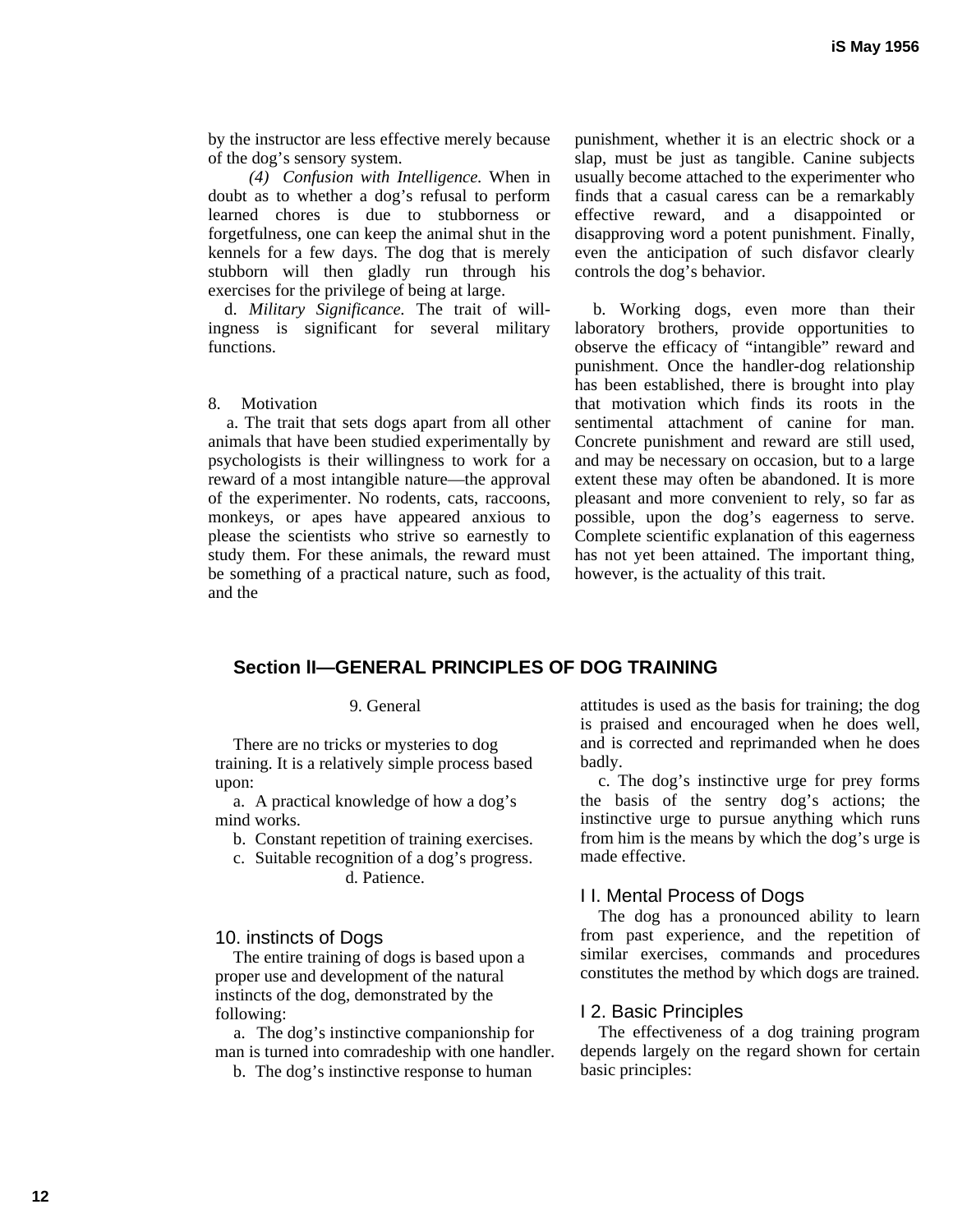by the instructor are less effective merely because of the dog's sensory system.

*(4) Confusion with Intelligence.* When in doubt as to whether a dog's refusal to perform learned chores is due to stubborness or forgetfulness, one can keep the animal shut in the kennels for a few days. The dog that is merely stubborn will then gladly run through his exercises for the privilege of being at large.

d. *Military Significance.* The trait of willingness is significant for several military functions.

8. Motivation

a. The trait that sets dogs apart from all other animals that have been studied experimentally by psychologists is their willingness to work for a reward of a most intangible nature—the approval of the experimenter. No rodents, cats, raccoons, monkeys, or apes have appeared anxious to please the scientists who strive so earnestly to study them. For these animals, the reward must be something of a practical nature, such as food, and the punishment, whether it is an electric shock or a slap, must be just as tangible. Canine subjects usually become attached to the experimenter who finds that a casual caress can be a remarkably effective reward, and a disappointed or disapproving word a potent punishment. Finally, even the anticipation of such disfavor clearly controls the dog's behavior.

b. Working dogs, even more than their laboratory brothers, provide opportunities to observe the efficacy of "intangible" reward and punishment. Once the handler-dog relationship has been established, there is brought into play that motivation which finds its roots in the sentimental attachment of canine for man. Concrete punishment and reward are still used, and may be necessary on occasion, but to a large extent these may often be abandoned. It is more pleasant and more convenient to rely, so far as possible, upon the dog's eagerness to serve. Complete scientific explanation of this eagerness has not yet been attained. The important thing, however, is the actuality of this trait.

## Section II—GENERAL PRINCIPLES OF DOG TRAINING

### 9. General

There are no tricks or mysteries to dog training. It is a relatively simple process based upon:

a. A practical knowledge of how a dog's mind works.

b. Constant repetition of training exercises.

c. Suitable recognition of a dog's progress.

d. Patience.

### 10. instincts of Dogs

The entire training of dogs is based upon a proper use and development of the natural instincts of the dog, demonstrated by the following:

a. The dog's instinctive companionship for man is turned into comradeship with one handler.

b. The dog's instinctive response to human attitudes is used as the basis for training; the dog is praised and encouraged when he does well, and is corrected and reprimanded when he does badly.

c. The dog's instinctive urge for prey forms the basis of the sentry dog's actions; the instinctive urge to pursue anything which runs from him is the means by which the dog's urge is made effective.

### I I. Mental Process of Dogs

The dog has a pronounced ability to learn from past experience, and the repetition of similar exercises, commands and procedures constitutes the method by which dogs are trained.

### I 2. Basic Principles

The effectiveness of a dog training program depends largely on the regard shown for certain basic principles: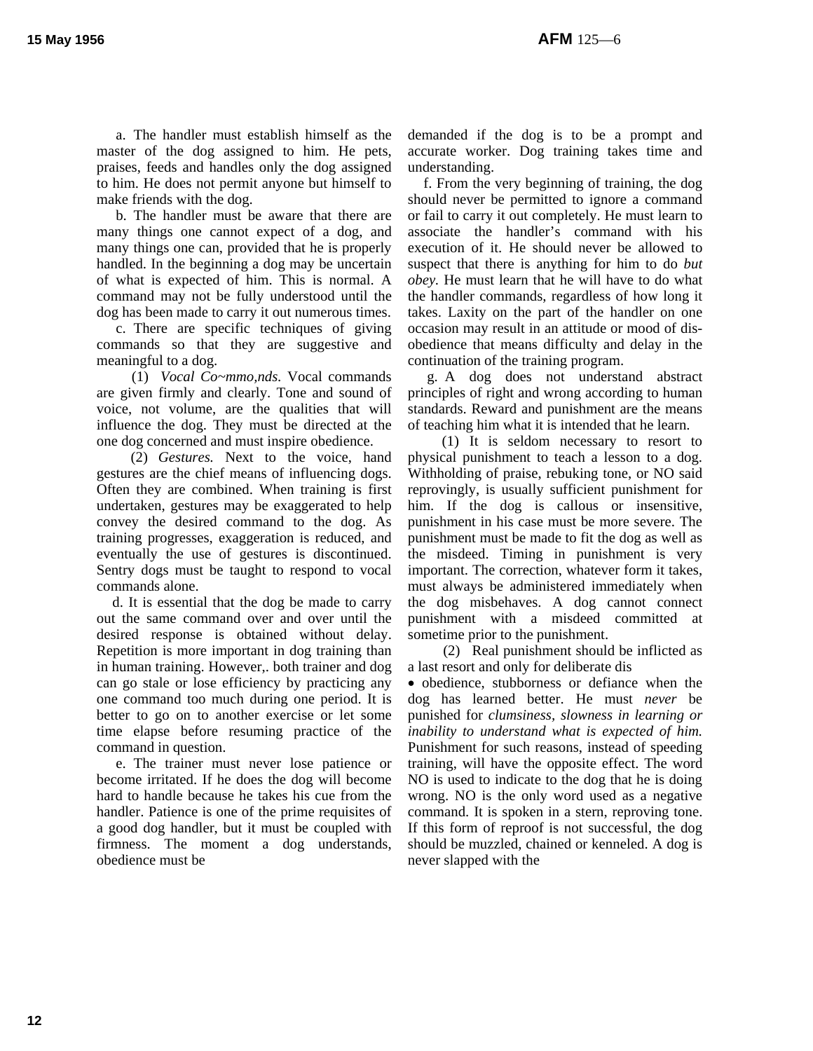a. The handler must establish himself as the master of the dog assigned to him. He pets, praises, feeds and handles only the dog assigned to him. He does not permit anyone but himself to make friends with the dog.

b. The handler must be aware that there are many things one cannot expect of a dog, and many things one can, provided that he is properly handled. In the beginning a dog may be uncertain of what is expected of him. This is normal. A command may not be fully understood until the dog has been made to carry it out numerous times.

c. There are specific techniques of giving commands so that they are suggestive and meaningful to a dog.

(1) *Vocal Co~mmo,nds.* Vocal commands are given firmly and clearly. Tone and sound of voice, not volume, are the qualities that will influence the dog. They must be directed at the one dog concerned and must inspire obedience.

(2) *Gestures.* Next to the voice, hand gestures are the chief means of influencing dogs. Often they are combined. When training is first undertaken, gestures may be exaggerated to help convey the desired command to the dog. As training progresses, exaggeration is reduced, and eventually the use of gestures is discontinued. Sentry dogs must be taught to respond to vocal commands alone.

d. It is essential that the dog be made to carry out the same command over and over until the desired response is obtained without delay. Repetition is more important in dog training than in human training. However,. both trainer and dog can go stale or lose efficiency by practicing any one command too much during one period. It is better to go on to another exercise or let some time elapse before resuming practice of the command in question.

e. The trainer must never lose patience or become irritated. If he does the dog will become hard to handle because he takes his cue from the handler. Patience is one of the prime requisites of a good dog handler, but it must be coupled with firmness. The moment a dog understands, obedience must be demanded if the dog is to be a prompt and accurate worker. Dog training takes time and understanding.

f. From the very beginning of training, the dog should never be permitted to ignore a command or fail to carry it out completely. He must learn to associate the handler's command with his execution of it. He should never be allowed to suspect that there is anything for him to do *but obey.* He must learn that he will have to do what the handler commands, regardless of how long it takes. Laxity on the part of the handler on one occasion may result in an attitude or mood of disobedience that means difficulty and delay in the continuation of the training program.

g. A dog does not understand abstract principles of right and wrong according to human standards. Reward and punishment are the means of teaching him what it is intended that he learn.

(1) It is seldom necessary to resort to physical punishment to teach a lesson to a dog. Withholding of praise, rebuking tone, or NO said reprovingly, is usually sufficient punishment for him. If the dog is callous or insensitive, punishment in his case must be more severe. The punishment must be made to fit the dog as well as the misdeed. Timing in punishment is very important. The correction, whatever form it takes, must always be administered immediately when the dog misbehaves. A dog cannot connect punishment with a misdeed committed at sometime prior to the punishment.

(2) Real punishment should be inflicted as a last resort and only for deliberate dis

• obedience, stubborness or defiance when the dog has learned better. He must *never* be punished for *clumsiness, slowness in learning or inability to understand what is expected of him.* Punishment for such reasons, instead of speeding training, will have the opposite effect. The word NO is used to indicate to the dog that he is doing wrong. NO is the only word used as a negative command. It is spoken in a stern, reproving tone. If this form of reproof is not successful, the dog should be muzzled, chained or kenneled. A dog is never slapped with the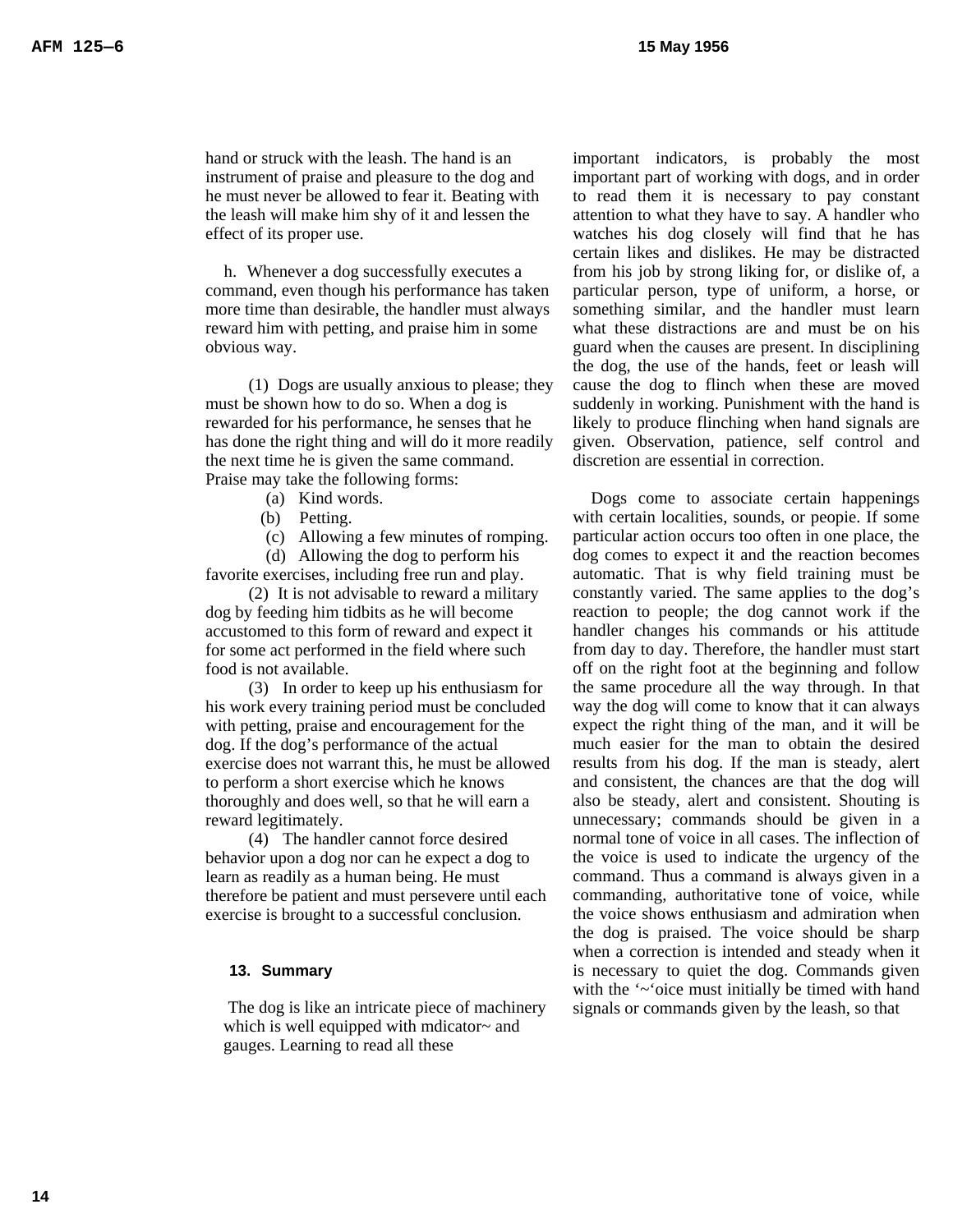hand or struck with the leash. The hand is an instrument of praise and pleasure to the dog and he must never be allowed to fear it. Beating with the leash will make him shy of it and lessen the effect of its proper use.

h. Whenever a dog successfully executes a command, even though his performance has taken more time than desirable, the handler must always reward him with petting, and praise him in some obvious way.

(1) Dogs are usually anxious to please; they must be shown how to do so. When a dog is rewarded for his performance, he senses that he has done the right thing and will do it more readily the next time he is given the same command. Praise may take the following forms:

(a) Kind words.

(b) Petting.

(c) Allowing a few minutes of romping.

(d) Allowing the dog to perform his favorite exercises, including free run and play.

(2) It is not advisable to reward a military dog by feeding him tidbits as he will become accustomed to this form of reward and expect it for some act performed in the field where such food is not available.

(3) In order to keep up his enthusiasm for his work every training period must be concluded with petting, praise and encouragement for the dog. If the dog's performance of the actual exercise does not warrant this, he must be allowed to perform a short exercise which he knows thoroughly and does well, so that he will earn a reward legitimately.

(4) The handler cannot force desired behavior upon a dog nor can he expect a dog to learn as readily as a human being. He must therefore be patient and must persevere until each exercise is brought to a successful conclusion.

### 13. Summary

The dog is like an intricate piece of machinery which is well equipped with mdicator~ and gauges. Learning to read all these important indicators, is probably the most important part of working with dogs, and in order to read them it is necessary to pay constant attention to what they have to say. A handler who watches his dog closely will find that he has certain likes and dislikes. He may be distracted from his job by strong liking for, or dislike of, a particular person, type of uniform, a horse, or something similar, and the handler must learn what these distractions are and must be on his guard when the causes are present. In disciplining the dog, the use of the hands, feet or leash will cause the dog to flinch when these are moved suddenly in working. Punishment with the hand is likely to produce flinching when hand signals are given. Observation, patience, self control and discretion are essential in correction.

Dogs come to associate certain happenings with certain localities, sounds, or peopie. If some particular action occurs too often in one place, the dog comes to expect it and the reaction becomes automatic. That is why field training must be constantly varied. The same applies to the dog's reaction to people; the dog cannot work if the handler changes his commands or his attitude from day to day. Therefore, the handler must start off on the right foot at the beginning and follow the same procedure all the way through. In that way the dog will come to know that it can always expect the right thing of the man, and it will be much easier for the man to obtain the desired results from his dog. If the man is steady, alert and consistent, the chances are that the dog will also be steady, alert and consistent. Shouting is unnecessary; commands should be given in a normal tone of voice in all cases. The inflection of the voice is used to indicate the urgency of the command. Thus a command is always given in a commanding, authoritative tone of voice, while the voice shows enthusiasm and admiration when the dog is praised. The voice should be sharp when a correction is intended and steady when it is necessary to quiet the dog. Commands given with the '~'oice must initially be timed with hand signals or commands given by the leash, so that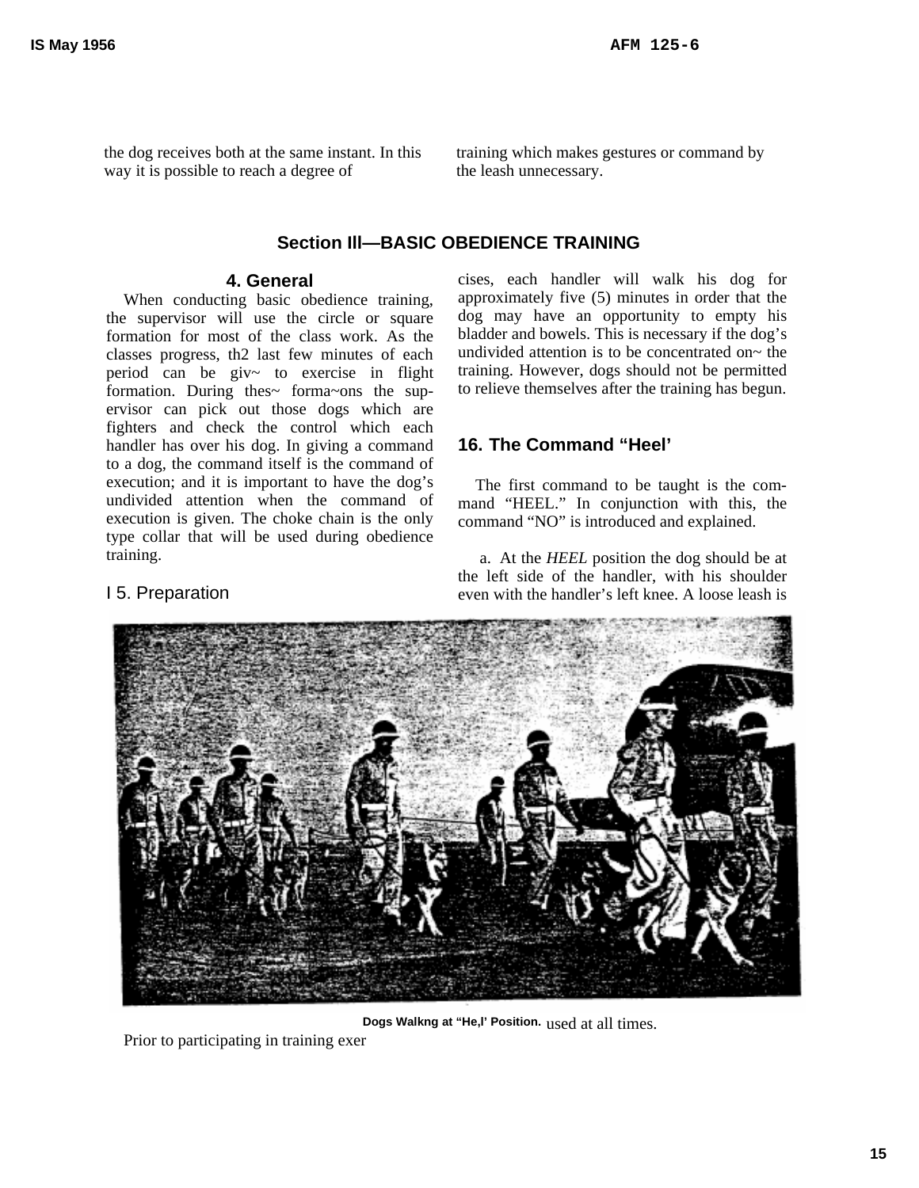the dog receives both at the same instant. In this way it is possible to reach a degree of training which makes gestures or command by the leash unnecessary.

## Section III—BASIC OBEDIENCE TRAINING

### 4. General

When conducting basic obedience training, the supervisor will use the circle or square formation for most of the class work. As the classes progress, th2 last few minutes of each period can be giv~ to exercise in flight formation. During thes~ forma~ons the supervisor can pick out those dogs which are fighters and check the control which each handler has over his dog. In giving a command to a dog, the command itself is the command of execution; and it is important to have the dog's undivided attention when the command of execution is given. The choke chain is the only type collar that will be used during obedience training.

### I 5. Preparation

Prior to participating in training exercises, each handler will walk his dog for approximately five (5) minutes in order that the dog may have an opportunity to empty his bladder and bowels. This is necessary if the dog's undivided attention is to be concentrated on~ the training. However, dogs should not be permitted to relieve themselves after the training has begun.

### 16. The Command "Heel'

The first command to be taught is the command "HEEL." In conjunction with this, the command "NO" is introduced and explained.

a. At the *HEEL* position the dog should be at the left side of the handler, with his shoulder even with the handler's left knee. A loose leash is used at all times.

**Dogs Walkng at "He,l' Position.**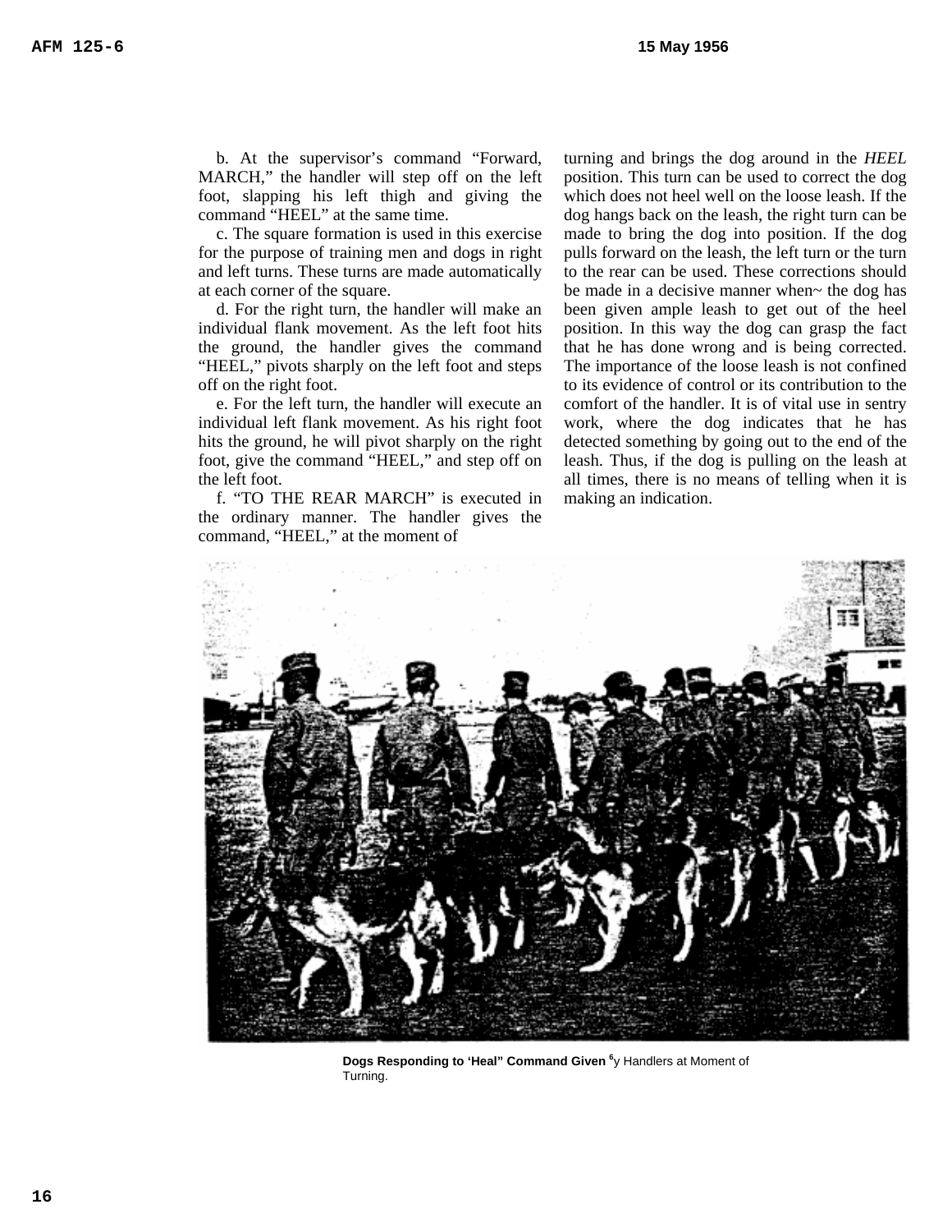b. At the supervisor's command "Forward, MARCH," the handler will step off on the left foot, slapping his left thigh and giving the command "HEEL" at the same time.

c. The square formation is used in this exercise for the purpose of training men and dogs in right and left turns. These turns are made automatically at each corner of the square.

d. For the right turn, the handler will make an individual flank movement. As the left foot hits the ground, the handler gives the command "HEEL," pivots sharply on the left foot and steps off on the right foot.

e. For the left turn, the handler will execute an individual left flank movement. As his right foot hits the ground, he will pivot sharply on the right foot, give the command "HEEL," and step off on the left foot.

f. "TO THE REAR MARCH" is executed in the ordinary manner. The handler gives the command, "HEEL," at the moment of turning and brings the dog around in the *HEEL* position. This turn can be used to correct the dog which does not heel well on the loose leash. If the dog hangs back on the leash, the right turn can be made to bring the dog into position. If the dog pulls forward on the leash, the left turn or the turn to the rear can be used. These corrections should be made in a decisive manner when~ the dog has been given ample leash to get out of the heel position. In this way the dog can grasp the fact that he has done wrong and is being corrected. The importance of the loose leash is not confined to its evidence of control or its contribution to the comfort of the handler. It is of vital use in sentry work, where the dog indicates that he has detected something by going out to the end of the leash. Thus, if the dog is pulling on the leash at all times, there is no means of telling when it is making an indication.

**Dogs Responding to 'Heal" Command Given** [6]y Handlers at Moment of Turning.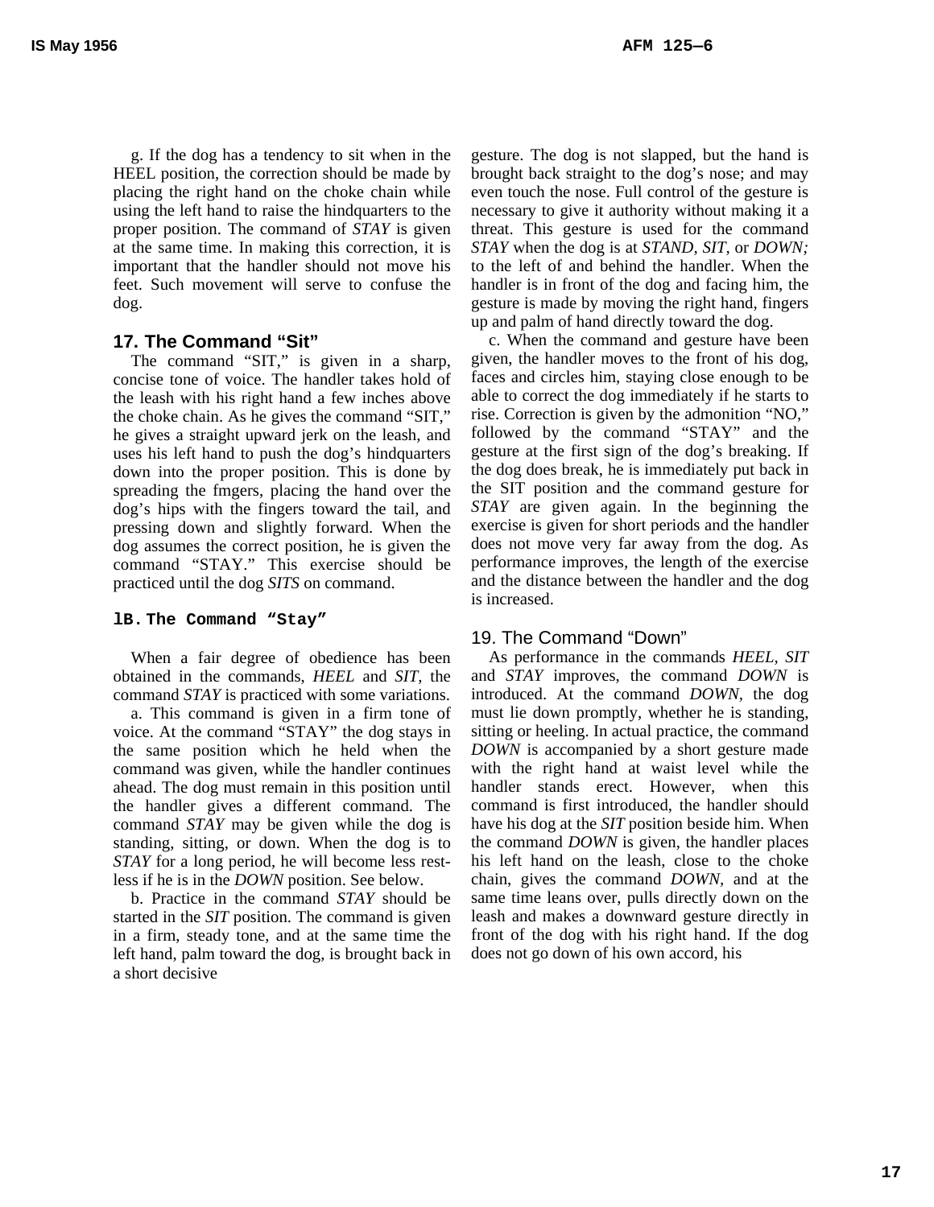g. If the dog has a tendency to sit when in the HEEL position, the correction should be made by placing the right hand on the choke chain while using the left hand to raise the hindquarters to the proper position. The command of *STAY* is given at the same time. In making this correction, it is important that the handler should not move his feet. Such movement will serve to confuse the dog.

## 17. The Command "Sit"

The command "SIT," is given in a sharp, concise tone of voice. The handler takes hold of the leash with his right hand a few inches above the choke chain. As he gives the command "SIT," he gives a straight upward jerk on the leash, and uses his left hand to push the dog's hindquarters down into the proper position. This is done by spreading the fmgers, placing the hand over the dog's hips with the fingers toward the tail, and pressing down and slightly forward. When the dog assumes the correct position, he is given the command "STAY." This exercise should be practiced until the dog *SITS* on command.

## lB. The Command "Stay"

When a fair degree of obedience has been obtained in the commands, *HEEL* and *SIT,* the command *STAY* is practiced with some variations.

a. This command is given in a firm tone of voice. At the command "STAY" the dog stays in the same position which he held when the command was given, while the handler continues ahead. The dog must remain in this position until the handler gives a different command. The command *STAY* may be given while the dog is standing, sitting, or down. When the dog is to *STAY* for a long period, he will become less restless if he is in the *DOWN* position. See below.

b. Practice in the command *STAY* should be started in the *SIT* position. The command is given in a firm, steady tone, and at the same time the left hand, palm toward the dog, is brought back in a short decisive gesture. The dog is not slapped, but the hand is brought back straight to the dog's nose; and may even touch the nose. Full control of the gesture is necessary to give it authority without making it a threat. This gesture is used for the command *STAY* when the dog is at *STAND, SIT*, or *DOWN;* to the left of and behind the handler. When the handler is in front of the dog and facing him, the gesture is made by moving the right hand, fingers up and palm of hand directly toward the dog.

c. When the command and gesture have been given, the handler moves to the front of his dog, faces and circles him, staying close enough to be able to correct the dog immediately if he starts to rise. Correction is given by the admonition "NO," followed by the command "STAY" and the gesture at the first sign of the dog's breaking. If the dog does break, he is immediately put back in the SIT position and the command gesture for *STAY* are given again. In the beginning the exercise is given for short periods and the handler does not move very far away from the dog. As performance improves, the length of the exercise and the distance between the handler and the dog is increased.

## 19. The Command "Down"

As performance in the commands *HEEL, SIT* and *STAY* improves, the command *DOWN* is introduced. At the command *DOWN*, the dog must lie down promptly, whether he is standing, sitting or heeling. In actual practice, the command *DOWN* is accompanied by a short gesture made with the right hand at waist level while the handler stands erect. However, when this command is first introduced, the handler should have his dog at the *SIT* position beside him. When the command *DOWN* is given, the handler places his left hand on the leash, close to the choke chain, gives the command *DOWN,* and at the same time leans over, pulls directly down on the leash and makes a downward gesture directly in front of the dog with his right hand. If the dog does not go down of his own accord, his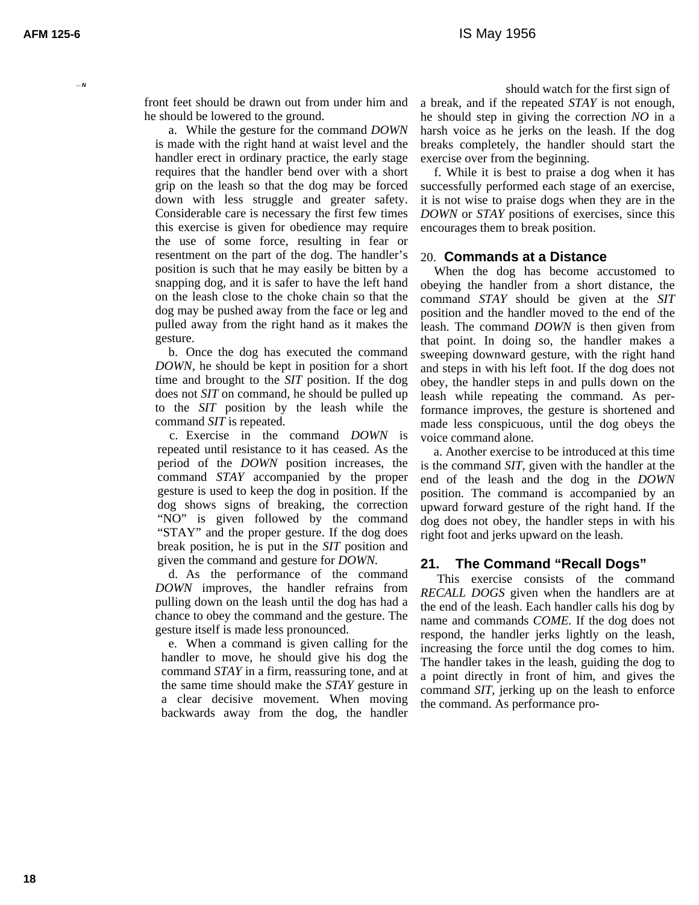front feet should be drawn out from under him and he should be lowered to the ground.

a. While the gesture for the command *DOWN* is made with the right hand at waist level and the handler erect in ordinary practice, the early stage requires that the handler bend over with a short grip on the leash so that the dog may be forced down with less struggle and greater safety. Considerable care is necessary the first few times this exercise is given for obedience may require the use of some force, resulting in fear or resentment on the part of the dog. The handler's position is such that he may easily be bitten by a snapping dog, and it is safer to have the left hand on the leash close to the choke chain so that the dog may be pushed away from the face or leg and pulled away from the right hand as it makes the gesture.

b. Once the dog has executed the command *DOWN*, he should be kept in position for a short time and brought to the *SIT* position. If the dog does not *SIT* on command, he should be pulled up to the *SIT* position by the leash while the command *SIT* is repeated.

c. Exercise in the command *DOWN* is repeated until resistance to it has ceased. As the period of the *DOWN* position increases, the command *STAY* accompanied by the proper gesture is used to keep the dog in position. If the dog shows signs of breaking, the correction "NO" is given followed by the command "STAY" and the proper gesture. If the dog does break position, he is put in the *SIT* position and given the command and gesture for *DOWN*.

d. As the performance of the command *DOWN* improves, the handler refrains from pulling down on the leash until the dog has had a chance to obey the command and the gesture. The gesture itself is made less pronounced.

e. When a command is given calling for the handler to move, he should give his dog the command *STAY* in a firm, reassuring tone, and at the same time should make the *STAY* gesture in a clear decisive movement. When moving backwards away from the dog, the handler should watch for the first sign of a break, and if the repeated *STAY* is not enough, he should step in giving the correction *NO* in a harsh voice as he jerks on the leash. If the dog breaks completely, the handler should start the exercise over from the beginning.

f. While it is best to praise a dog when it has successfully performed each stage of an exercise, it is not wise to praise dogs when they are in the *DOWN* or *STAY* positions of exercises, since this encourages them to break position.

## 20. Commands at a Distance

When the dog has become accustomed to obeying the handler from a short distance, the command *STAY* should be given at the *SIT* position and the handler moved to the end of the leash. The command *DOWN* is then given from that point. In doing so, the handler makes a sweeping downward gesture, with the right hand and steps in with his left foot. If the dog does not obey, the handler steps in and pulls down on the leash while repeating the command. As performance improves, the gesture is shortened and made less conspicuous, until the dog obeys the voice command alone.

a. Another exercise to be introduced at this time is the command *SIT*, given with the handler at the end of the leash and the dog in the *DOWN* position. The command is accompanied by an upward forward gesture of the right hand. If the dog does not obey, the handler steps in with his right foot and jerks upward on the leash.

## 21. The Command "Recall Dogs"

This exercise consists of the command *RECALL DOGS* given when the handlers are at the end of the leash. Each handler calls his dog by name and commands *COME*. If the dog does not respond, the handler jerks lightly on the leash, increasing the force until the dog comes to him. The handler takes in the leash, guiding the dog to a point directly in front of him, and gives the command *SIT*, jerking up on the leash to enforce the command. As performance pro-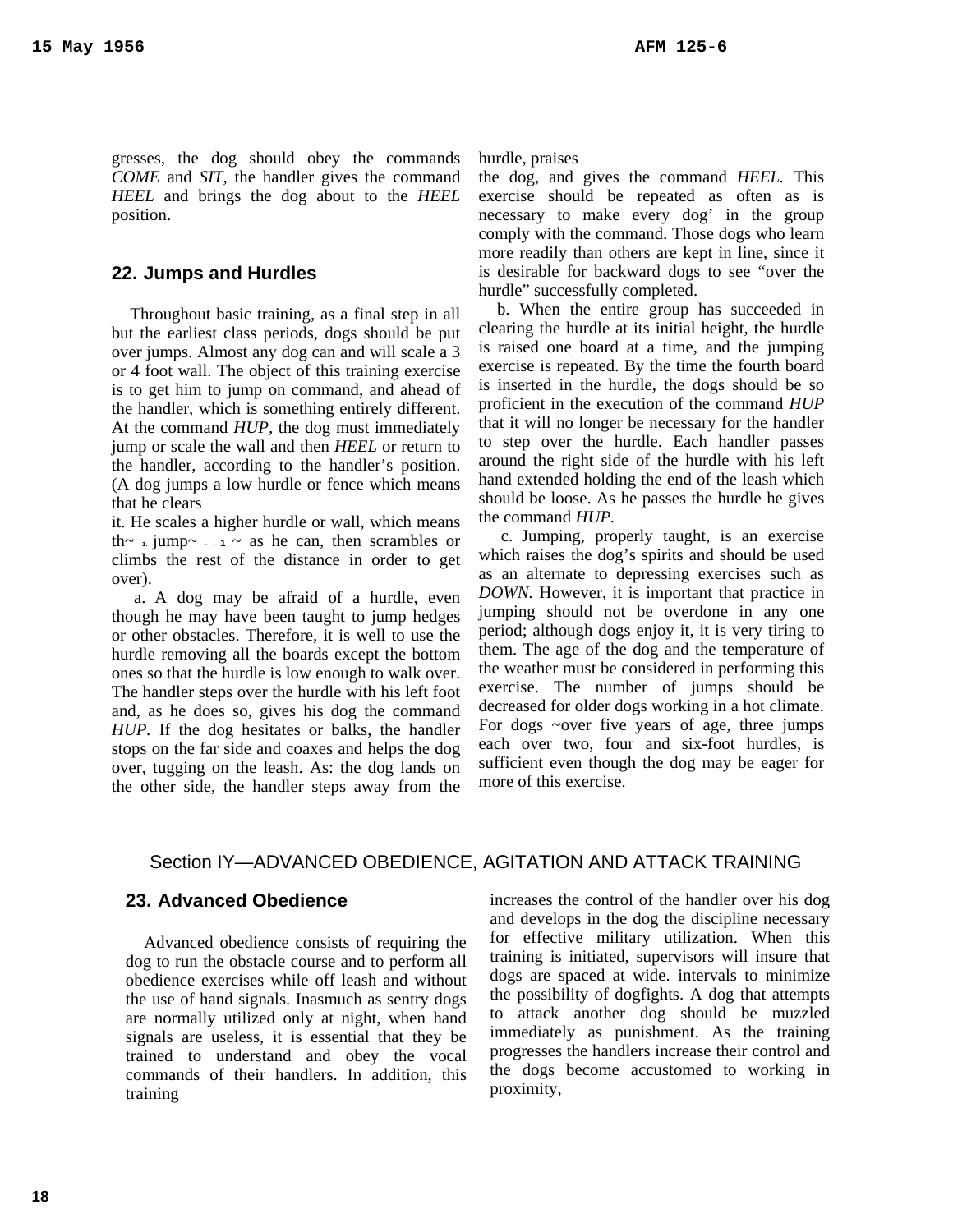gresses, the dog should obey the commands *COME* and *SIT*, the handler gives the command *HEEL* and brings the dog about to the *HEEL* position.

## 22. Jumps and Hurdles

Throughout basic training, as a final step in all but the earliest class periods, dogs should be put over jumps. Almost any dog can and will scale a 3 or 4 foot wall. The object of this training exercise is to get him to jump on command, and ahead of the handler, which is something entirely different. At the command *HUP*, the dog must immediately jump or scale the wall and then *HEEL* or return to the handler, according to the handler's position. (A dog jumps a low hurdle or fence which means that he clears it. He scales a higher hurdle or wall, which means th~ 1 jump~ . . 1 ~ as he can, then scrambles or climbs the rest of the distance in order to get over).

a. A dog may be afraid of a hurdle, even though he may have been taught to jump hedges or other obstacles. Therefore, it is well to use the hurdle removing all the boards except the bottom ones so that the hurdle is low enough to walk over. The handler steps over the hurdle with his left foot and, as he does so, gives his dog the command *HUP*. If the dog hesitates or balks, the handler stops on the far side and coaxes and helps the dog over, tugging on the leash. As: the dog lands on the other side, the handler steps away from the hurdle, praises the dog, and gives the command *HEEL*. This exercise should be repeated as often as is necessary to make every dog' in the group comply with the command. Those dogs who learn more readily than others are kept in line, since it is desirable for backward dogs to see "over the hurdle" successfully completed.

b. When the entire group has succeeded in clearing the hurdle at its initial height, the hurdle is raised one board at a time, and the jumping exercise is repeated. By the time the fourth board is inserted in the hurdle, the dogs should be so proficient in the execution of the command *HUP* that it will no longer be necessary for the handler to step over the hurdle. Each handler passes around the right side of the hurdle with his left hand extended holding the end of the leash which should be loose. As he passes the hurdle he gives the command *HUP*.

c. Jumping, properly taught, is an exercise which raises the dog's spirits and should be used as an alternate to depressing exercises such as *DOWN*. However, it is important that practice in jumping should not be overdone in any one period; although dogs enjoy it, it is very tiring to them. The age of the dog and the temperature of the weather must be considered in performing this exercise. The number of jumps should be decreased for older dogs working in a hot climate. For dogs ~over five years of age, three jumps each over two, four and six-foot hurdles, is sufficient even though the dog may be eager for more of this exercise.

# Section IY—ADVANCED OBEDIENCE, AGITATION AND ATTACK TRAINING

## 23. Advanced Obedience

Advanced obedience consists of requiring the dog to run the obstacle course and to perform all obedience exercises while off leash and without the use of hand signals. Inasmuch as sentry dogs are normally utilized only at night, when hand signals are useless, it is essential that they be trained to understand and obey the vocal commands of their handlers. In addition, this training increases the control of the handler over his dog and develops in the dog the discipline necessary for effective military utilization. When this training is initiated, supervisors will insure that dogs are spaced at wide. intervals to minimize the possibility of dogfights. A dog that attempts to attack another dog should be muzzled immediately as punishment. As the training progresses the handlers increase their control and the dogs become accustomed to working in proximity,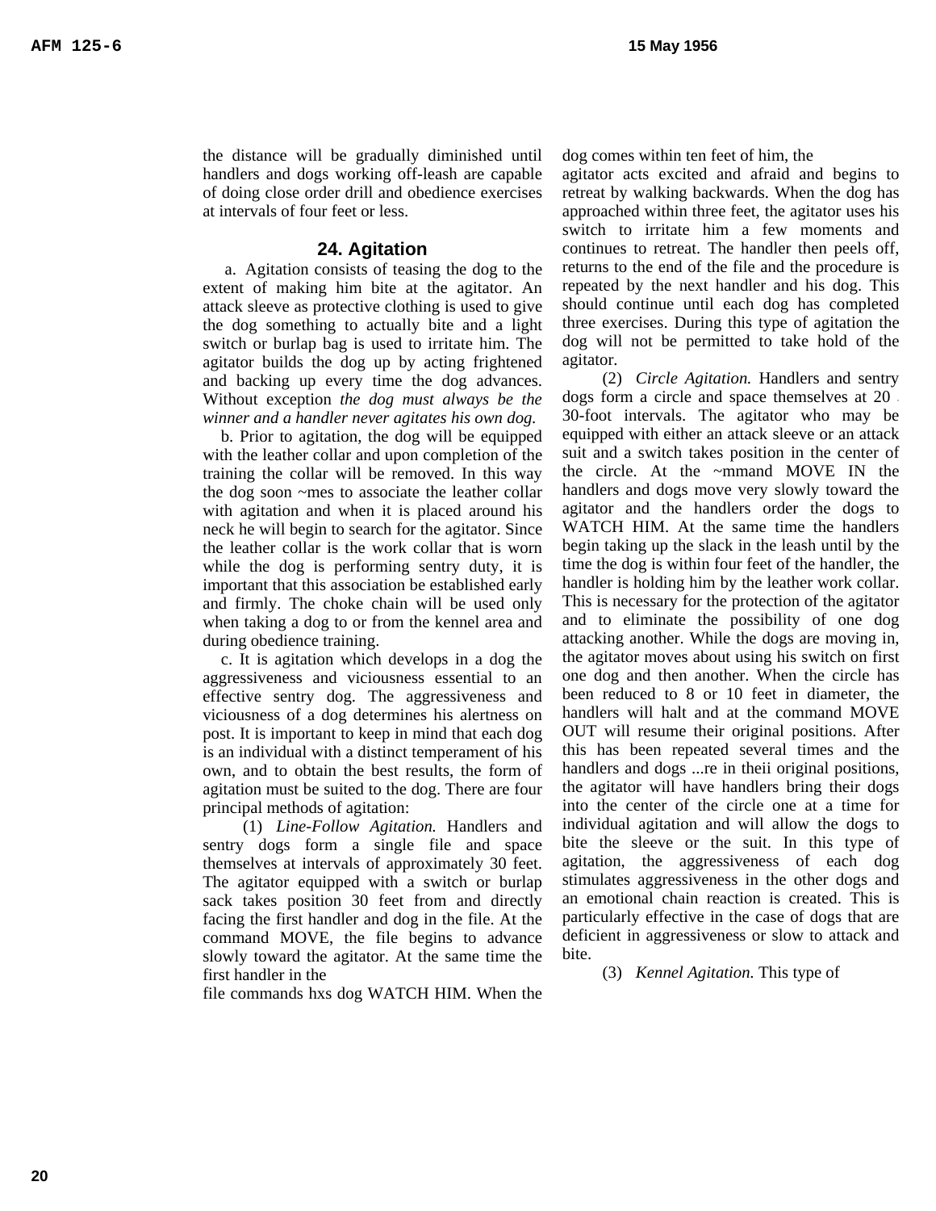the distance will be gradually diminished until handlers and dogs working off-leash are capable of doing close order drill and obedience exercises at intervals of four feet or less.

## 24. Agitation

a. Agitation consists of teasing the dog to the extent of making him bite at the agitator. An attack sleeve as protective clothing is used to give the dog something to actually bite and a light switch or burlap bag is used to irritate him. The agitator builds the dog up by acting frightened and backing up every time the dog advances. Without exception *the dog must always be the winner and a handler never agitates his own dog.*

b. Prior to agitation, the dog will be equipped with the leather collar and upon completion of the training the collar will be removed. In this way the dog soon ~mes to associate the leather collar with agitation and when it is placed around his neck he will begin to search for the agitator. Since the leather collar is the work collar that is worn while the dog is performing sentry duty, it is important that this association be established early and firmly. The choke chain will be used only when taking a dog to or from the kennel area and during obedience training.

c. It is agitation which develops in a dog the aggressiveness and viciousness essential to an effective sentry dog. The aggressiveness and viciousness of a dog determines his alertness on post. It is important to keep in mind that each dog is an individual with a distinct temperament of his own, and to obtain the best results, the form of agitation must be suited to the dog. There are four principal methods of agitation:

(1) *Line-Follow Agitation.* Handlers and sentry dogs form a single file and space themselves at intervals of approximately 30 feet. The agitator equipped with a switch or burlap sack takes position 30 feet from and directly facing the first handler and dog in the file. At the command MOVE, the file begins to advance slowly toward the agitator. At the same time the first handler in the file commands hxs dog WATCH HIM. When the dog comes within ten feet of him, the agitator acts excited and afraid and begins to retreat by walking backwards. When the dog has approached within three feet, the agitator uses his switch to irritate him a few moments and continues to retreat. The handler then peels off, returns to the end of the file and the procedure is repeated by the next handler and his dog. This should continue until each dog has completed three exercises. During this type of agitation the dog will not be permitted to take hold of the agitator.

(2) *Circle Agitation.* Handlers and sentry dogs form a circle and space themselves at 20 - 30-foot intervals. The agitator who may be equipped with either an attack sleeve or an attack suit and a switch takes position in the center of the circle. At the ~mmand MOVE IN the handlers and dogs move very slowly toward the agitator and the handlers order the dogs to WATCH HIM. At the same time the handlers begin taking up the slack in the leash until by the time the dog is within four feet of the handler, the handler is holding him by the leather work collar. This is necessary for the protection of the agitator and to eliminate the possibility of one dog attacking another. While the dogs are moving in, the agitator moves about using his switch on first one dog and then another. When the circle has been reduced to 8 or 10 feet in diameter, the handlers will halt and at the command MOVE OUT will resume their original positions. After this has been repeated several times and the handlers and dogs ...re in theii original positions, the agitator will have handlers bring their dogs into the center of the circle one at a time for individual agitation and will allow the dogs to bite the sleeve or the suit. In this type of agitation, the aggressiveness of each dog stimulates aggressiveness in the other dogs and an emotional chain reaction is created. This is particularly effective in the case of dogs that are deficient in aggressiveness or slow to attack and bite.

(3) *Kennel Agitation.* This type of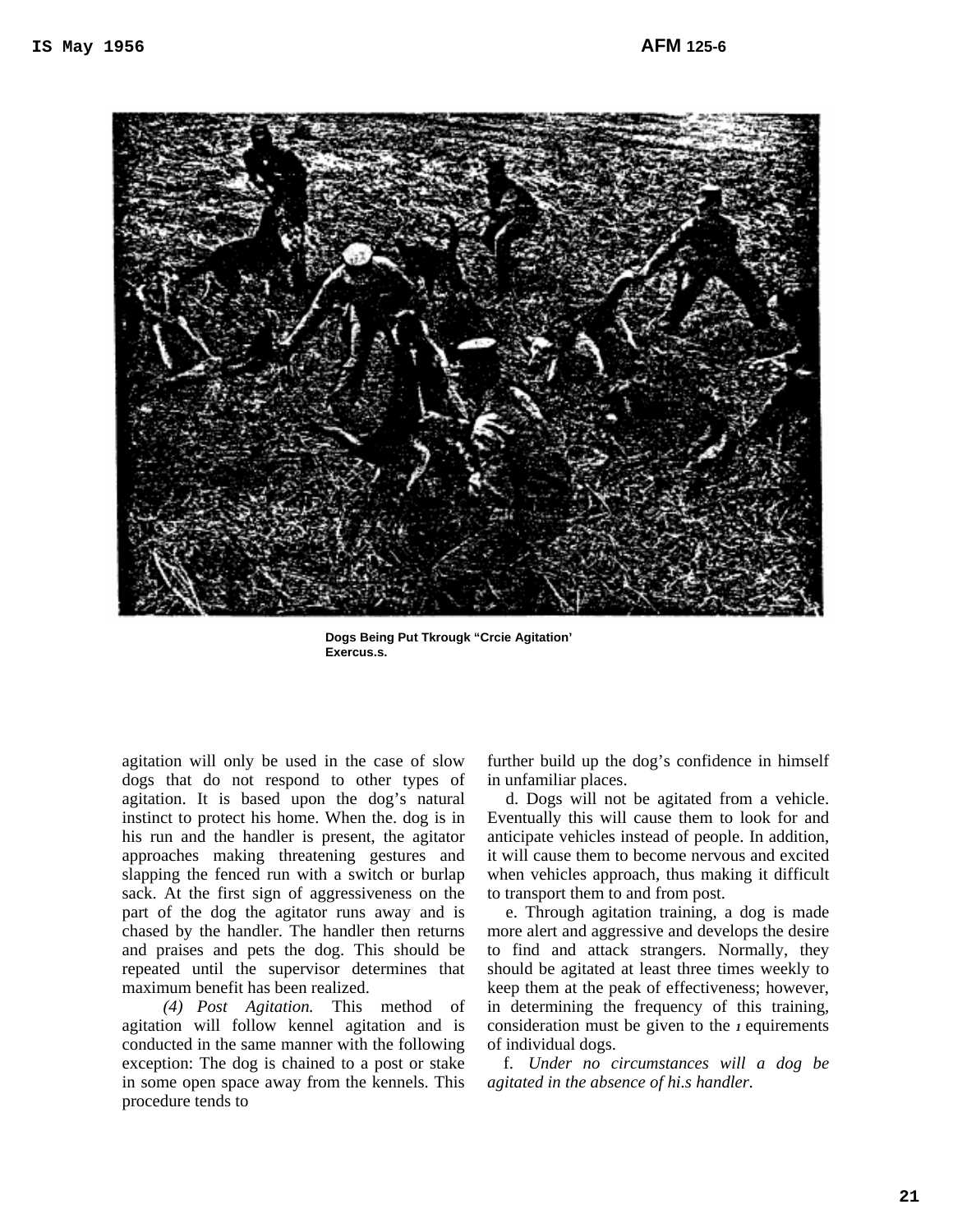Dogs Being Put Tkrougk "Crcie Agitation' Exercus.s.

agitation will only be used in the case of slow dogs that do not respond to other types of agitation. It is based upon the dog's natural instinct to protect his home. When the. dog is in his run and the handler is present, the agitator approaches making threatening gestures and slapping the fenced run with a switch or burlap sack. At the first sign of aggressiveness on the part of the dog the agitator runs away and is chased by the handler. The handler then returns and praises and pets the dog. This should be repeated until the supervisor determines that maximum benefit has been realized.

*(4) Post Agitation.* This method of agitation will follow kennel agitation and is conducted in the same manner with the following exception: The dog is chained to a post or stake in some open space away from the kennels. This procedure tends to further build up the dog's confidence in himself in unfamiliar places.

d. Dogs will not be agitated from a vehicle. Eventually this will cause them to look for and anticipate vehicles instead of people. In addition, it will cause them to become nervous and excited when vehicles approach, thus making it difficult to transport them to and from post.

e. Through agitation training, a dog is made more alert and aggressive and develops the desire to find and attack strangers. Normally, they should be agitated at least three times weekly to keep them at the peak of effectiveness; however, in determining the frequency of this training, consideration must be given to the ɪ equirements of individual dogs.

f. *Under no circumstances will a dog be agitated in the absence of hi.s handler.*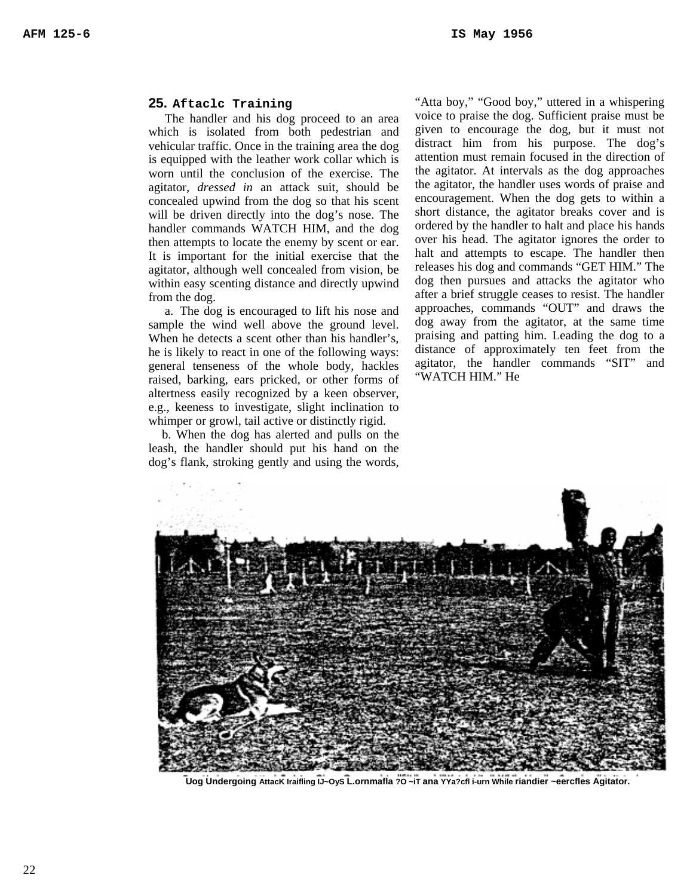## 25. Aftaclc Training

The handler and his dog proceed to an area which is isolated from both pedestrian and vehicular traffic. Once in the training area the dog is equipped with the leather work collar which is worn until the conclusion of the exercise. The agitator, *dressed in* an attack suit, should be concealed upwind from the dog so that his scent will be driven directly into the dog's nose. The handler commands WATCH HIM, and the dog then attempts to locate the enemy by scent or ear. It is important for the initial exercise that the agitator, although well concealed from vision, be within easy scenting distance and directly upwind from the dog.

a. The dog is encouraged to lift his nose and sample the wind well above the ground level. When he detects a scent other than his handler's, he is likely to react in one of the following ways: general tenseness of the whole body, hackles raised, barking, ears pricked, or other forms of altertness easily recognized by a keen observer, e.g., keeness to investigate, slight inclination to whimper or growl, tail active or distinctly rigid.

b. When the dog has alerted and pulls on the leash, the handler should put his hand on the dog's flank, stroking gently and using the words, "Atta boy," "Good boy," uttered in a whispering voice to praise the dog. Sufficient praise must be given to encourage the dog, but it must not distract him from his purpose. The dog's attention must remain focused in the direction of the agitator. At intervals as the dog approaches the agitator, the handler uses words of praise and encouragement. When the dog gets to within a short distance, the agitator breaks cover and is ordered by the handler to halt and place his hands over his head. The agitator ignores the order to halt and attempts to escape. The handler then releases his dog and commands "GET HIM." The dog then pursues and attacks the agitator who after a brief struggle ceases to resist. The handler approaches, commands "OUT" and draws the dog away from the agitator, at the same time praising and patting him. Leading the dog to a distance of approximately ten feet from the agitator, the handler commands "SIT" and "WATCH HIM." He

Uog Undergoing AttacK Iraifling IJ~OyS L.ornmafla ?O ~iT ana YYa?cfl i-urn While riandier ~eercfles Agitator.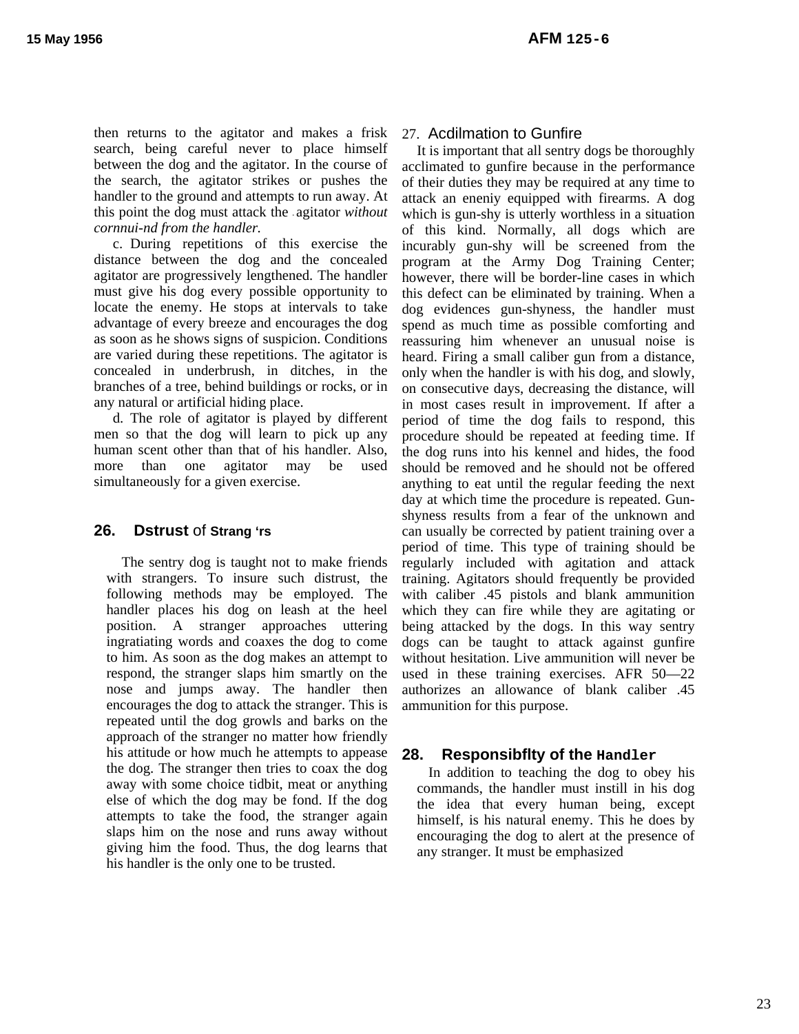then returns to the agitator and makes a frisk search, being careful never to place himself between the dog and the agitator. In the course of the search, the agitator strikes or pushes the handler to the ground and attempts to run away. At this point the dog must attack the agitator *without cornnui-nd from the handler.*

c. During repetitions of this exercise the distance between the dog and the concealed agitator are progressively lengthened. The handler must give his dog every possible opportunity to locate the enemy. He stops at intervals to take advantage of every breeze and encourages the dog as soon as he shows signs of suspicion. Conditions are varied during these repetitions. The agitator is concealed in underbrush, in ditches, in the branches of a tree, behind buildings or rocks, or in any natural or artificial hiding place.

d. The role of agitator is played by different men so that the dog will learn to pick up any human scent other than that of his handler. Also, more than one agitator may be used simultaneously for a given exercise.

## 26. Dstrust of Strang 'rs

The sentry dog is taught not to make friends with strangers. To insure such distrust, the following methods may be employed. The handler places his dog on leash at the heel position. A stranger approaches uttering ingratiating words and coaxes the dog to come to him. As soon as the dog makes an attempt to respond, the stranger slaps him smartly on the nose and jumps away. The handler then encourages the dog to attack the stranger. This is repeated until the dog growls and barks on the approach of the stranger no matter how friendly his attitude or how much he attempts to appease the dog. The stranger then tries to coax the dog away with some choice tidbit, meat or anything else of which the dog may be fond. If the dog attempts to take the food, the stranger again slaps him on the nose and runs away without giving him the food. Thus, the dog learns that his handler is the only one to be trusted.

## 27. Acdilmation to Gunfire

It is important that all sentry dogs be thoroughly acclimated to gunfire because in the performance of their duties they may be required at any time to attack an eneniy equipped with firearms. A dog which is gun-shy is utterly worthless in a situation of this kind. Normally, all dogs which are incurably gun-shy will be screened from the program at the Army Dog Training Center; however, there will be border-line cases in which this defect can be eliminated by training. When a dog evidences gun-shyness, the handler must spend as much time as possible comforting and reassuring him whenever an unusual noise is heard. Firing a small caliber gun from a distance, only when the handler is with his dog, and slowly, on consecutive days, decreasing the distance, will in most cases result in improvement. If after a period of time the dog fails to respond, this procedure should be repeated at feeding time. If the dog runs into his kennel and hides, the food should be removed and he should not be offered anything to eat until the regular feeding the next day at which time the procedure is repeated. Gun-shyness results from a fear of the unknown and can usually be corrected by patient training over a period of time. This type of training should be regularly included with agitation and attack training. Agitators should frequently be provided with caliber .45 pistols and blank ammunition which they can fire while they are agitating or being attacked by the dogs. In this way sentry dogs can be taught to attack against gunfire without hesitation. Live ammunition will never be used in these training exercises. AFR 50—22 authorizes an allowance of blank caliber .45 ammunition for this purpose.

## 28. Responsibflty of the Handler

In addition to teaching the dog to obey his commands, the handler must instill in his dog the idea that every human being, except himself, is his natural enemy. This he does by encouraging the dog to alert at the presence of any stranger. It must be emphasized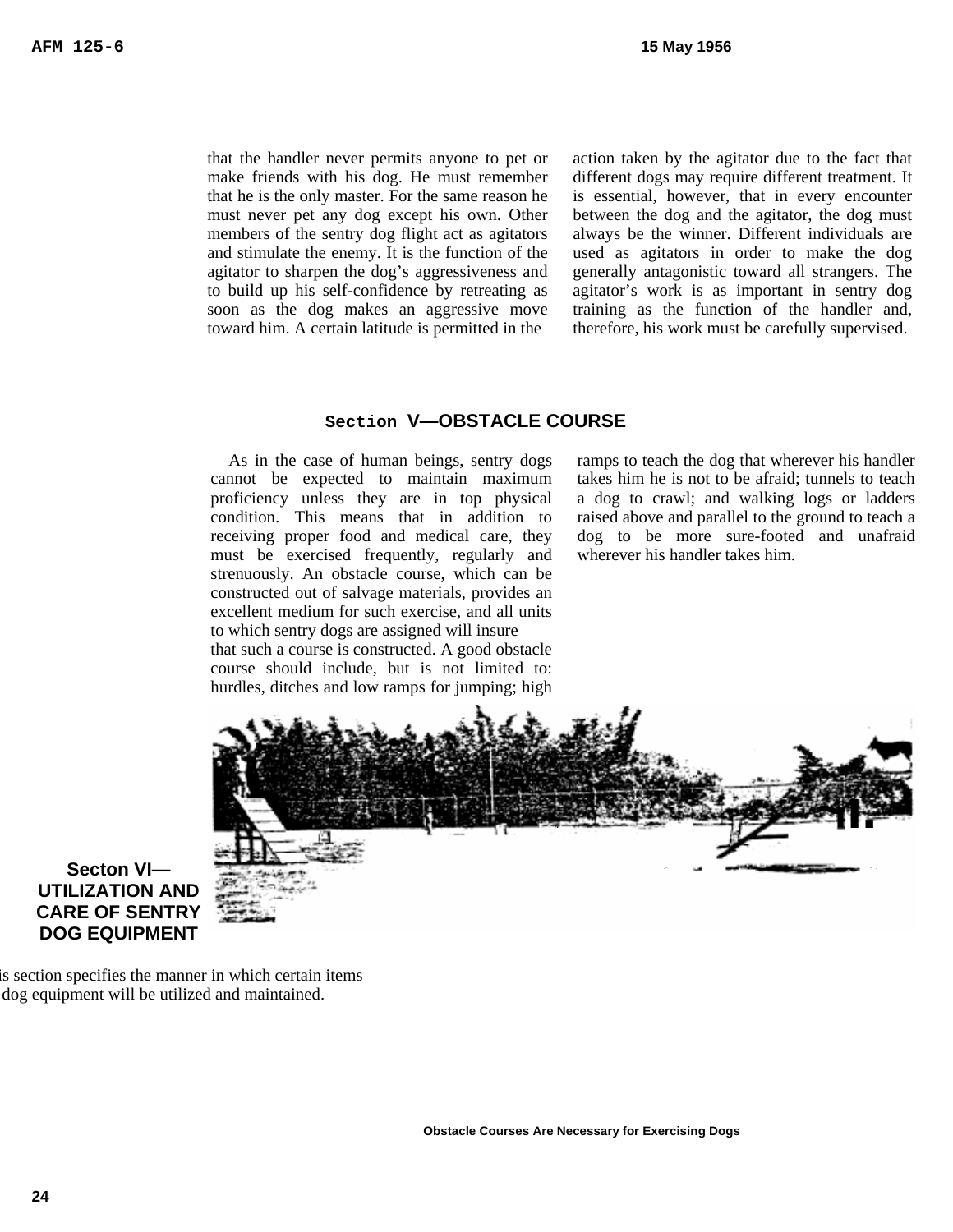that the handler never permits anyone to pet or make friends with his dog. He must remember that he is the only master. For the same reason he must never pet any dog except his own. Other members of the sentry dog flight act as agitators and stimulate the enemy. It is the function of the agitator to sharpen the dog's aggressiveness and to build up his self-confidence by retreating as soon as the dog makes an aggressive move toward him. A certain latitude is permitted in the action taken by the agitator due to the fact that different dogs may require different treatment. It is essential, however, that in every encounter between the dog and the agitator, the dog must always be the winner. Different individuals are used as agitators in order to make the dog generally antagonistic toward all strangers. The agitator's work is as important in sentry dog training as the function of the handler and, therefore, his work must be carefully supervised.

## Section V—OBSTACLE COURSE

As in the case of human beings, sentry dogs cannot be expected to maintain maximum proficiency unless they are in top physical condition. This means that in addition to receiving proper food and medical care, they must be exercised frequently, regularly and strenuously. An obstacle course, which can be constructed out of salvage materials, provides an excellent medium for such exercise, and all units to which sentry dogs are assigned will insure that such a course is constructed. A good obstacle course should include, but is not limited to: hurdles, ditches and low ramps for jumping; high ramps to teach the dog that wherever his handler takes him he is not to be afraid; tunnels to teach a dog to crawl; and walking logs or ladders raised above and parallel to the ground to teach a dog to be more sure-footed and unafraid wherever his handler takes him.

Obstacle Courses Are Necessary for Exercising Dogs

## Secton VI—UTILIZATION AND CARE OF SENTRY DOG EQUIPMENT

is section specifies the manner in which certain items dog equipment will be utilized and maintained.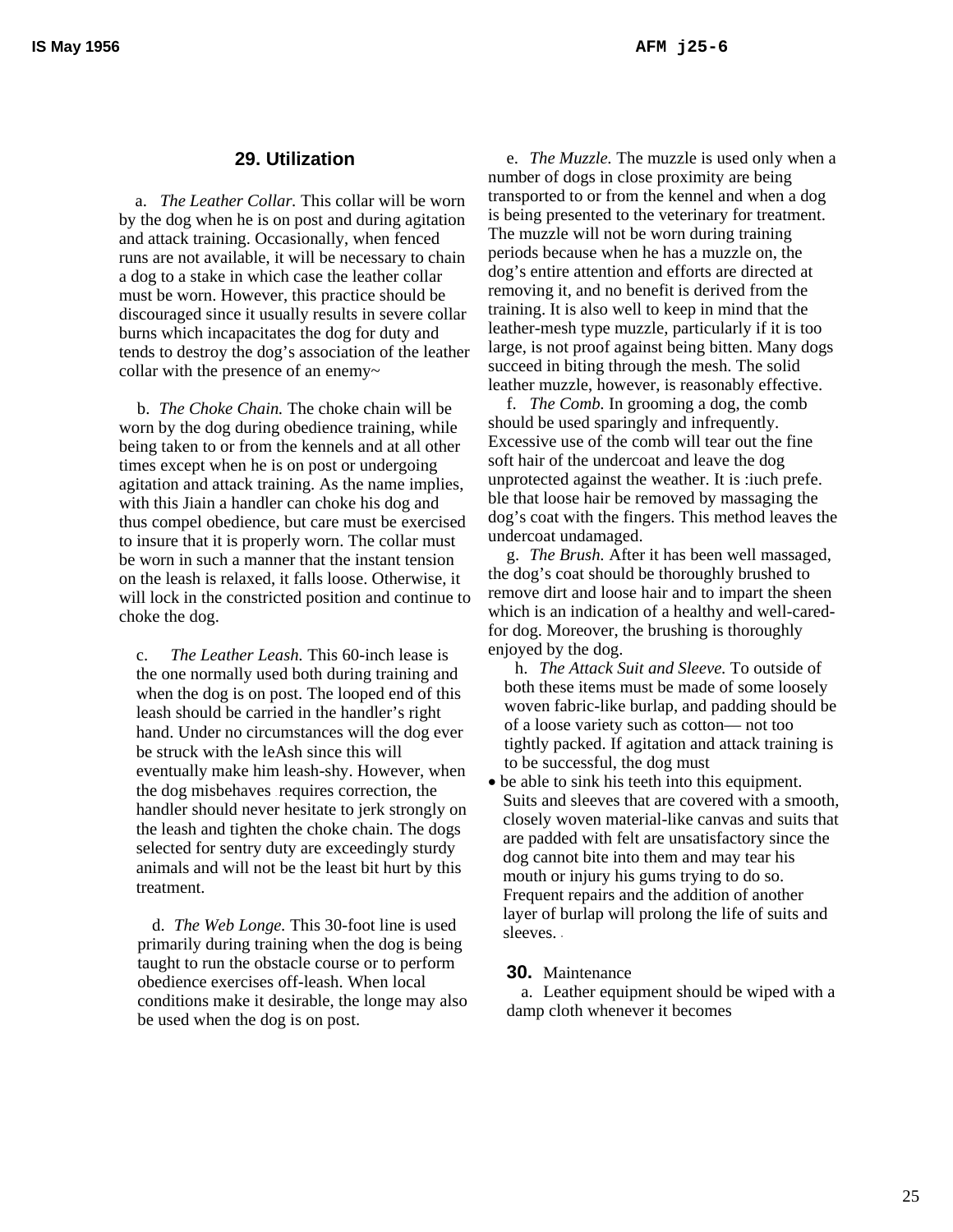## 29. Utilization

a. *The Leather Collar.* This collar will be worn by the dog when he is on post and during agitation and attack training. Occasionally, when fenced runs are not available, it will be necessary to chain a dog to a stake in which case the leather collar must be worn. However, this practice should be discouraged since it usually results in severe collar burns which incapacitates the dog for duty and tends to destroy the dog's association of the leather collar with the presence of an enemy~

b. *The Choke Chain.* The choke chain will be worn by the dog during obedience training, while being taken to or from the kennels and at all other times except when he is on post or undergoing agitation and attack training. As the name implies, with this Jiain a handler can choke his dog and thus compel obedience, but care must be exercised to insure that it is properly worn. The collar must be worn in such a manner that the instant tension on the leash is relaxed, it falls loose. Otherwise, it will lock in the constricted position and continue to choke the dog.

c. *The Leather Leash.* This 60-inch lease is the one normally used both during training and when the dog is on post. The looped end of this leash should be carried in the handler's right hand. Under no circumstances will the dog ever be struck with the leAsh since this will eventually make him leash-shy. However, when the dog misbehaves requires correction, the handler should never hesitate to jerk strongly on the leash and tighten the choke chain. The dogs selected for sentry duty are exceedingly sturdy animals and will not be the least bit hurt by this treatment.

d. *The Web Longe.* This 30-foot line is used primarily during training when the dog is being taught to run the obstacle course or to perform obedience exercises off-leash. When local conditions make it desirable, the longe may also be used when the dog is on post.

e. *The Muzzle.* The muzzle is used only when a number of dogs in close proximity are being transported to or from the kennel and when a dog is being presented to the veterinary for treatment. The muzzle will not be worn during training periods because when he has a muzzle on, the dog's entire attention and efforts are directed at removing it, and no benefit is derived from the training. It is also well to keep in mind that the leather-mesh type muzzle, particularly if it is too large, is not proof against being bitten. Many dogs succeed in biting through the mesh. The solid leather muzzle, however, is reasonably effective.

f. *The Comb.* In grooming a dog, the comb should be used sparingly and infrequently. Excessive use of the comb will tear out the fine soft hair of the undercoat and leave the dog unprotected against the weather. It is :iuch prefe. ble that loose hair be removed by massaging the dog's coat with the fingers. This method leaves the undercoat undamaged.

g. *The Brush.* After it has been well massaged, the dog's coat should be thoroughly brushed to remove dirt and loose hair and to impart the sheen which is an indication of a healthy and well-cared-for dog. Moreover, the brushing is thoroughly enjoyed by the dog.

h. *The Attack Suit and Sleeve.* To outside of both these items must be made of some loosely woven fabric-like burlap, and padding should be of a loose variety such as cotton— not too tightly packed. If agitation and attack training is to be successful, the dog must be able to sink his teeth into this equipment. Suits and sleeves that are covered with a smooth, closely woven material-like canvas and suits that are padded with felt are unsatisfactory since the dog cannot bite into them and may tear his mouth or injury his gums trying to do so. Frequent repairs and the addition of another layer of burlap will prolong the life of suits and sleeves.

## 30. Maintenance

a. Leather equipment should be wiped with a damp cloth whenever it becomes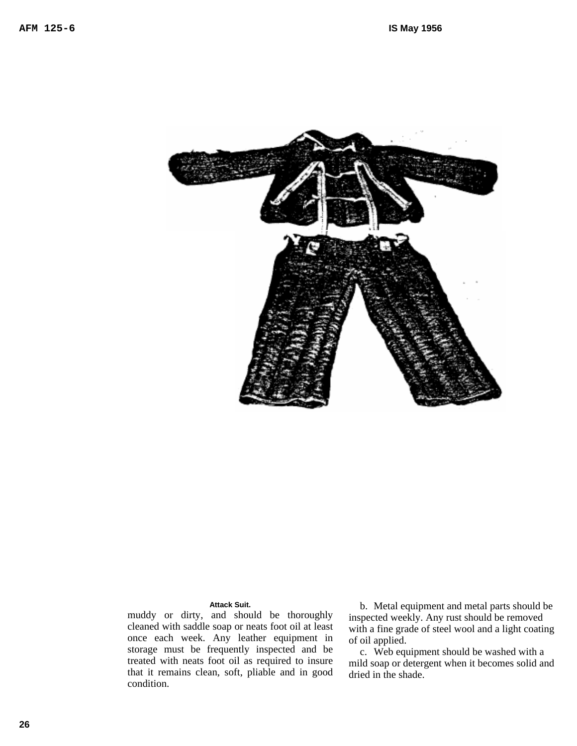Attack Suit.

muddy or dirty, and should be thoroughly cleaned with saddle soap or neats foot oil at least once each week. Any leather equipment in storage must be frequently inspected and be treated with neats foot oil as required to insure that it remains clean, soft, pliable and in good condition.

b. Metal equipment and metal parts should be inspected weekly. Any rust should be removed with a fine grade of steel wool and a light coating of oil applied.

c. Web equipment should be washed with a mild soap or detergent when it becomes solid and dried in the shade.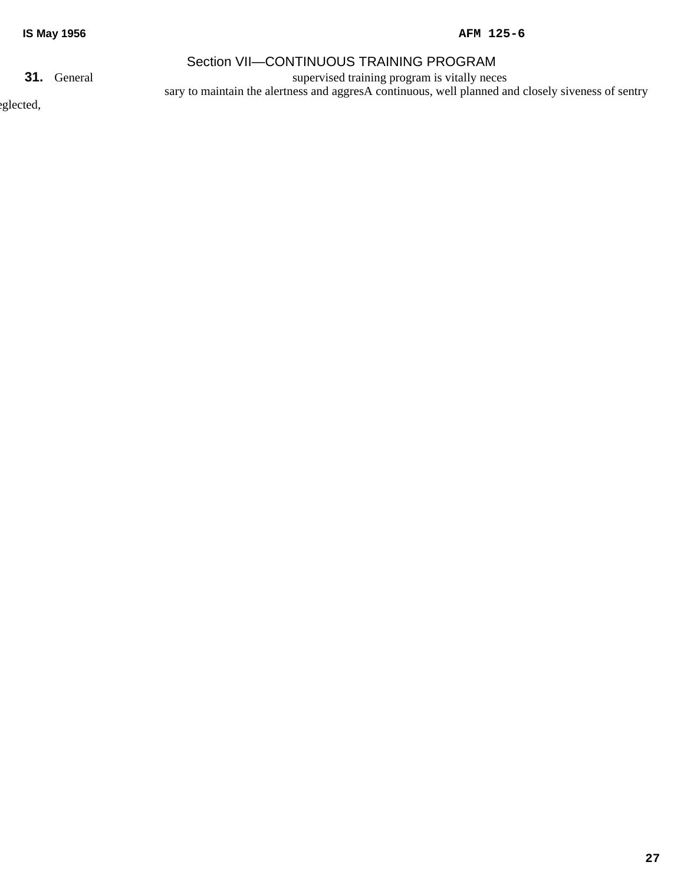## Section VII—CONTINUOUS TRAINING PROGRAM

**31.** General

A continuous, well planned and closely supervised training program is vitally necessary to maintain the alertness and aggressiveness of sentry

eglected,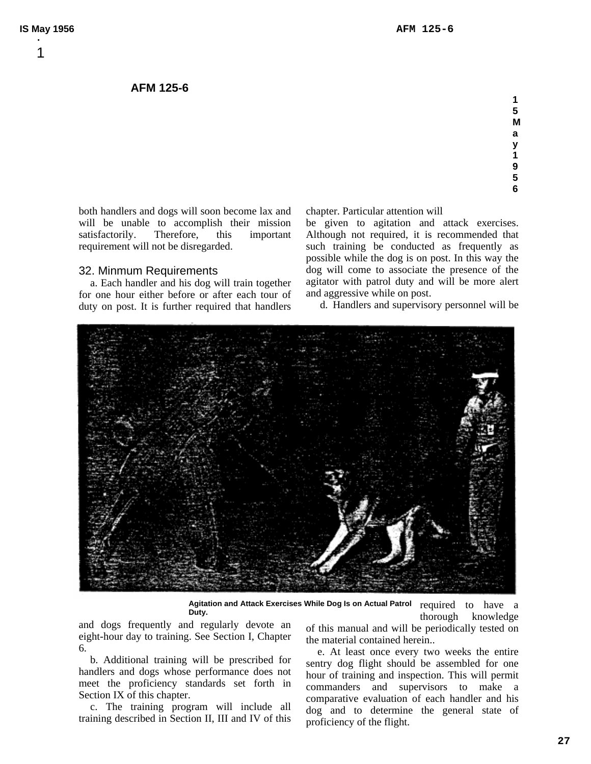both handlers and dogs will soon become lax and will be unable to accomplish their mission satisfactorily. Therefore, this important requirement will not be disregarded.

## 32. Minmum Requirements

a. Each handler and his dog will train together for one hour either before or after each tour of duty on post. It is further required that handlers and dogs frequently and regularly devote an eight-hour day to training. See Section I, Chapter 6.

b. Additional training will be prescribed for handlers and dogs whose performance does not meet the proficiency standards set forth in Section IX of this chapter.

c. The training program will include all training described in Section II, III and IV of this chapter. Particular attention will be given to agitation and attack exercises. Although not required, it is recommended that such training be conducted as frequently as possible while the dog is on post. In this way the dog will come to associate the presence of the agitator with patrol duty and will be more alert and aggressive while on post.

d. Handlers and supervisory personnel will be required to have a thorough knowledge of this manual and will be periodically tested on the material contained herein..

e. At least once every two weeks the entire sentry dog flight should be assembled for one hour of training and inspection. This will permit commanders and supervisors to make a comparative evaluation of each handler and his dog and to determine the general state of proficiency of the flight.

**Agitation and Attack Exercises While Dog Is on Actual Patrol Duty.**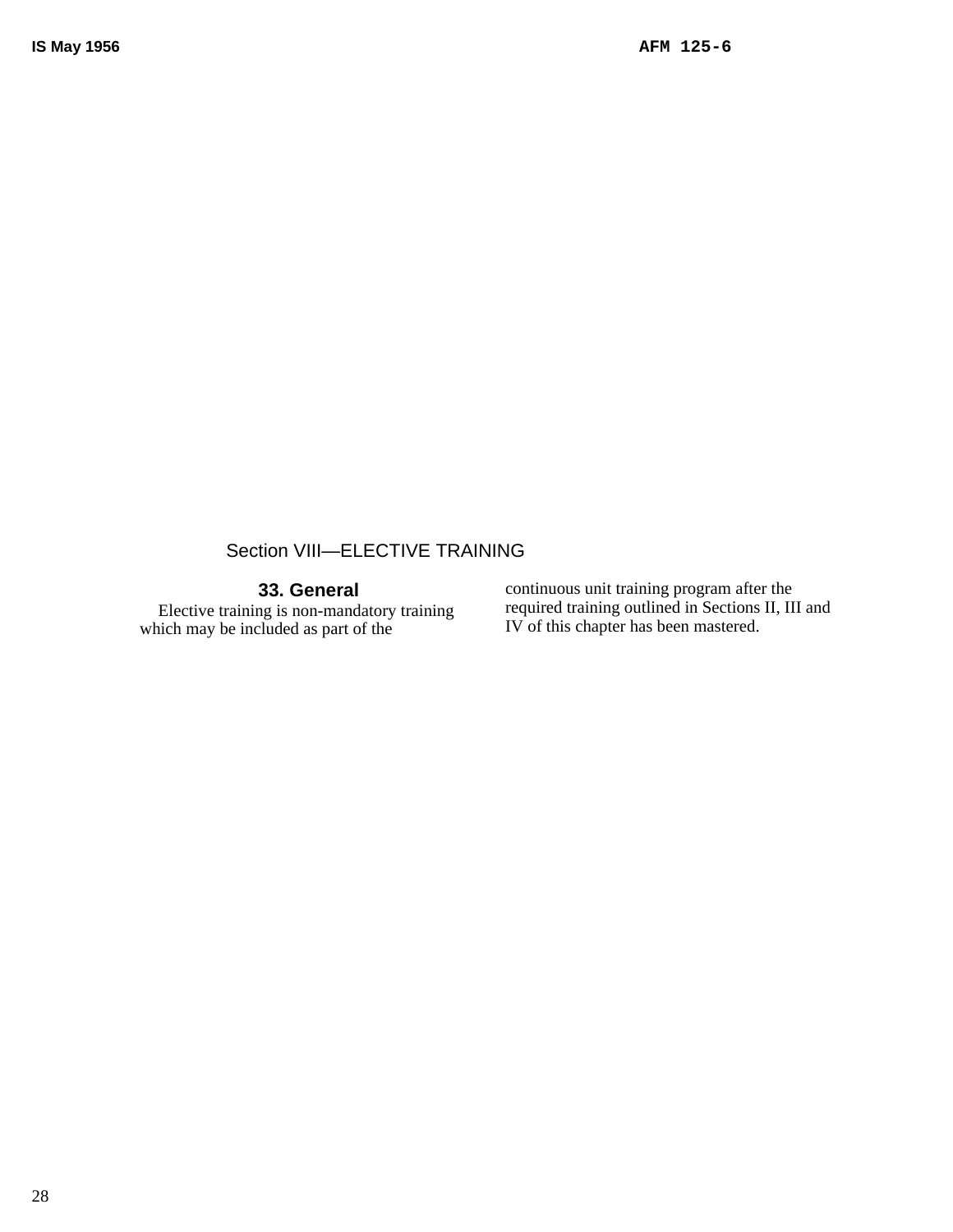## Section VIII—ELECTIVE TRAINING

### 33. General

Elective training is non-mandatory training which may be included as part of the continuous unit training program after the required training outlined in Sections II, III and IV of this chapter has been mastered.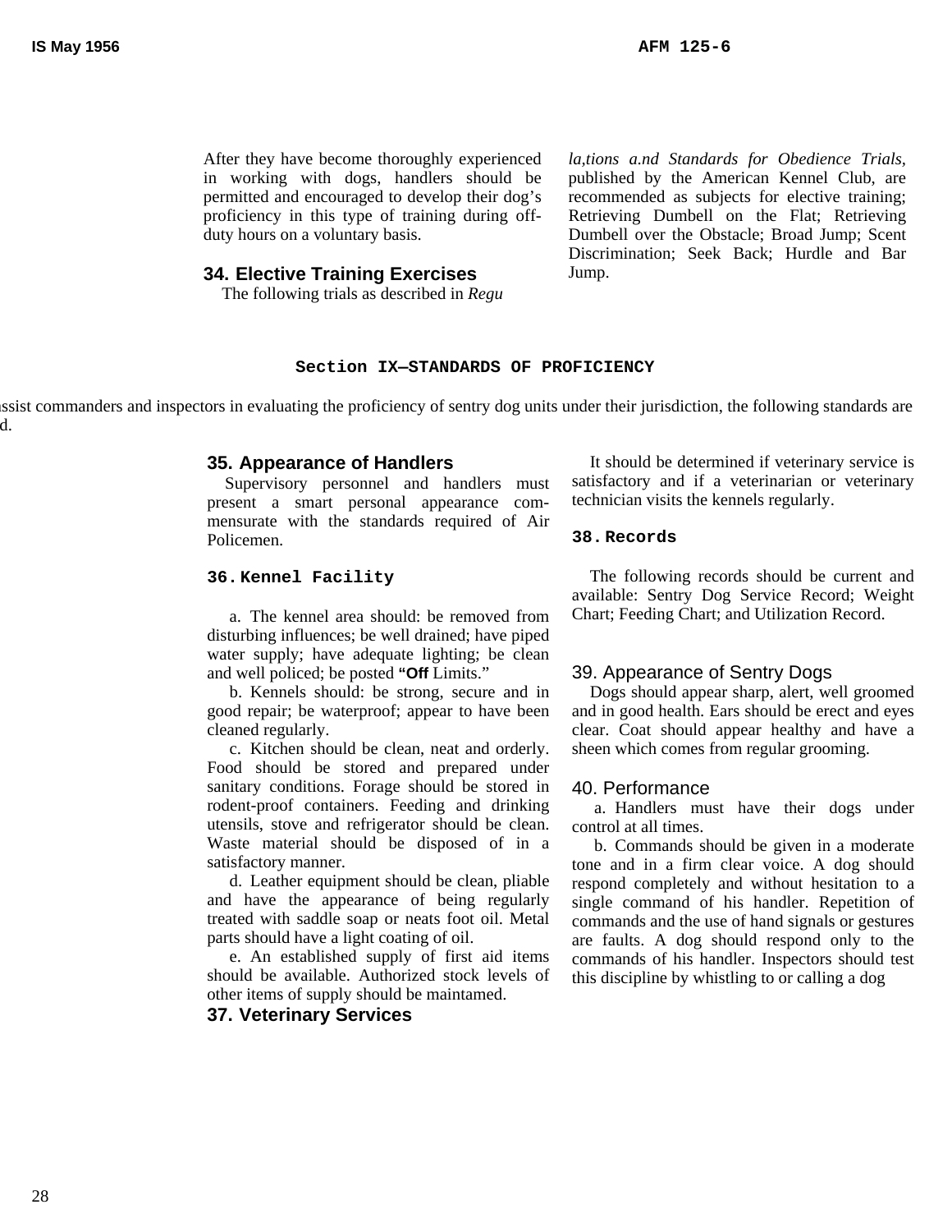After they have become thoroughly experienced in working with dogs, handlers should be permitted and encouraged to develop their dog's proficiency in this type of training during off-duty hours on a voluntary basis.

## 34. Elective Training Exercises

The following trials as described in *Regula,tions a.nd Standards for Obedience Trials,* published by the American Kennel Club, are recommended as subjects for elective training; Retrieving Dumbell on the Flat; Retrieving Dumbell over the Obstacle; Broad Jump; Scent Discrimination; Seek Back; Hurdle and Bar Jump.

# Section IX—STANDARDS OF PROFICIENCY

ssist commanders and inspectors in evaluating the proficiency of sentry dog units under their jurisdiction, the following standards are d.

## 35. Appearance of Handlers

Supervisory personnel and handlers must present a smart personal appearance commensurate with the standards required of Air Policemen.

## 36. Kennel Facility

a. The kennel area should: be removed from disturbing influences; be well drained; have piped water supply; have adequate lighting; be clean and well policed; be posted **"Off** Limits."

b. Kennels should: be strong, secure and in good repair; be waterproof; appear to have been cleaned regularly.

c. Kitchen should be clean, neat and orderly. Food should be stored and prepared under sanitary conditions. Forage should be stored in rodent-proof containers. Feeding and drinking utensils, stove and refrigerator should be clean. Waste material should be disposed of in a satisfactory manner.

d. Leather equipment should be clean, pliable and have the appearance of being regularly treated with saddle soap or neats foot oil. Metal parts should have a light coating of oil.

e. An established supply of first aid items should be available. Authorized stock levels of other items of supply should be maintamed.

## 37. Veterinary Services

It should be determined if veterinary service is satisfactory and if a veterinarian or veterinary technician visits the kennels regularly.

## 38. Records

The following records should be current and available: Sentry Dog Service Record; Weight Chart; Feeding Chart; and Utilization Record.

## 39. Appearance of Sentry Dogs

Dogs should appear sharp, alert, well groomed and in good health. Ears should be erect and eyes clear. Coat should appear healthy and have a sheen which comes from regular grooming.

## 40. Performance

a. Handlers must have their dogs under control at all times.

b. Commands should be given in a moderate tone and in a firm clear voice. A dog should respond completely and without hesitation to a single command of his handler. Repetition of commands and the use of hand signals or gestures are faults. A dog should respond only to the commands of his handler. Inspectors should test this discipline by whistling to or calling a dog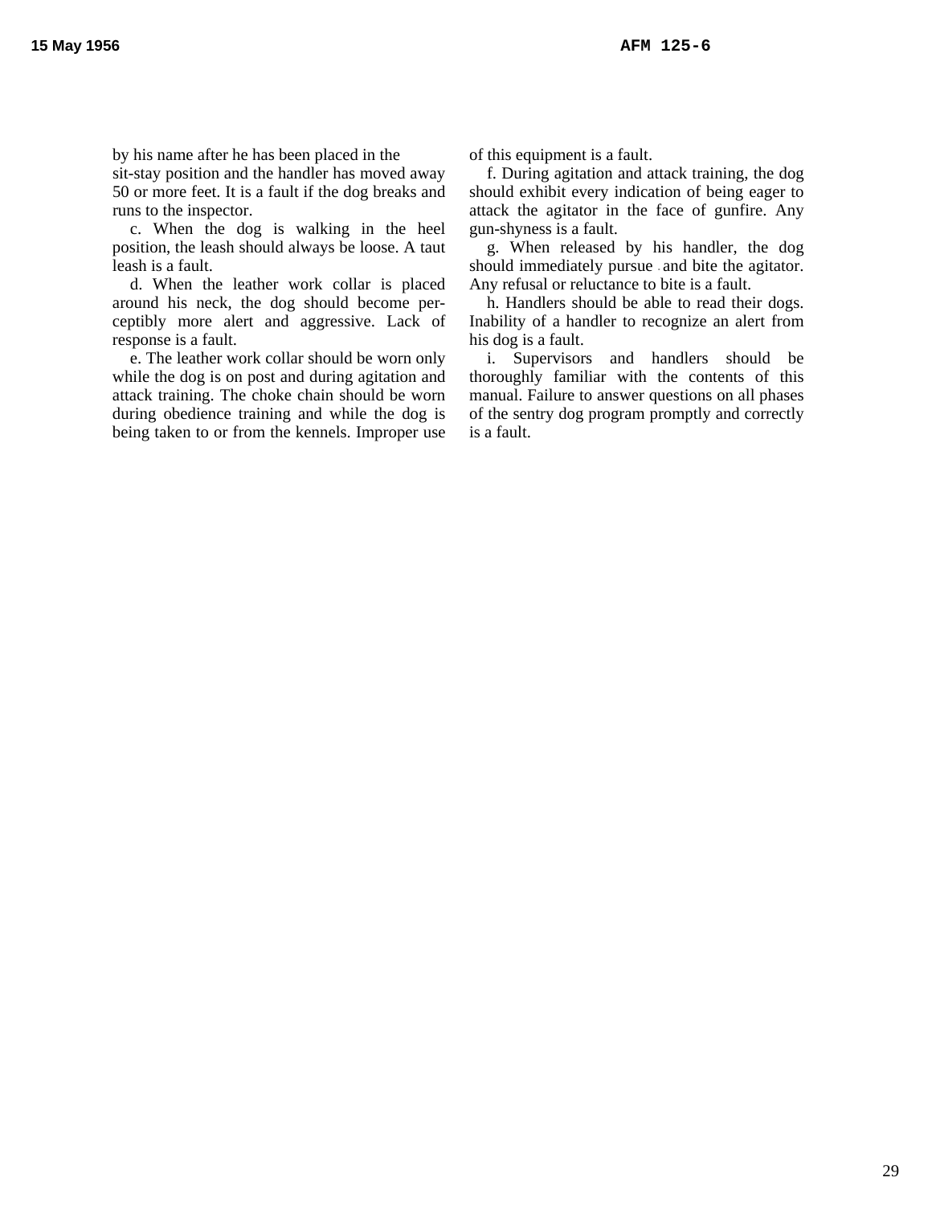by his name after he has been placed in the sit-stay position and the handler has moved away 50 or more feet. It is a fault if the dog breaks and runs to the inspector.

c. When the dog is walking in the heel position, the leash should always be loose. A taut leash is a fault.

d. When the leather work collar is placed around his neck, the dog should become perceptibly more alert and aggressive. Lack of response is a fault.

e. The leather work collar should be worn only while the dog is on post and during agitation and attack training. The choke chain should be worn during obedience training and while the dog is being taken to or from the kennels. Improper use of this equipment is a fault.

f. During agitation and attack training, the dog should exhibit every indication of being eager to attack the agitator in the face of gunfire. Any gun-shyness is a fault.

g. When released by his handler, the dog should immediately pursue and bite the agitator. Any refusal or reluctance to bite is a fault.

h. Handlers should be able to read their dogs. Inability of a handler to recognize an alert from his dog is a fault.

i. Supervisors and handlers should be thoroughly familiar with the contents of this manual. Failure to answer questions on all phases of the sentry dog program promptly and correctly is a fault.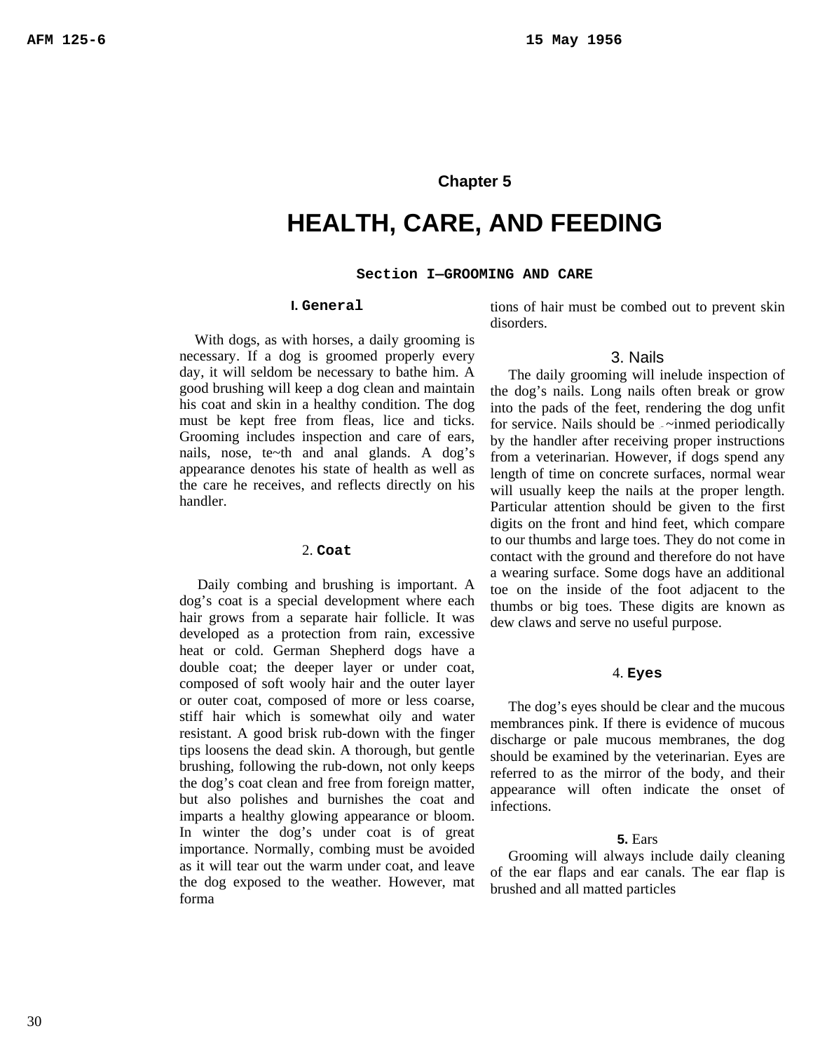# Chapter 5

# HEALTH, CARE, AND FEEDING

## Section I—GROOMING AND CARE

### I. General

With dogs, as with horses, a daily grooming is necessary. If a dog is groomed properly every day, it will seldom be necessary to bathe him. A good brushing will keep a dog clean and maintain his coat and skin in a healthy condition. The dog must be kept free from fleas, lice and ticks. Grooming includes inspection and care of ears, nails, nose, te~th and anal glands. A dog's appearance denotes his state of health as well as the care he receives, and reflects directly on his handler.

### 2. Coat

Daily combing and brushing is important. A dog's coat is a special development where each hair grows from a separate hair follicle. It was developed as a protection from rain, excessive heat or cold. German Shepherd dogs have a double coat; the deeper layer or under coat, composed of soft wooly hair and the outer layer or outer coat, composed of more or less coarse, stiff hair which is somewhat oily and water resistant. A good brisk rub-down with the finger tips loosens the dead skin. A thorough, but gentle brushing, following the rub-down, not only keeps the dog's coat clean and free from foreign matter, but also polishes and burnishes the coat and imparts a healthy glowing appearance or bloom. In winter the dog's under coat is of great importance. Normally, combing must be avoided as it will tear out the warm under coat, and leave the dog exposed to the weather. However, mat formations of hair must be combed out to prevent skin disorders.

### 3. Nails

The daily grooming will inelude inspection of the dog's nails. Long nails often break or grow into the pads of the feet, rendering the dog unfit for service. Nails should be ~inmed periodically by the handler after receiving proper instructions from a veterinarian. However, if dogs spend any length of time on concrete surfaces, normal wear will usually keep the nails at the proper length. Particular attention should be given to the first digits on the front and hind feet, which compare to our thumbs and large toes. They do not come in contact with the ground and therefore do not have a wearing surface. Some dogs have an additional toe on the inside of the foot adjacent to the thumbs or big toes. These digits are known as dew claws and serve no useful purpose.

### 4. Eyes

The dog's eyes should be clear and the mucous membrances pink. If there is evidence of mucous discharge or pale mucous membranes, the dog should be examined by the veterinarian. Eyes are referred to as the mirror of the body, and their appearance will often indicate the onset of infections.

### 5. Ears

Grooming will always include daily cleaning of the ear flaps and ear canals. The ear flap is brushed and all matted particles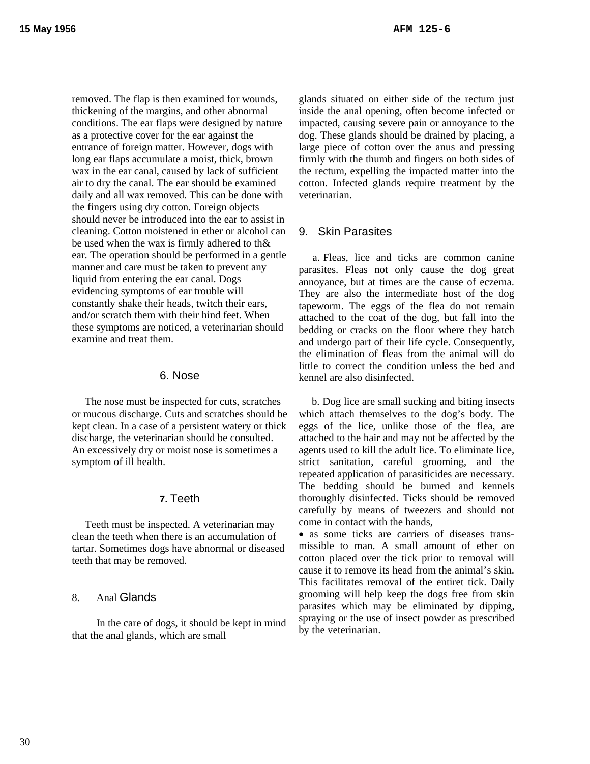removed. The flap is then examined for wounds, thickening of the margins, and other abnormal conditions. The ear flaps were designed by nature as a protective cover for the ear against the entrance of foreign matter. However, dogs with long ear flaps accumulate a moist, thick, brown wax in the ear canal, caused by lack of sufficient air to dry the canal. The ear should be examined daily and all wax removed. This can be done with the fingers using dry cotton. Foreign objects should never be introduced into the ear to assist in cleaning. Cotton moistened in ether or alcohol can be used when the wax is firmly adhered to th& ear. The operation should be performed in a gentle manner and care must be taken to prevent any liquid from entering the ear canal. Dogs evidencing symptoms of ear trouble will constantly shake their heads, twitch their ears, and/or scratch them with their hind feet. When these symptoms are noticed, a veterinarian should examine and treat them.

## 6. Nose

The nose must be inspected for cuts, scratches or mucous discharge. Cuts and scratches should be kept clean. In a case of a persistent watery or thick discharge, the veterinarian should be consulted. An excessively dry or moist nose is sometimes a symptom of ill health.

## 7. Teeth

Teeth must be inspected. A veterinarian may clean the teeth when there is an accumulation of tartar. Sometimes dogs have abnormal or diseased teeth that may be removed.

## 8. Anal Glands

In the care of dogs, it should be kept in mind that the anal glands, which are small glands situated on either side of the rectum just inside the anal opening, often become infected or impacted, causing severe pain or annoyance to the dog. These glands should be drained by placing, a large piece of cotton over the anus and pressing firmly with the thumb and fingers on both sides of the rectum, expelling the impacted matter into the cotton. Infected glands require treatment by the veterinarian.

## 9. Skin Parasites

a. Fleas, lice and ticks are common canine parasites. Fleas not only cause the dog great annoyance, but at times are the cause of eczema. They are also the intermediate host of the dog tapeworm. The eggs of the flea do not remain attached to the coat of the dog, but fall into the bedding or cracks on the floor where they hatch and undergo part of their life cycle. Consequently, the elimination of fleas from the animal will do little to correct the condition unless the bed and kennel are also disinfected.

b. Dog lice are small sucking and biting insects which attach themselves to the dog's body. The eggs of the lice, unlike those of the flea, are attached to the hair and may not be affected by the agents used to kill the adult lice. To eliminate lice, strict sanitation, careful grooming, and the repeated application of parasiticides are necessary. The bedding should be burned and kennels thoroughly disinfected. Ticks should be removed carefully by means of tweezers and should not come in contact with the hands,

• as some ticks are carriers of diseases transmissible to man. A small amount of ether on cotton placed over the tick prior to removal will cause it to remove its head from the animal's skin. This facilitates removal of the entiret tick. Daily grooming will help keep the dogs free from skin parasites which may be eliminated by dipping, spraying or the use of insect powder as prescribed by the veterinarian.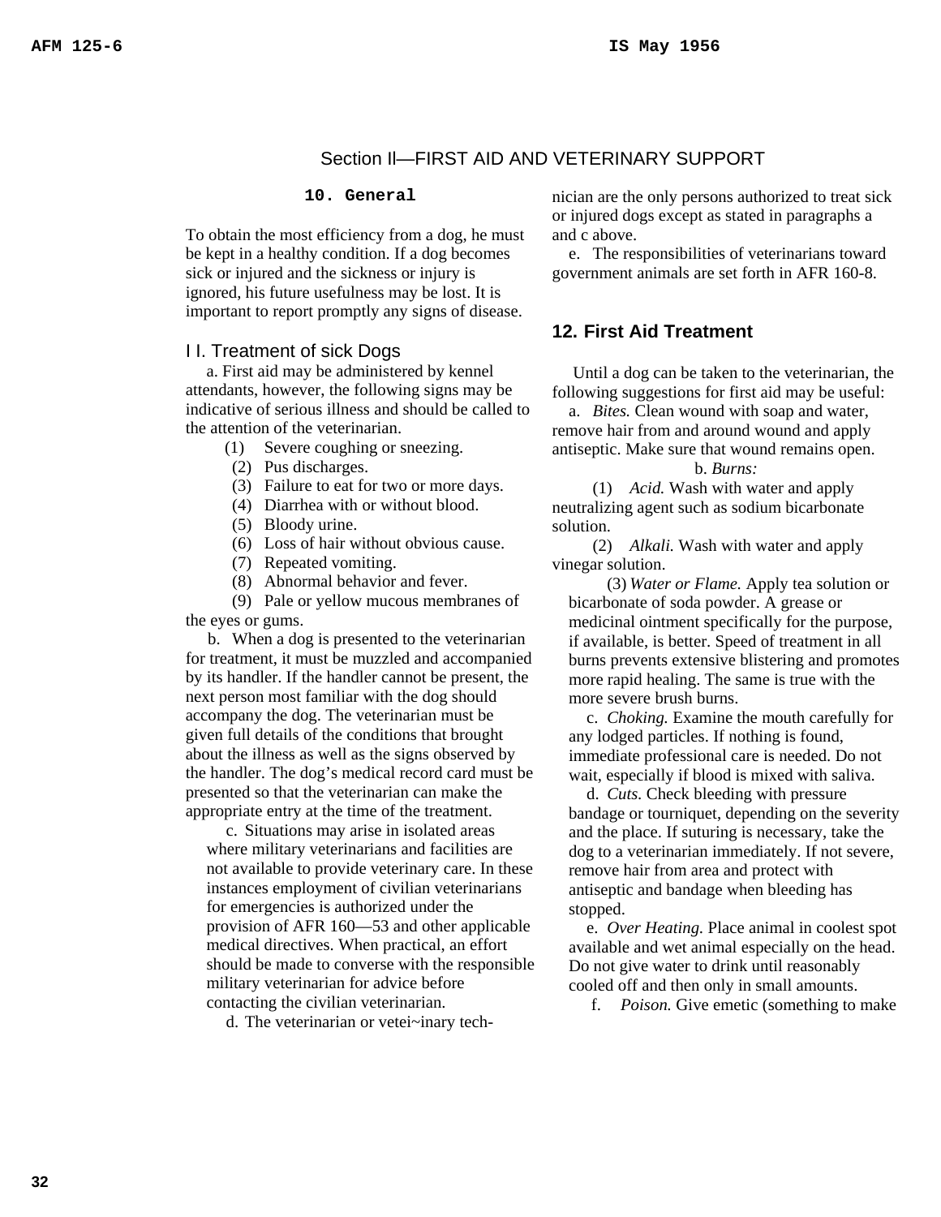## Section II—FIRST AID AND VETERINARY SUPPORT

### 10. General

To obtain the most efficiency from a dog, he must be kept in a healthy condition. If a dog becomes sick or injured and the sickness or injury is ignored, his future usefulness may be lost. It is important to report promptly any signs of disease.

### I I. Treatment of sick Dogs

a. First aid may be administered by kennel attendants, however, the following signs may be indicative of serious illness and should be called to the attention of the veterinarian.

(1) Severe coughing or sneezing.
(2) Pus discharges.
(3) Failure to eat for two or more days.
(4) Diarrhea with or without blood.
(5) Bloody urine.
(6) Loss of hair without obvious cause.
(7) Repeated vomiting.
(8) Abnormal behavior and fever.
(9) Pale or yellow mucous membranes of the eyes or gums.

b. When a dog is presented to the veterinarian for treatment, it must be muzzled and accompanied by its handler. If the handler cannot be present, the next person most familiar with the dog should accompany the dog. The veterinarian must be given full details of the conditions that brought about the illness as well as the signs observed by the handler. The dog's medical record card must be presented so that the veterinarian can make the appropriate entry at the time of the treatment.

c. Situations may arise in isolated areas where military veterinarians and facilities are not available to provide veterinary care. In these instances employment of civilian veterinarians for emergencies is authorized under the provision of AFR 160—53 and other applicable medical directives. When practical, an effort should be made to converse with the responsible military veterinarian for advice before contacting the civilian veterinarian.

d. The veterinarian or vetei~inary technician are the only persons authorized to treat sick or injured dogs except as stated in paragraphs a and c above.

e. The responsibilities of veterinarians toward government animals are set forth in AFR 160-8.

### 12. First Aid Treatment

Until a dog can be taken to the veterinarian, the following suggestions for first aid may be useful:

a. *Bites.* Clean wound with soap and water, remove hair from and around wound and apply antiseptic. Make sure that wound remains open.

b. *Burns:*

(1) *Acid.* Wash with water and apply neutralizing agent such as sodium bicarbonate solution.

(2) *Alkali.* Wash with water and apply vinegar solution.

(3) *Water or Flame.* Apply tea solution or bicarbonate of soda powder. A grease or medicinal ointment specifically for the purpose, if available, is better. Speed of treatment in all burns prevents extensive blistering and promotes more rapid healing. The same is true with the more severe brush burns.

c. *Choking.* Examine the mouth carefully for any lodged particles. If nothing is found, immediate professional care is needed. Do not wait, especially if blood is mixed with saliva.

d. *Cuts.* Check bleeding with pressure bandage or tourniquet, depending on the severity and the place. If suturing is necessary, take the dog to a veterinarian immediately. If not severe, remove hair from area and protect with antiseptic and bandage when bleeding has stopped.

e. *Over Heating.* Place animal in coolest spot available and wet animal especially on the head. Do not give water to drink until reasonably cooled off and then only in small amounts.

f. *Poison.* Give emetic (something to make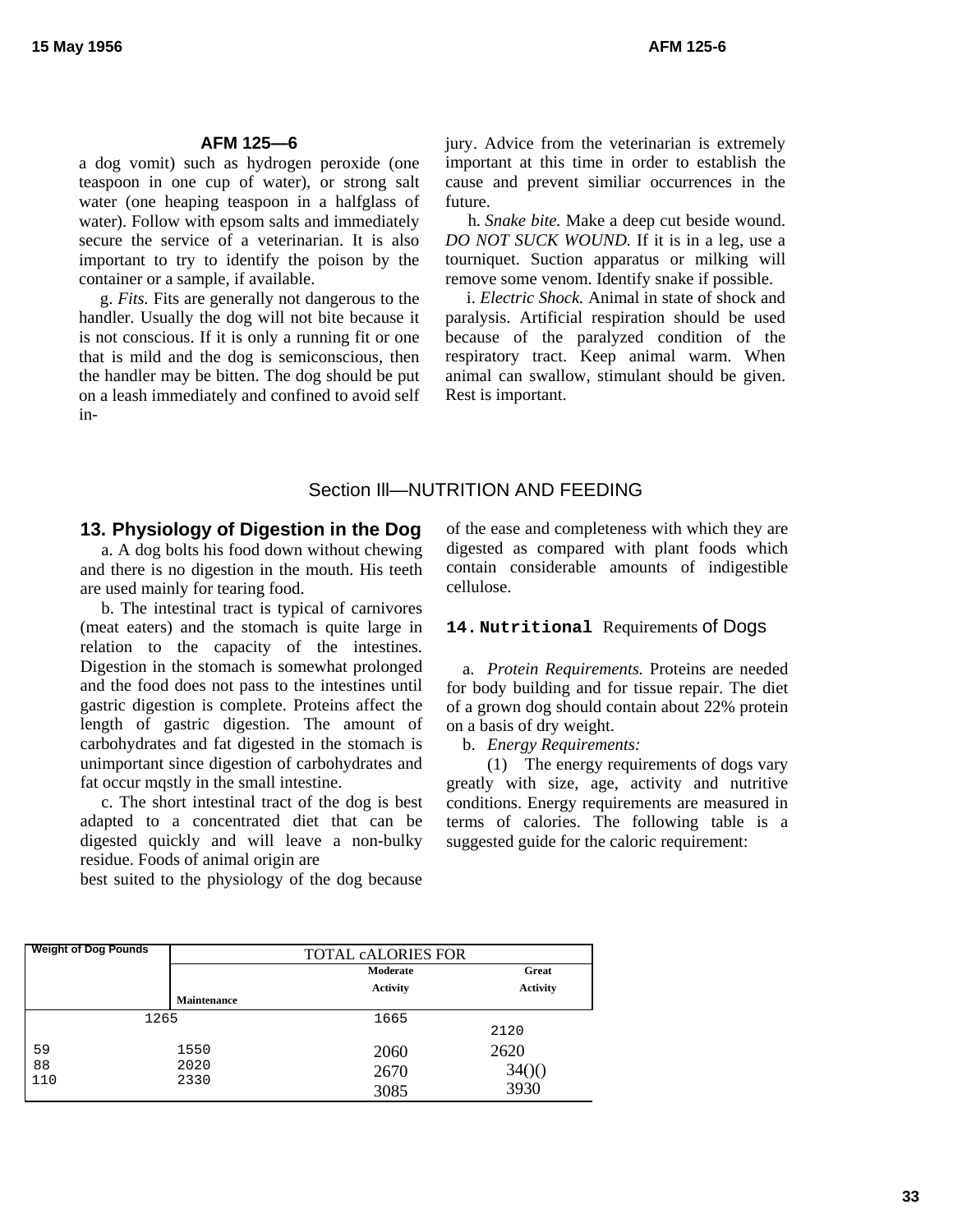a dog vomit) such as hydrogen peroxide (one teaspoon in one cup of water), or strong salt water (one heaping teaspoon in a halfglass of water). Follow with epsom salts and immediately secure the service of a veterinarian. It is also important to try to identify the poison by the container or a sample, if available.

g. *Fits.* Fits are generally not dangerous to the handler. Usually the dog will not bite because it is not conscious. If it is only a running fit or one that is mild and the dog is semiconscious, then the handler may be bitten. The dog should be put on a leash immediately and confined to avoid self injury. Advice from the veterinarian is extremely important at this time in order to establish the cause and prevent similiar occurrences in the future.

h. *Snake bite.* Make a deep cut beside wound. *DO NOT SUCK WOUND.* If it is in a leg, use a tourniquet. Suction apparatus or milking will remove some venom. Identify snake if possible.

i. *Electric Shock.* Animal in state of shock and paralysis. Artificial respiration should be used because of the paralyzed condition of the respiratory tract. Keep animal warm. When animal can swallow, stimulant should be given. Rest is important.

## Section Ill—NUTRITION AND FEEDING

### 13. Physiology of Digestion in the Dog

a. A dog bolts his food down without chewing and there is no digestion in the mouth. His teeth are used mainly for tearing food.

b. The intestinal tract is typical of carnivores (meat eaters) and the stomach is quite large in relation to the capacity of the intestines. Digestion in the stomach is somewhat prolonged and the food does not pass to the intestines until gastric digestion is complete. Proteins affect the length of gastric digestion. The amount of carbohydrates and fat digested in the stomach is unimportant since digestion of carbohydrates and fat occur mqstly in the small intestine.

c. The short intestinal tract of the dog is best adapted to a concentrated diet that can be digested quickly and will leave a non-bulky residue. Foods of animal origin are best suited to the physiology of the dog because of the ease and completeness with which they are digested as compared with plant foods which contain considerable amounts of indigestible cellulose.

### 14. Nutritional Requirements of Dogs

a. *Protein Requirements.* Proteins are needed for body building and for tissue repair. The diet of a grown dog should contain about 22% protein on a basis of dry weight.

b. *Energy Requirements:*

(1) The energy requirements of dogs vary greatly with size, age, activity and nutritive conditions. Energy requirements are measured in terms of calories. The following table is a suggested guide for the caloric requirement:

| Weight of Dog Pounds | TOTAL cALORIES FOR | | |
|---|---|---|---|
| | Maintenance | Moderate Activity | Great Activity |
| | 1265 | 1665 | 2120 |
| 59 | 1550 | 2060 | 2620 |
| 88 | 2020 | 2670 | 34()() |
| 110 | 2330 | 3085 | 3930 |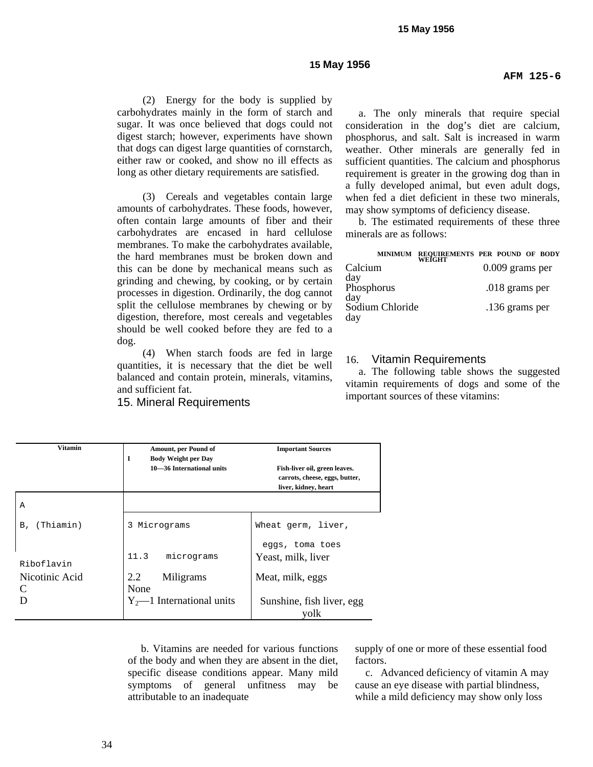(2) Energy for the body is supplied by carbohydrates mainly in the form of starch and sugar. It was once believed that dogs could not digest starch; however, experiments have shown that dogs can digest large quantities of cornstarch, either raw or cooked, and show no ill effects as long as other dietary requirements are satisfied.

(3) Cereals and vegetables contain large amounts of carbohydrates. These foods, however, often contain large amounts of fiber and their carbohydrates are encased in hard cellulose membranes. To make the carbohydrates available, the hard membranes must be broken down and this can be done by mechanical means such as grinding and chewing, by cooking, or by certain processes in digestion. Ordinarily, the dog cannot split the cellulose membranes by chewing or by digestion, therefore, most cereals and vegetables should be well cooked before they are fed to a dog.

(4) When starch foods are fed in large quantities, it is necessary that the diet be well balanced and contain protein, minerals, vitamins, and sufficient fat.

## 15. Mineral Requirements

a. The only minerals that require special consideration in the dog's diet are calcium, phosphorus, and salt. Salt is increased in warm weather. Other minerals are generally fed in sufficient quantities. The calcium and phosphorus requirement is greater in the growing dog than in a fully developed animal, but even adult dogs, when fed a diet deficient in these two minerals, may show symptoms of deficiency disease.

b. The estimated requirements of these three minerals are as follows:

| | MINIMUM REQUIREMENTS PER POUND OF BODY WEIGHT |
|---|---|
| Calcium | 0.009 grams per day |
| Phosphorus | .018 grams per day |
| Sodium Chloride | .136 grams per day |

## 16. Vitamin Requirements

a. The following table shows the suggested vitamin requirements of dogs and some of the important sources of these vitamins:

| Vitamin | Amount, per Pound of Body Weight per Day | Important Sources |
|---|---|---|
| A | 10—36 International units | Fish-liver oil, green leaves. carrots, cheese, eggs, butter, liver, kidney, heart |
| B, (Thiamin) | 3 Micrograms | Wheat germ, liver, eggs, toma toes |
| Riboflavin | 11.3 micrograms | Yeast, milk, liver |
| Nicotinic Acid | 2.2 Miligrams | Meat, milk, eggs |
| C | None | |
| D | $Y_2$—1 International units | Sunshine, fish liver, egg yolk |

b. Vitamins are needed for various functions of the body and when they are absent in the diet, specific disease conditions appear. Many mild symptoms of general unfitness may be attributable to an inadequate supply of one or more of these essential food factors.

c. Advanced deficiency of vitamin A may cause an eye disease with partial blindness, while a mild deficiency may show only loss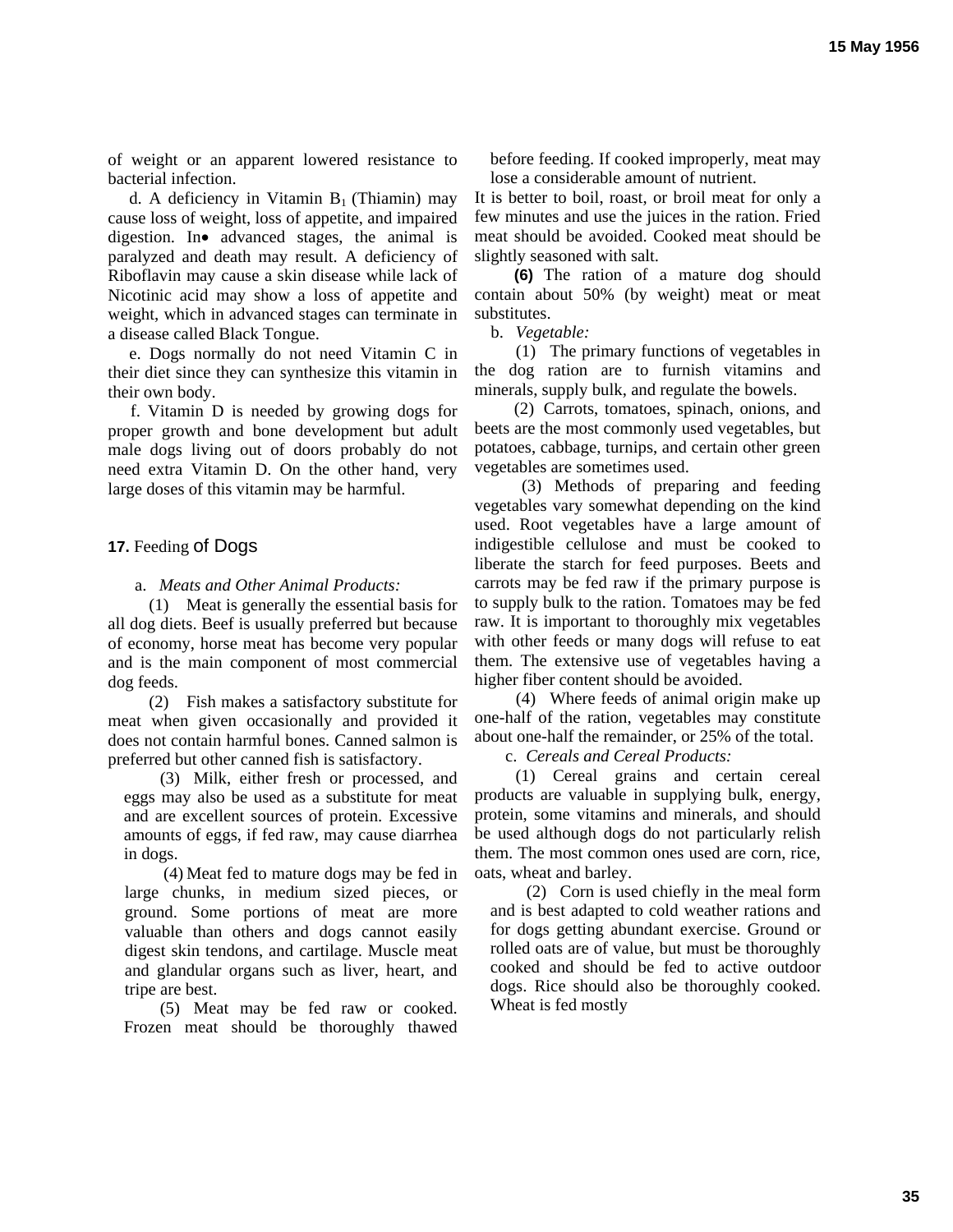of weight or an apparent lowered resistance to bacterial infection.

d. A deficiency in Vitamin $B_1$ (Thiamin) may cause loss of weight, loss of appetite, and impaired digestion. In• advanced stages, the animal is paralyzed and death may result. A deficiency of Riboflavin may cause a skin disease while lack of Nicotinic acid may show a loss of appetite and weight, which in advanced stages can terminate in a disease called Black Tongue.

e. Dogs normally do not need Vitamin C in their diet since they can synthesize this vitamin in their own body.

f. Vitamin D is needed by growing dogs for proper growth and bone development but adult male dogs living out of doors probably do not need extra Vitamin D. On the other hand, very large doses of this vitamin may be harmful.

## 17. Feeding of Dogs

a. *Meats and Other Animal Products:*

(1) Meat is generally the essential basis for all dog diets. Beef is usually preferred but because of economy, horse meat has become very popular and is the main component of most commercial dog feeds.

(2) Fish makes a satisfactory substitute for meat when given occasionally and provided it does not contain harmful bones. Canned salmon is preferred but other canned fish is satisfactory.

(3) Milk, either fresh or processed, and eggs may also be used as a substitute for meat and are excellent sources of protein. Excessive amounts of eggs, if fed raw, may cause diarrhea in dogs.

(4) Meat fed to mature dogs may be fed in large chunks, in medium sized pieces, or ground. Some portions of meat are more valuable than others and dogs cannot easily digest skin tendons, and cartilage. Muscle meat and glandular organs such as liver, heart, and tripe are best.

(5) Meat may be fed raw or cooked. Frozen meat should be thoroughly thawed before feeding. If cooked improperly, meat may lose a considerable amount of nutrient.

It is better to boil, roast, or broil meat for only a few minutes and use the juices in the ration. Fried meat should be avoided. Cooked meat should be slightly seasoned with salt.

(6) The ration of a mature dog should contain about 50% (by weight) meat or meat substitutes.

b. *Vegetable:*

(1) The primary functions of vegetables in the dog ration are to furnish vitamins and minerals, supply bulk, and regulate the bowels.

(2) Carrots, tomatoes, spinach, onions, and beets are the most commonly used vegetables, but potatoes, cabbage, turnips, and certain other green vegetables are sometimes used.

(3) Methods of preparing and feeding vegetables vary somewhat depending on the kind used. Root vegetables have a large amount of indigestible cellulose and must be cooked to liberate the starch for feed purposes. Beets and carrots may be fed raw if the primary purpose is to supply bulk to the ration. Tomatoes may be fed raw. It is important to thoroughly mix vegetables with other feeds or many dogs will refuse to eat them. The extensive use of vegetables having a higher fiber content should be avoided.

(4) Where feeds of animal origin make up one-half of the ration, vegetables may constitute about one-half the remainder, or 25% of the total.

c. *Cereals and Cereal Products:*

(1) Cereal grains and certain cereal products are valuable in supplying bulk, energy, protein, some vitamins and minerals, and should be used although dogs do not particularly relish them. The most common ones used are corn, rice, oats, wheat and barley.

(2) Corn is used chiefly in the meal form and is best adapted to cold weather rations and for dogs getting abundant exercise. Ground or rolled oats are of value, but must be thoroughly cooked and should be fed to active outdoor dogs. Rice should also be thoroughly cooked. Wheat is fed mostly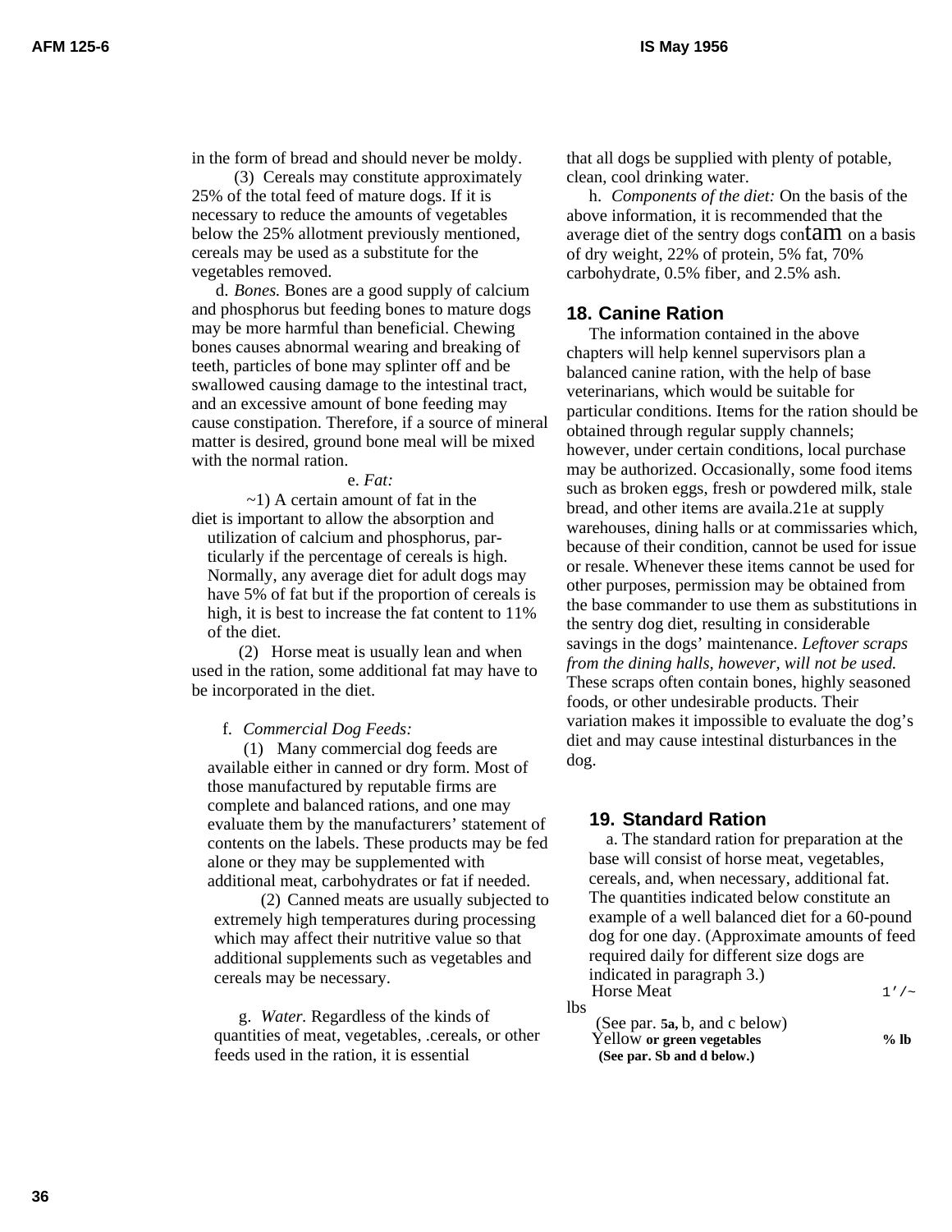in the form of bread and should never be moldy.

(3) Cereals may constitute approximately 25% of the total feed of mature dogs. If it is necessary to reduce the amounts of vegetables below the 25% allotment previously mentioned, cereals may be used as a substitute for the vegetables removed.

d. *Bones.* Bones are a good supply of calcium and phosphorus but feeding bones to mature dogs may be more harmful than beneficial. Chewing bones causes abnormal wearing and breaking of teeth, particles of bone may splinter off and be swallowed causing damage to the intestinal tract, and an excessive amount of bone feeding may cause constipation. Therefore, if a source of mineral matter is desired, ground bone meal will be mixed with the normal ration.

e. *Fat:*

~1) A certain amount of fat in the diet is important to allow the absorption and utilization of calcium and phosphorus, particularly if the percentage of cereals is high. Normally, any average diet for adult dogs may have 5% of fat but if the proportion of cereals is high, it is best to increase the fat content to 11% of the diet.

(2) Horse meat is usually lean and when used in the ration, some additional fat may have to be incorporated in the diet.

f. *Commercial Dog Feeds:*

(1) Many commercial dog feeds are available either in canned or dry form. Most of those manufactured by reputable firms are complete and balanced rations, and one may evaluate them by the manufacturers' statement of contents on the labels. These products may be fed alone or they may be supplemented with additional meat, carbohydrates or fat if needed.

(2) Canned meats are usually subjected to extremely high temperatures during processing which may affect their nutritive value so that additional supplements such as vegetables and cereals may be necessary.

g. *Water.* Regardless of the kinds of quantities of meat, vegetables, .cereals, or other feeds used in the ration, it is essential that all dogs be supplied with plenty of potable, clean, cool drinking water.

h. *Components of the diet:* On the basis of the above information, it is recommended that the average diet of the sentry dogs contam on a basis of dry weight, 22% of protein, 5% fat, 70% carbohydrate, 0.5% fiber, and 2.5% ash.

## 18. Canine Ration

The information contained in the above chapters will help kennel supervisors plan a balanced canine ration, with the help of base veterinarians, which would be suitable for particular conditions. Items for the ration should be obtained through regular supply channels; however, under certain conditions, local purchase may be authorized. Occasionally, some food items such as broken eggs, fresh or powdered milk, stale bread, and other items are availa.21e at supply warehouses, dining halls or at commissaries which, because of their condition, cannot be used for issue or resale. Whenever these items cannot be used for other purposes, permission may be obtained from the base commander to use them as substitutions in the sentry dog diet, resulting in considerable savings in the dogs' maintenance. *Leftover scraps from the dining halls, however, will not be used.* These scraps often contain bones, highly seasoned foods, or other undesirable products. Their variation makes it impossible to evaluate the dog's diet and may cause intestinal disturbances in the dog.

## 19. Standard Ration

a. The standard ration for preparation at the base will consist of horse meat, vegetables, cereals, and, when necessary, additional fat. The quantities indicated below constitute an example of a well balanced diet for a 60-pound dog for one day. (Approximate amounts of feed required daily for different size dogs are indicated in paragraph 3.)

Horse Meat 1'/~ lbs
(See par. 5a, b, and c below)

Yellow **or green vegetables** **% lb**
**(See par. Sb and d below.)**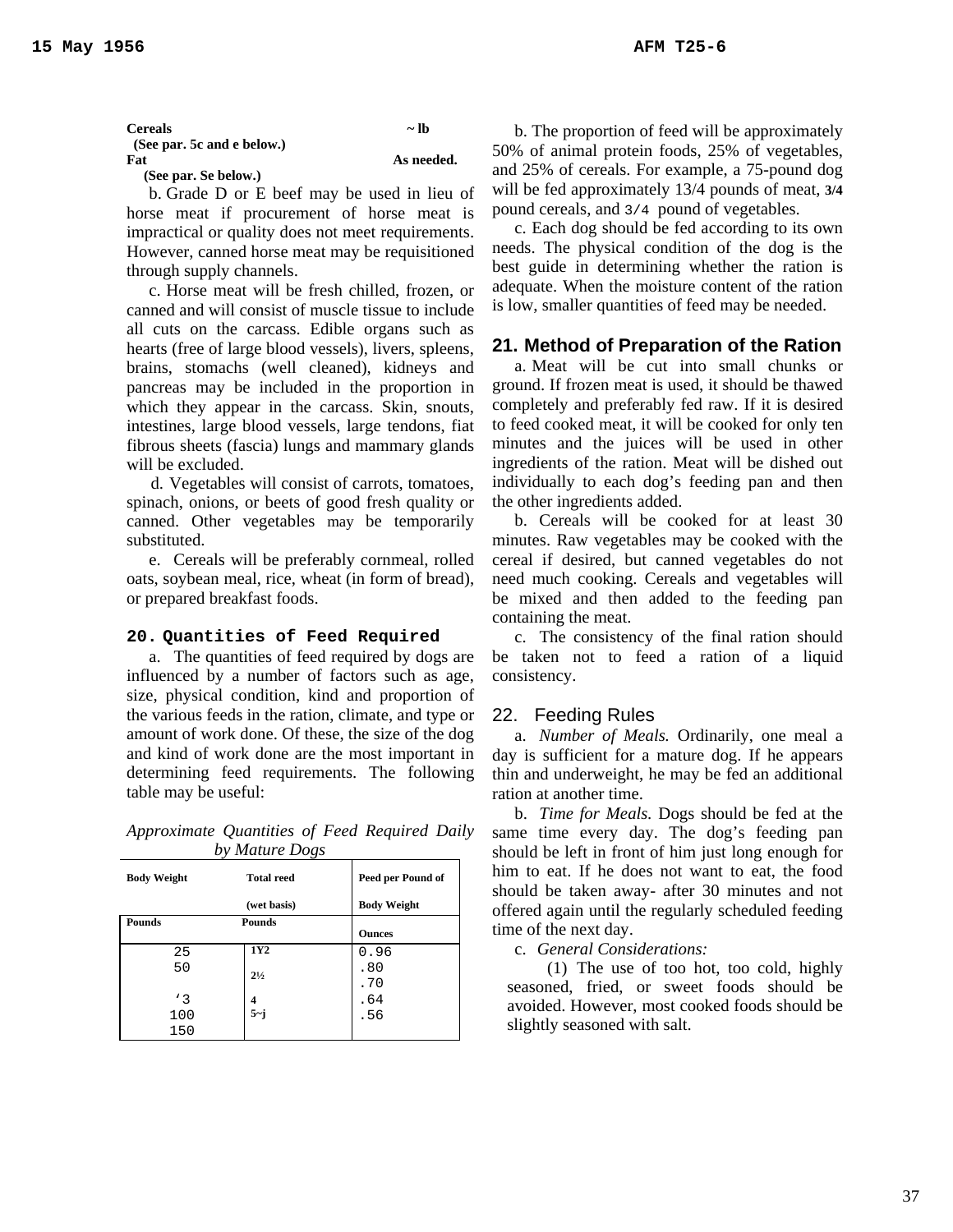| | |
|---|---|
| **Cereals** (See par. 5c and e below.) | **~ lb** |
| **Fat** (See par. Se below.) | **As needed.** |

b. Grade D or E beef may be used in lieu of horse meat if procurement of horse meat is impractical or quality does not meet requirements. However, canned horse meat may be requisitioned through supply channels.

c. Horse meat will be fresh chilled, frozen, or canned and will consist of muscle tissue to include all cuts on the carcass. Edible organs such as hearts (free of large blood vessels), livers, spleens, brains, stomachs (well cleaned), kidneys and pancreas may be included in the proportion in which they appear in the carcass. Skin, snouts, intestines, large blood vessels, large tendons, fiat fibrous sheets (fascia) lungs and mammary glands will be excluded.

d. Vegetables will consist of carrots, tomatoes, spinach, onions, or beets of good fresh quality or canned. Other vegetables may be temporarily substituted.

e. Cereals will be preferably cornmeal, rolled oats, soybean meal, rice, wheat (in form of bread), or prepared breakfast foods.

## 20. Quantities of Feed Required

a. The quantities of feed required by dogs are influenced by a number of factors such as age, size, physical condition, kind and proportion of the various feeds in the ration, climate, and type or amount of work done. Of these, the size of the dog and kind of work done are the most important in determining feed requirements. The following table may be useful:

*Approximate Quantities of Feed Required Daily by Mature Dogs*

| Body Weight | Total reed (wet basis) | Peed per Pound of Body Weight |
|---|---|---|
| Pounds | Pounds | Ounces |
| 25 | 1Y2 | 0.96 |
| 50 | 2½ | .80 |
| | | .70 |
| ‘3 | 4 | .64 |
| 100 | 5~j | .56 |
| 150 | | |

b. The proportion of feed will be approximately 50% of animal protein foods, 25% of vegetables, and 25% of cereals. For example, a 75-pound dog will be fed approximately 13/4 pounds of meat, 3/4 pound cereals, and 3/4 pound of vegetables.

c. Each dog should be fed according to its own needs. The physical condition of the dog is the best guide in determining whether the ration is adequate. When the moisture content of the ration is low, smaller quantities of feed may be needed.

## 21. Method of Preparation of the Ration

a. Meat will be cut into small chunks or ground. If frozen meat is used, it should be thawed completely and preferably fed raw. If it is desired to feed cooked meat, it will be cooked for only ten minutes and the juices will be used in other ingredients of the ration. Meat will be dished out individually to each dog’s feeding pan and then the other ingredients added.

b. Cereals will be cooked for at least 30 minutes. Raw vegetables may be cooked with the cereal if desired, but canned vegetables do not need much cooking. Cereals and vegetables will be mixed and then added to the feeding pan containing the meat.

c. The consistency of the final ration should be taken not to feed a ration of a liquid consistency.

## 22. Feeding Rules

a. *Number of Meals.* Ordinarily, one meal a day is sufficient for a mature dog. If he appears thin and underweight, he may be fed an additional ration at another time.

b. *Time for Meals.* Dogs should be fed at the same time every day. The dog’s feeding pan should be left in front of him just long enough for him to eat. If he does not want to eat, the food should be taken away- after 30 minutes and not offered again until the regularly scheduled feeding time of the next day.

c. *General Considerations:*

(1) The use of too hot, too cold, highly seasoned, fried, or sweet foods should be avoided. However, most cooked foods should be slightly seasoned with salt.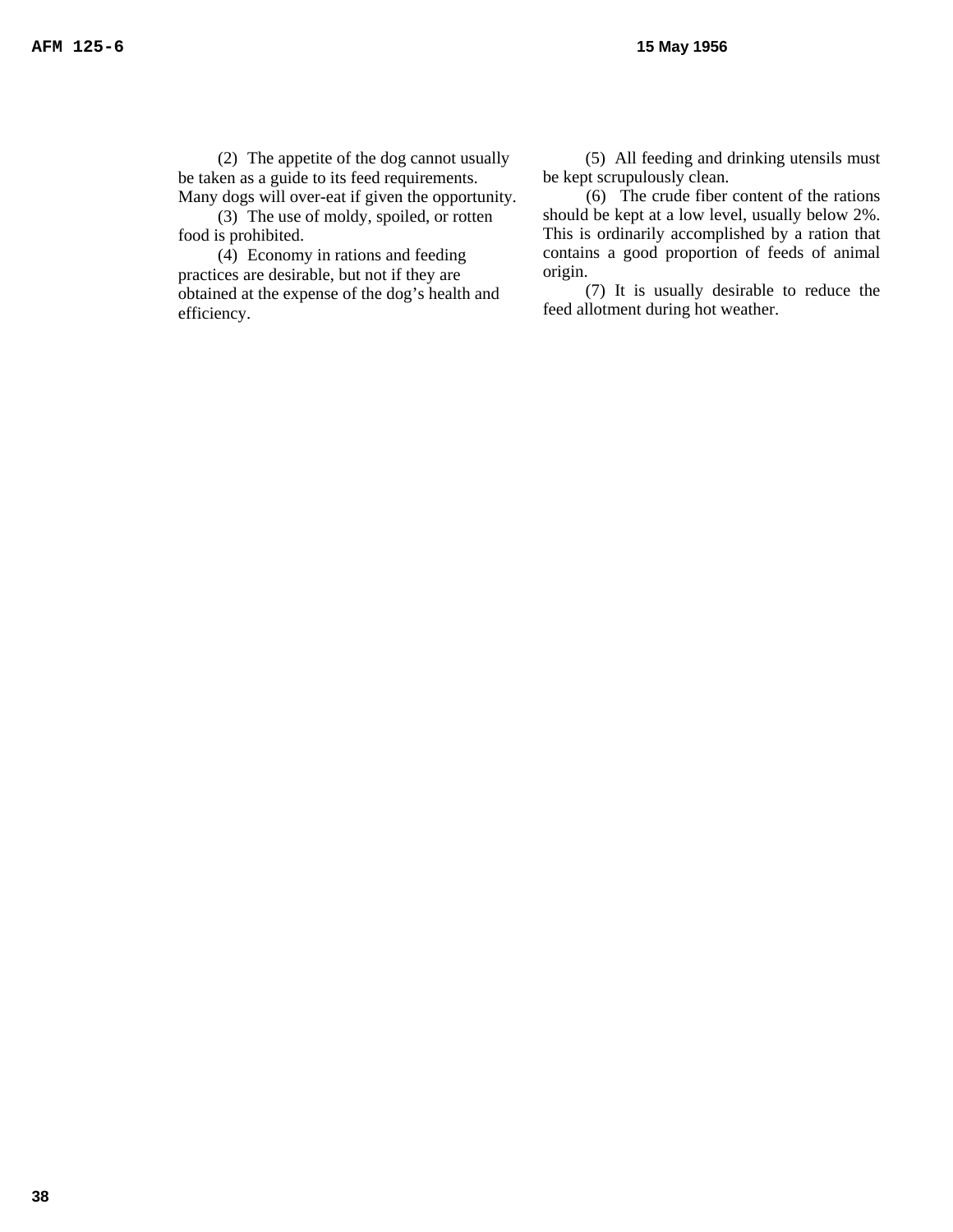(2) The appetite of the dog cannot usually be taken as a guide to its feed requirements. Many dogs will over-eat if given the opportunity.

(3) The use of moldy, spoiled, or rotten food is prohibited.

(4) Economy in rations and feeding practices are desirable, but not if they are obtained at the expense of the dog's health and efficiency.

(5) All feeding and drinking utensils must be kept scrupulously clean.

(6) The crude fiber content of the rations should be kept at a low level, usually below 2%. This is ordinarily accomplished by a ration that contains a good proportion of feeds of animal origin.

(7) It is usually desirable to reduce the feed allotment during hot weather.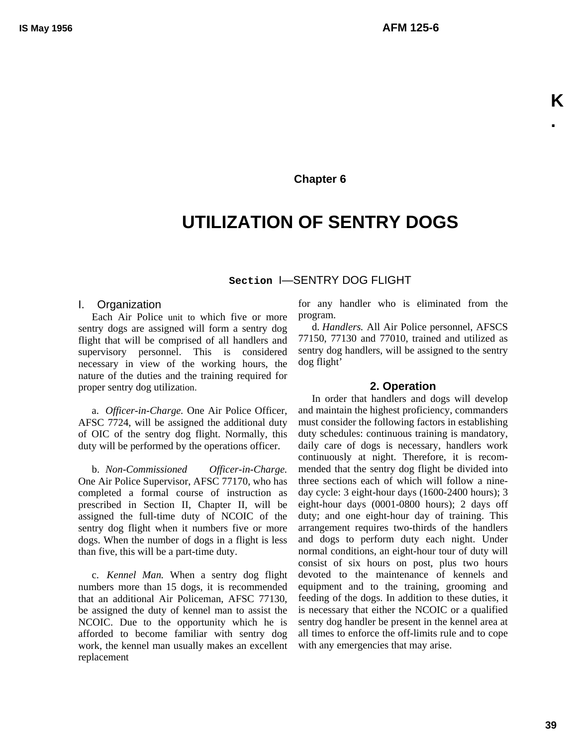# Chapter 6

# UTILIZATION OF SENTRY DOGS

## Section I—SENTRY DOG FLIGHT

### 1. Organization

Each Air Police unit to which five or more sentry dogs are assigned will form a sentry dog flight that will be comprised of all handlers and supervisory personnel. This is considered necessary in view of the working hours, the nature of the duties and the training required for proper sentry dog utilization.

a. *Officer-in-Charge.* One Air Police Officer, AFSC 7724, will be assigned the additional duty of OIC of the sentry dog flight. Normally, this duty will be performed by the operations officer.

b. *Non-Commissioned Officer-in-Charge.* One Air Police Supervisor, AFSC 77170, who has completed a formal course of instruction as prescribed in Section II, Chapter II, will be assigned the full-time duty of NCOIC of the sentry dog flight when it numbers five or more dogs. When the number of dogs in a flight is less than five, this will be a part-time duty.

c. *Kennel Man.* When a sentry dog flight numbers more than 15 dogs, it is recommended that an additional Air Policeman, AFSC 77130, be assigned the duty of kennel man to assist the NCOIC. Due to the opportunity which he is afforded to become familiar with sentry dog work, the kennel man usually makes an excellent replacement for any handler who is eliminated from the program.

d. *Handlers.* All Air Police personnel, AFSCS 77150, 77130 and 77010, trained and utilized as sentry dog handlers, will be assigned to the sentry dog flight'

### 2. Operation

In order that handlers and dogs will develop and maintain the highest proficiency, commanders must consider the following factors in establishing duty schedules: continuous training is mandatory, daily care of dogs is necessary, handlers work continuously at night. Therefore, it is recommended that the sentry dog flight be divided into three sections each of which will follow a nine-day cycle: 3 eight-hour days (1600-2400 hours); 3 eight-hour days (0001-0800 hours); 2 days off duty; and one eight-hour day of training. This arrangement requires two-thirds of the handlers and dogs to perform duty each night. Under normal conditions, an eight-hour tour of duty will consist of six hours on post, plus two hours devoted to the maintenance of kennels and equipment and to the training, grooming and feeding of the dogs. In addition to these duties, it is necessary that either the NCOIC or a qualified sentry dog handler be present in the kennel area at all times to enforce the off-limits rule and to cope with any emergencies that may arise.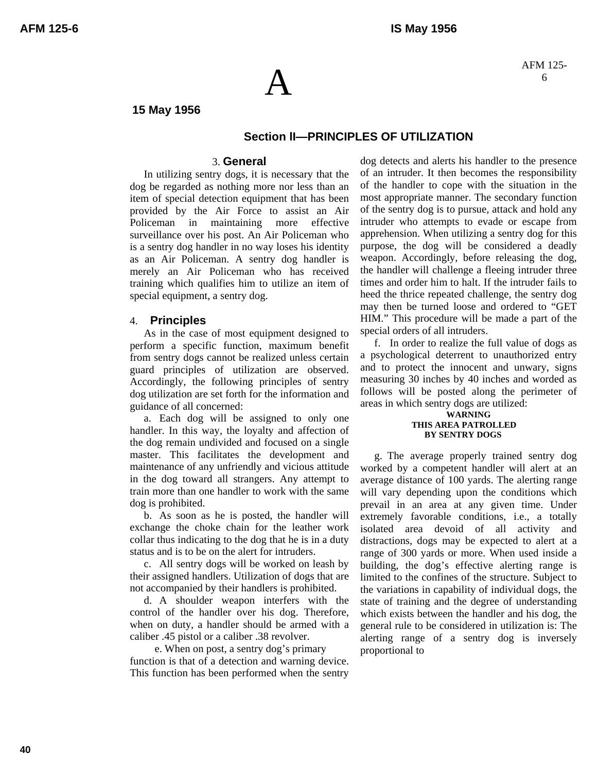A

15 May 1956

## Section II—PRINCIPLES OF UTILIZATION

### 3. General

In utilizing sentry dogs, it is necessary that the dog be regarded as nothing more nor less than an item of special detection equipment that has been provided by the Air Force to assist an Air Policeman in maintaining more effective surveillance over his post. An Air Policeman who is a sentry dog handler in no way loses his identity as an Air Policeman. A sentry dog handler is merely an Air Policeman who has received training which qualifies him to utilize an item of special equipment, a sentry dog.

### 4. Principles

As in the case of most equipment designed to perform a specific function, maximum benefit from sentry dogs cannot be realized unless certain guard principles of utilization are observed. Accordingly, the following principles of sentry dog utilization are set forth for the information and guidance of all concerned:

a. Each dog will be assigned to only one handler. In this way, the loyalty and affection of the dog remain undivided and focused on a single master. This facilitates the development and maintenance of any unfriendly and vicious attitude in the dog toward all strangers. Any attempt to train more than one handler to work with the same dog is prohibited.

b. As soon as he is posted, the handler will exchange the choke chain for the leather work collar thus indicating to the dog that he is in a duty status and is to be on the alert for intruders.

c. All sentry dogs will be worked on leash by their assigned handlers. Utilization of dogs that are not accompanied by their handlers is prohibited.

d. A shoulder weapon interfers with the control of the handler over his dog. Therefore, when on duty, a handler should be armed with a caliber .45 pistol or a caliber .38 revolver.

e. When on post, a sentry dog's primary function is that of a detection and warning device. This function has been performed when the sentry dog detects and alerts his handler to the presence of an intruder. It then becomes the responsibility of the handler to cope with the situation in the most appropriate manner. The secondary function of the sentry dog is to pursue, attack and hold any intruder who attempts to evade or escape from apprehension. When utilizing a sentry dog for this purpose, the dog will be considered a deadly weapon. Accordingly, before releasing the dog, the handler will challenge a fleeing intruder three times and order him to halt. If the intruder fails to heed the thrice repeated challenge, the sentry dog may then be turned loose and ordered to "GET HIM." This procedure will be made a part of the special orders of all intruders.

f. In order to realize the full value of dogs as a psychological deterrent to unauthorized entry and to protect the innocent and unwary, signs measuring 30 inches by 40 inches and worded as follows will be posted along the perimeter of areas in which sentry dogs are utilized:

**WARNING**
**THIS AREA PATROLLED**
**BY SENTRY DOGS**

g. The average properly trained sentry dog worked by a competent handler will alert at an average distance of 100 yards. The alerting range will vary depending upon the conditions which prevail in an area at any given time. Under extremely favorable conditions, i.e., a totally isolated area devoid of all activity and distractions, dogs may be expected to alert at a range of 300 yards or more. When used inside a building, the dog's effective alerting range is limited to the confines of the structure. Subject to the variations in capability of individual dogs, the state of training and the degree of understanding which exists between the handler and his dog, the general rule to be considered in utilization is: The alerting range of a sentry dog is inversely proportional to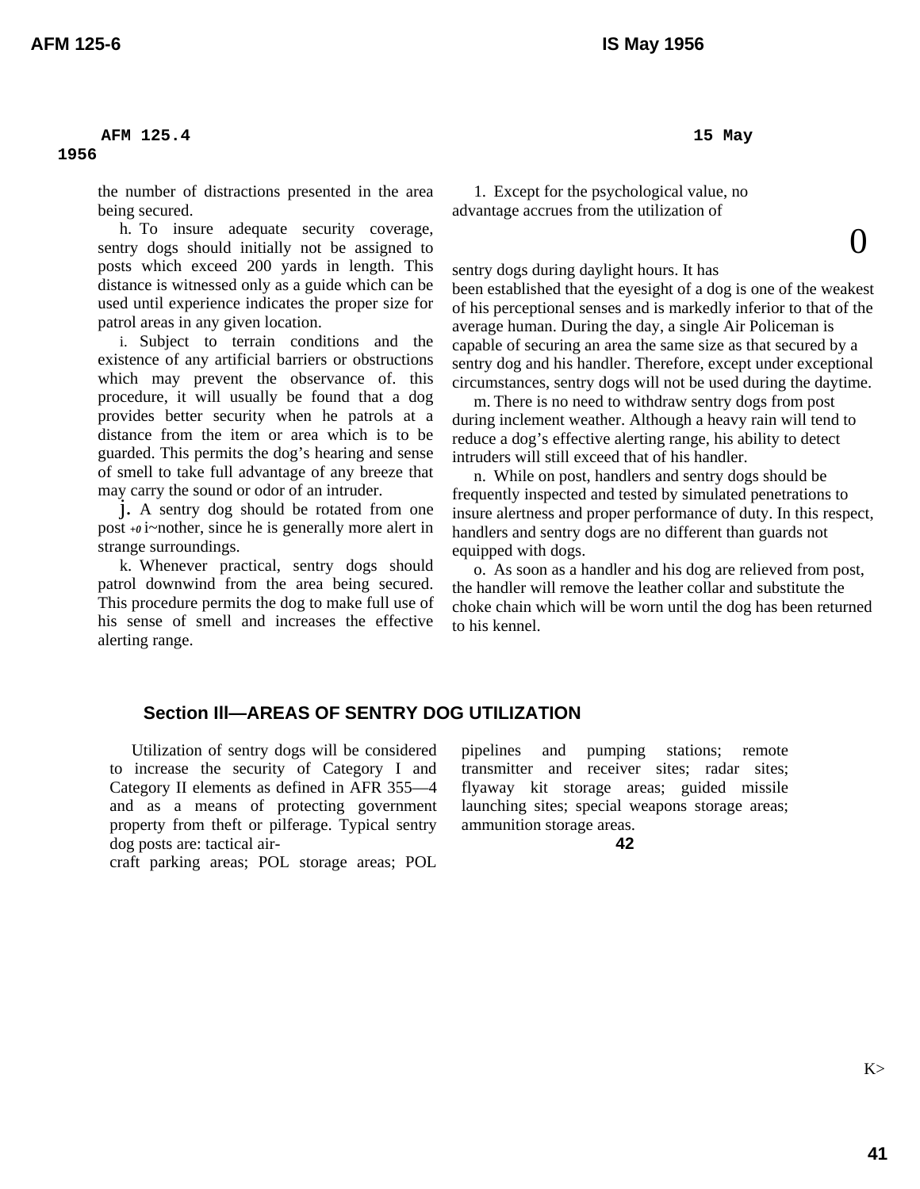the number of distractions presented in the area being secured.

h. To insure adequate security coverage, sentry dogs should initially not be assigned to posts which exceed 200 yards in length. This distance is witnessed only as a guide which can be used until experience indicates the proper size for patrol areas in any given location.

i. Subject to terrain conditions and the existence of any artificial barriers or obstructions which may prevent the observance of. this procedure, it will usually be found that a dog provides better security when he patrols at a distance from the item or area which is to be guarded. This permits the dog's hearing and sense of smell to take full advantage of any breeze that may carry the sound or odor of an intruder.

j. A sentry dog should be rotated from one post +0 i~nother, since he is generally more alert in strange surroundings.

k. Whenever practical, sentry dogs should patrol downwind from the area being secured. This procedure permits the dog to make full use of his sense of smell and increases the effective alerting range.

1. Except for the psychological value, no advantage accrues from the utilization of sentry dogs during daylight hours. It has been established that the eyesight of a dog is one of the weakest of his perceptional senses and is markedly inferior to that of the average human. During the day, a single Air Policeman is capable of securing an area the same size as that secured by a sentry dog and his handler. Therefore, except under exceptional circumstances, sentry dogs will not be used during the daytime.

m. There is no need to withdraw sentry dogs from post during inclement weather. Although a heavy rain will tend to reduce a dog's effective alerting range, his ability to detect intruders will still exceed that of his handler.

n. While on post, handlers and sentry dogs should be frequently inspected and tested by simulated penetrations to insure alertness and proper performance of duty. In this respect, handlers and sentry dogs are no different than guards not equipped with dogs.

o. As soon as a handler and his dog are relieved from post, the handler will remove the leather collar and substitute the choke chain which will be worn until the dog has been returned to his kennel.

## Section III—AREAS OF SENTRY DOG UTILIZATION

Utilization of sentry dogs will be considered to increase the security of Category I and Category II elements as defined in AFR 355—4 and as a means of protecting government property from theft or pilferage. Typical sentry dog posts are: tactical aircraft parking areas; POL storage areas; POL pipelines and pumping stations; remote transmitter and receiver sites; radar sites; flyaway kit storage areas; guided missile launching sites; special weapons storage areas; ammunition storage areas.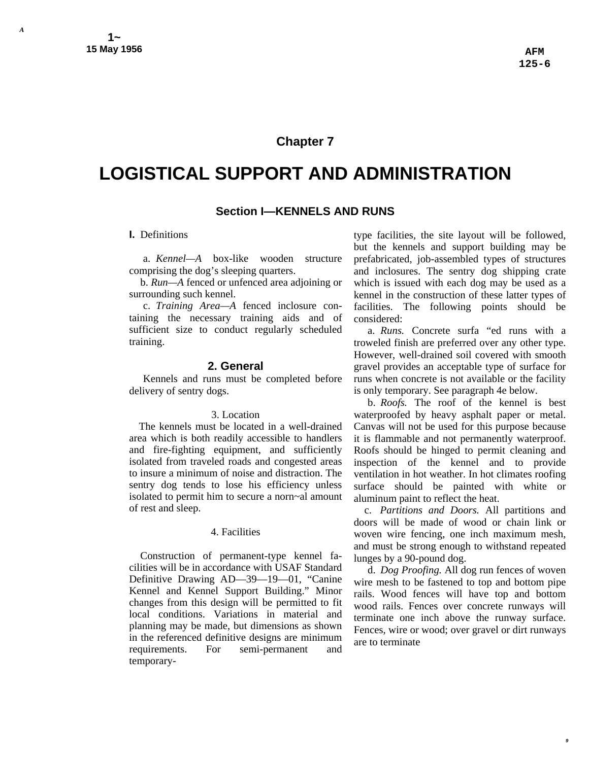# Chapter 7

# LOGISTICAL SUPPORT AND ADMINISTRATION

## Section I—KENNELS AND RUNS

**I.** Definitions

a. *Kennel—A* box-like wooden structure comprising the dog's sleeping quarters.

b. *Run—A* fenced or unfenced area adjoining or surrounding such kennel.

c. *Training Area—A* fenced inclosure containing the necessary training aids and of sufficient size to conduct regularly scheduled training.

### 2. General

Kennels and runs must be completed before delivery of sentry dogs.

3. Location

The kennels must be located in a well-drained area which is both readily accessible to handlers and fire-fighting equipment, and sufficiently isolated from traveled roads and congested areas to insure a minimum of noise and distraction. The sentry dog tends to lose his efficiency unless isolated to permit him to secure a norn~al amount of rest and sleep.

4. Facilities

Construction of permanent-type kennel facilities will be in accordance with USAF Standard Definitive Drawing AD—39—19—01, "Canine Kennel and Kennel Support Building." Minor changes from this design will be permitted to fit local conditions. Variations in material and planning may be made, but dimensions as shown in the referenced definitive designs are minimum requirements. For semi-permanent and temporary-type facilities, the site layout will be followed, but the kennels and support building may be prefabricated, job-assembled types of structures and inclosures. The sentry dog shipping crate which is issued with each dog may be used as a kennel in the construction of these latter types of facilities. The following points should be considered:

a. *Runs.* Concrete surfa "ed runs with a troweled finish are preferred over any other type. However, well-drained soil covered with smooth gravel provides an acceptable type of surface for runs when concrete is not available or the facility is only temporary. See paragraph 4e below.

b. *Roofs.* The roof of the kennel is best waterproofed by heavy asphalt paper or metal. Canvas will not be used for this purpose because it is flammable and not permanently waterproof. Roofs should be hinged to permit cleaning and inspection of the kennel and to provide ventilation in hot weather. In hot climates roofing surface should be painted with white or aluminum paint to reflect the heat.

c. *Partitions and Doors.* All partitions and doors will be made of wood or chain link or woven wire fencing, one inch maximum mesh, and must be strong enough to withstand repeated lunges by a 90-pound dog.

d. *Dog Proofing.* All dog run fences of woven wire mesh to be fastened to top and bottom pipe rails. Wood fences will have top and bottom wood rails. Fences over concrete runways will terminate one inch above the runway surface. Fences, wire or wood; over gravel or dirt runways are to terminate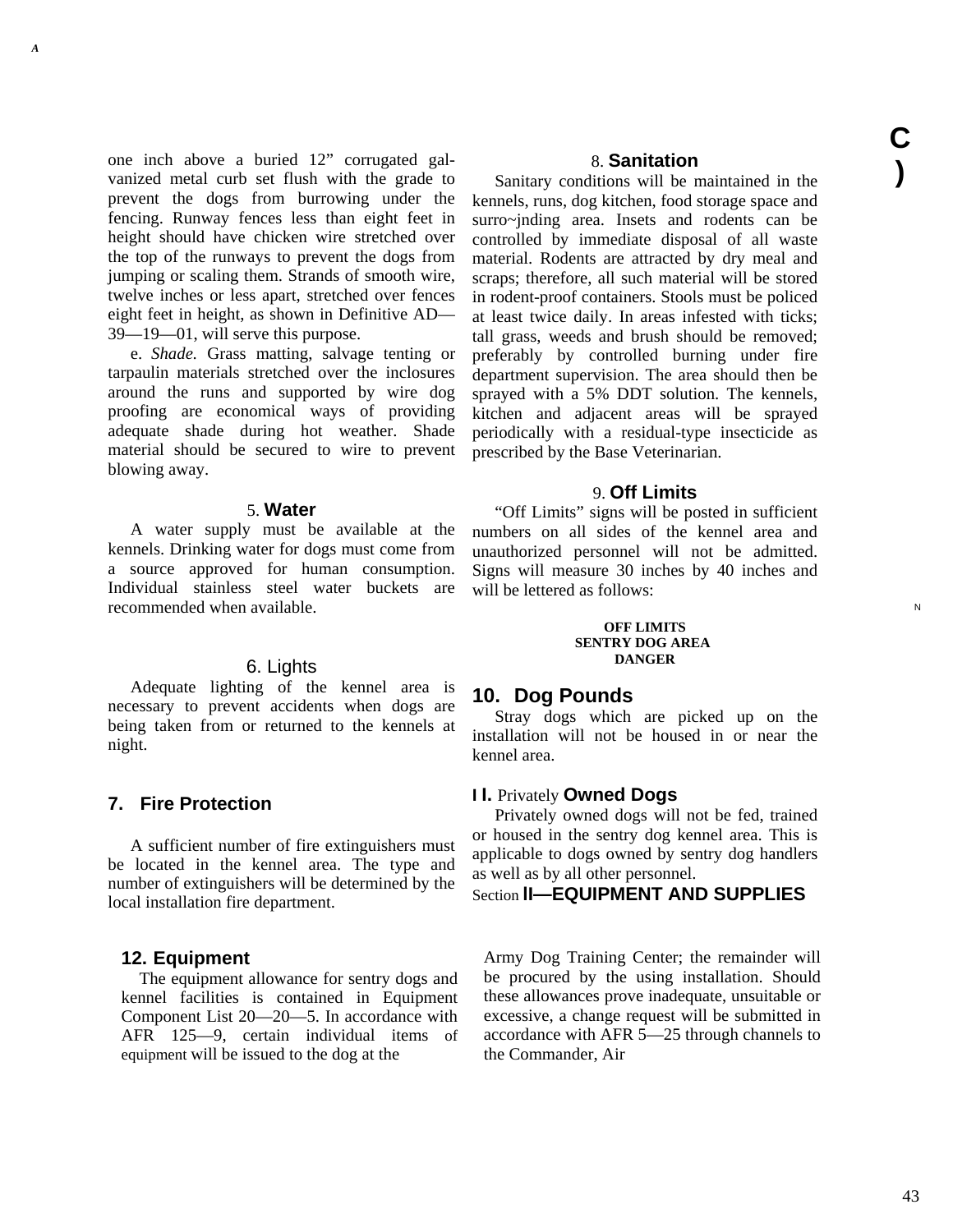one inch above a buried 12" corrugated galvanized metal curb set flush with the grade to prevent the dogs from burrowing under the fencing. Runway fences less than eight feet in height should have chicken wire stretched over the top of the runways to prevent the dogs from jumping or scaling them. Strands of smooth wire, twelve inches or less apart, stretched over fences eight feet in height, as shown in Definitive AD—39—19—01, will serve this purpose.

e. *Shade.* Grass matting, salvage tenting or tarpaulin materials stretched over the inclosures around the runs and supported by wire dog proofing are economical ways of providing adequate shade during hot weather. Shade material should be secured to wire to prevent blowing away.

### 5. Water

A water supply must be available at the kennels. Drinking water for dogs must come from a source approved for human consumption. Individual stainless steel water buckets are recommended when available.

### 6. Lights

Adequate lighting of the kennel area is necessary to prevent accidents when dogs are being taken from or returned to the kennels at night.

### 7. Fire Protection

A sufficient number of fire extinguishers must be located in the kennel area. The type and number of extinguishers will be determined by the local installation fire department.

### 8. Sanitation

Sanitary conditions will be maintained in the kennels, runs, dog kitchen, food storage space and surro~jnding area. Insets and rodents can be controlled by immediate disposal of all waste material. Rodents are attracted by dry meal and scraps; therefore, all such material will be stored in rodent-proof containers. Stools must be policed at least twice daily. In areas infested with ticks; tall grass, weeds and brush should be removed; preferably by controlled burning under fire department supervision. The area should then be sprayed with a 5% DDT solution. The kennels, kitchen and adjacent areas will be sprayed periodically with a residual-type insecticide as prescribed by the Base Veterinarian.

### 9. Off Limits

"Off Limits" signs will be posted in sufficient numbers on all sides of the kennel area and unauthorized personnel will not be admitted. Signs will measure 30 inches by 40 inches and will be lettered as follows:

**OFF LIMITS**
**SENTRY DOG AREA**
**DANGER**

### 10. Dog Pounds

Stray dogs which are picked up on the installation will not be housed in or near the kennel area.

### I I. Privately Owned Dogs

Privately owned dogs will not be fed, trained or housed in the sentry dog kennel area. This is applicable to dogs owned by sentry dog handlers as well as by all other personnel.

## Section II—EQUIPMENT AND SUPPLIES

### 12. Equipment

The equipment allowance for sentry dogs and kennel facilities is contained in Equipment Component List 20—20—5. In accordance with AFR 125—9, certain individual items of equipment will be issued to the dog at the Army Dog Training Center; the remainder will be procured by the using installation. Should these allowances prove inadequate, unsuitable or excessive, a change request will be submitted in accordance with AFR 5—25 through channels to the Commander, Air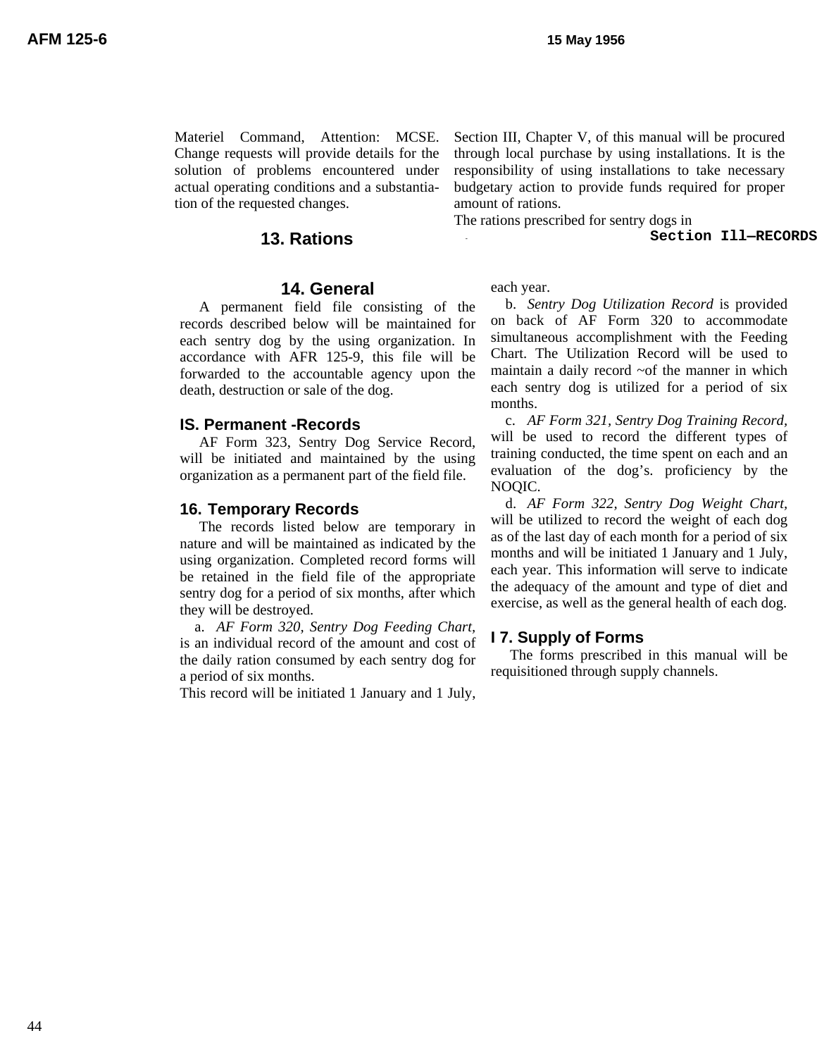Materiel Command, Attention: MCSE. Change requests will provide details for the solution of problems encountered under actual operating conditions and a substantiation of the requested changes.

## 13. Rations

The rations prescribed for sentry dogs in Section III, Chapter V, of this manual will be procured through local purchase by using installations. It is the responsibility of using installations to take necessary budgetary action to provide funds required for proper amount of rations.

# Section III—RECORDS

## 14. General

A permanent field file consisting of the records described below will be maintained for each sentry dog by the using organization. In accordance with AFR 125-9, this file will be forwarded to the accountable agency upon the death, destruction or sale of the dog.

## 15. Permanent Records

AF Form 323, Sentry Dog Service Record, will be initiated and maintained by the using organization as a permanent part of the field file.

## 16. Temporary Records

The records listed below are temporary in nature and will be maintained as indicated by the using organization. Completed record forms will be retained in the field file of the appropriate sentry dog for a period of six months, after which they will be destroyed.

a. *AF Form 320, Sentry Dog Feeding Chart,* is an individual record of the amount and cost of the daily ration consumed by each sentry dog for a period of six months.
This record will be initiated 1 January and 1 July, each year.

b. *Sentry Dog Utilization Record* is provided on back of AF Form 320 to accommodate simultaneous accomplishment with the Feeding Chart. The Utilization Record will be used to maintain a daily record of the manner in which each sentry dog is utilized for a period of six months.

c. *AF Form 321, Sentry Dog Training Record,* will be used to record the different types of training conducted, the time spent on each and an evaluation of the dog's. proficiency by the NOQIC.

d. *AF Form 322, Sentry Dog Weight Chart,* will be utilized to record the weight of each dog as of the last day of each month for a period of six months and will be initiated 1 January and 1 July, each year. This information will serve to indicate the adequacy of the amount and type of diet and exercise, as well as the general health of each dog.

## 17. Supply of Forms

The forms prescribed in this manual will be requisitioned through supply channels.